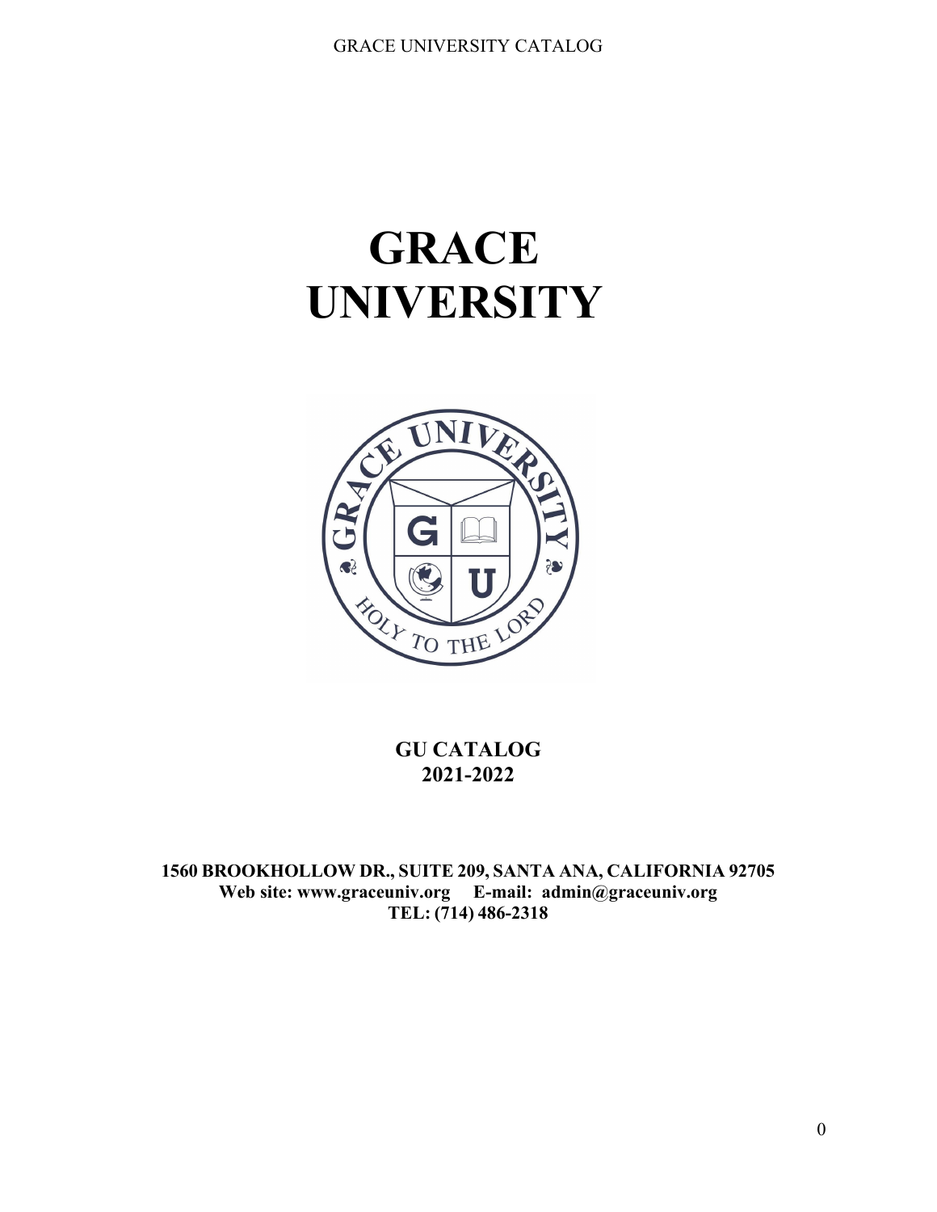# GRACE UNIVERSITY

**GU CATALOG**
**2021-2022**

**1560 BROOKHOLLOW DR., SUITE 209, SANTA ANA, CALIFORNIA 92705**
**Web site: www.graceuniv.org E-mail: admin@graceuniv.org**
**TEL: (714) 486-2318**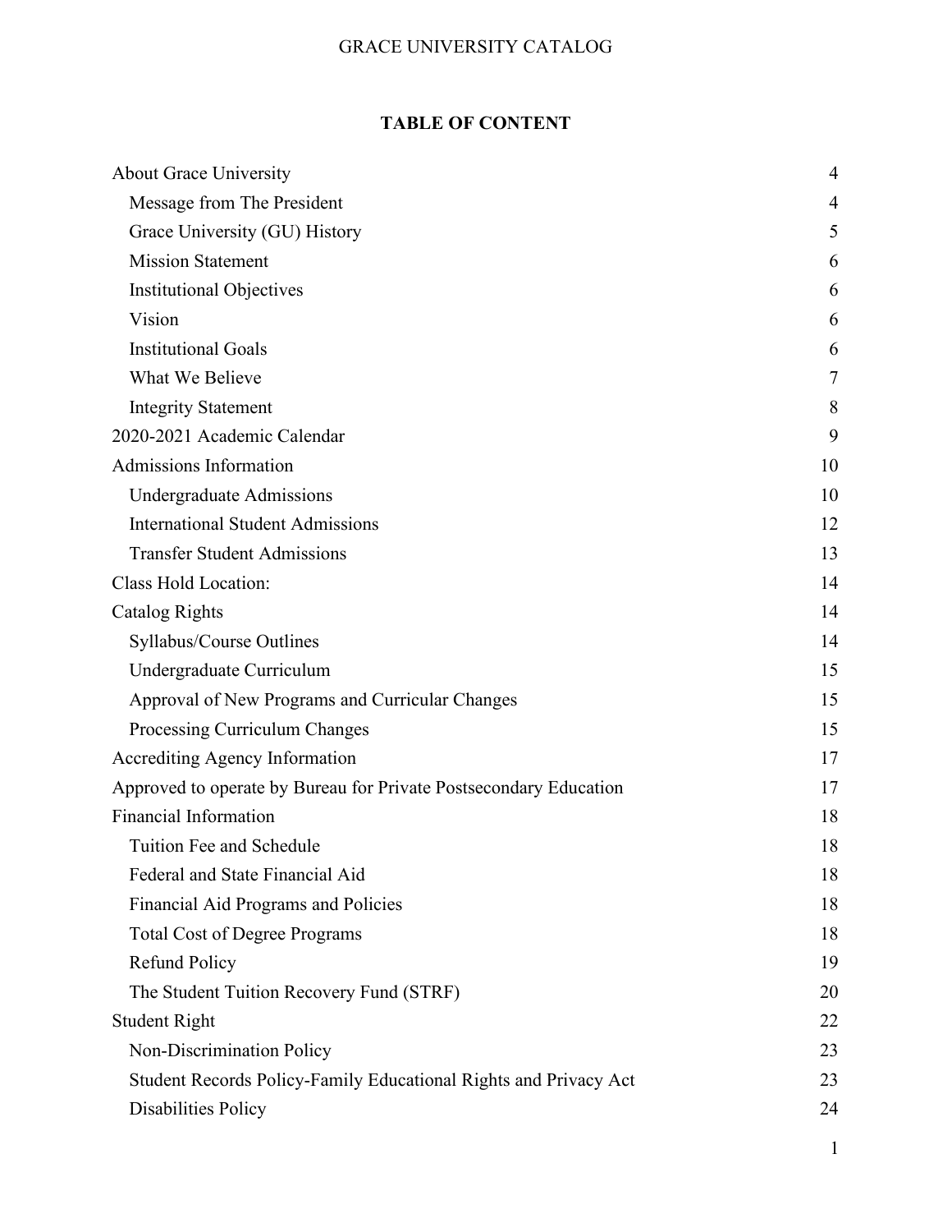## TABLE OF CONTENT

| | |
|---|---|
| About Grace University | 4 |
| Message from The President | 4 |
| Grace University (GU) History | 5 |
| Mission Statement | 6 |
| Institutional Objectives | 6 |
| Vision | 6 |
| Institutional Goals | 6 |
| What We Believe | 7 |
| Integrity Statement | 8 |
| 2020-2021 Academic Calendar | 9 |
| Admissions Information | 10 |
| Undergraduate Admissions | 10 |
| International Student Admissions | 12 |
| Transfer Student Admissions | 13 |
| Class Hold Location: | 14 |
| Catalog Rights | 14 |
| Syllabus/Course Outlines | 14 |
| Undergraduate Curriculum | 15 |
| Approval of New Programs and Curricular Changes | 15 |
| Processing Curriculum Changes | 15 |
| Accrediting Agency Information | 17 |
| Approved to operate by Bureau for Private Postsecondary Education | 17 |
| Financial Information | 18 |
| Tuition Fee and Schedule | 18 |
| Federal and State Financial Aid | 18 |
| Financial Aid Programs and Policies | 18 |
| Total Cost of Degree Programs | 18 |
| Refund Policy | 19 |
| The Student Tuition Recovery Fund (STRF) | 20 |
| Student Right | 22 |
| Non-Discrimination Policy | 23 |
| Student Records Policy-Family Educational Rights and Privacy Act | 23 |
| Disabilities Policy | 24 |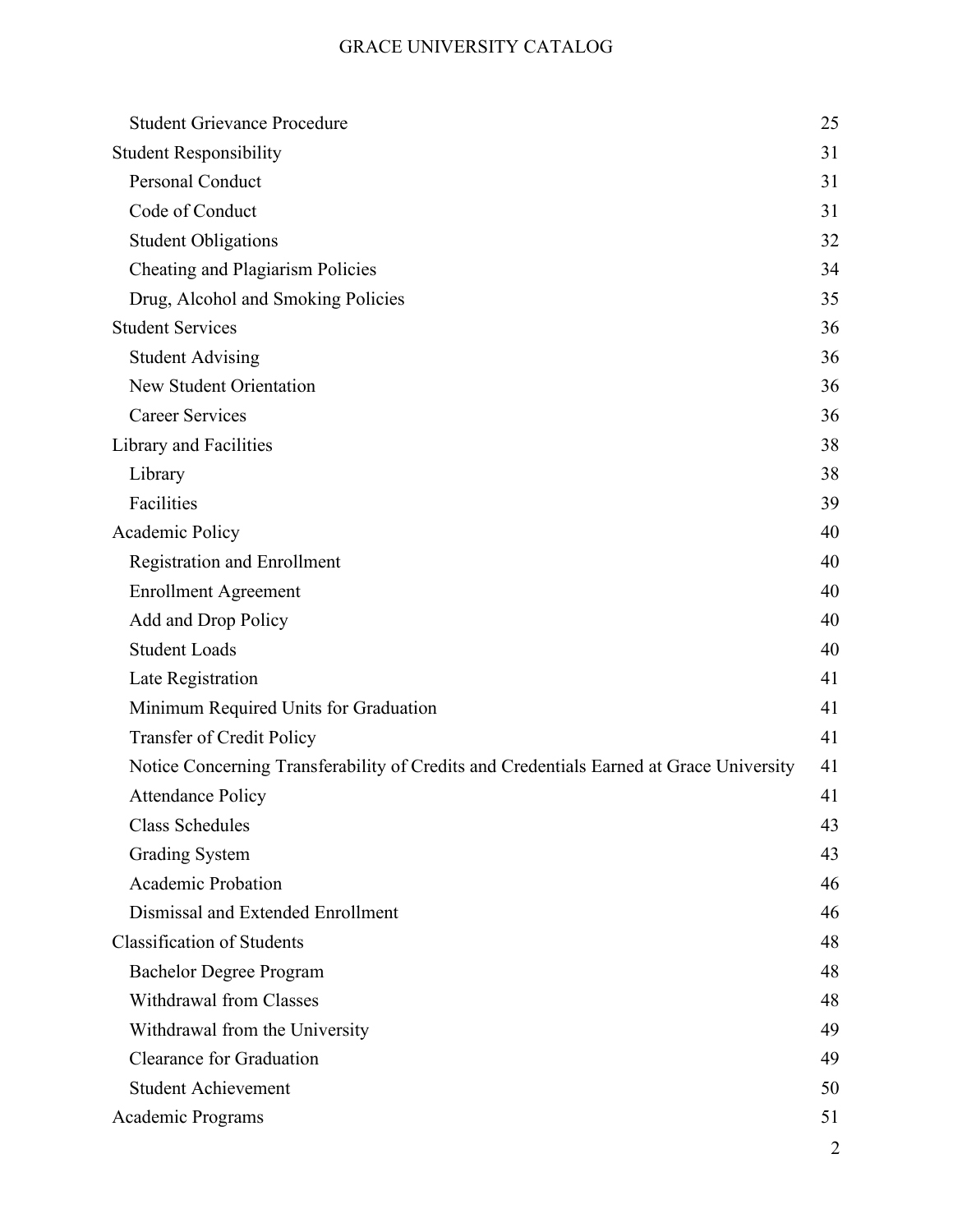| | |
|---|---|
| &nbsp;&nbsp;&nbsp;&nbsp;Student Grievance Procedure | 25 |
| Student Responsibility | 31 |
| &nbsp;&nbsp;&nbsp;&nbsp;Personal Conduct | 31 |
| &nbsp;&nbsp;&nbsp;&nbsp;Code of Conduct | 31 |
| &nbsp;&nbsp;&nbsp;&nbsp;Student Obligations | 32 |
| &nbsp;&nbsp;&nbsp;&nbsp;Cheating and Plagiarism Policies | 34 |
| &nbsp;&nbsp;&nbsp;&nbsp;Drug, Alcohol and Smoking Policies | 35 |
| Student Services | 36 |
| &nbsp;&nbsp;&nbsp;&nbsp;Student Advising | 36 |
| &nbsp;&nbsp;&nbsp;&nbsp;New Student Orientation | 36 |
| &nbsp;&nbsp;&nbsp;&nbsp;Career Services | 36 |
| Library and Facilities | 38 |
| &nbsp;&nbsp;&nbsp;&nbsp;Library | 38 |
| &nbsp;&nbsp;&nbsp;&nbsp;Facilities | 39 |
| Academic Policy | 40 |
| &nbsp;&nbsp;&nbsp;&nbsp;Registration and Enrollment | 40 |
| &nbsp;&nbsp;&nbsp;&nbsp;Enrollment Agreement | 40 |
| &nbsp;&nbsp;&nbsp;&nbsp;Add and Drop Policy | 40 |
| &nbsp;&nbsp;&nbsp;&nbsp;Student Loads | 40 |
| &nbsp;&nbsp;&nbsp;&nbsp;Late Registration | 41 |
| &nbsp;&nbsp;&nbsp;&nbsp;Minimum Required Units for Graduation | 41 |
| &nbsp;&nbsp;&nbsp;&nbsp;Transfer of Credit Policy | 41 |
| &nbsp;&nbsp;&nbsp;&nbsp;Notice Concerning Transferability of Credits and Credentials Earned at Grace University | 41 |
| &nbsp;&nbsp;&nbsp;&nbsp;Attendance Policy | 41 |
| &nbsp;&nbsp;&nbsp;&nbsp;Class Schedules | 43 |
| &nbsp;&nbsp;&nbsp;&nbsp;Grading System | 43 |
| &nbsp;&nbsp;&nbsp;&nbsp;Academic Probation | 46 |
| &nbsp;&nbsp;&nbsp;&nbsp;Dismissal and Extended Enrollment | 46 |
| Classification of Students | 48 |
| &nbsp;&nbsp;&nbsp;&nbsp;Bachelor Degree Program | 48 |
| &nbsp;&nbsp;&nbsp;&nbsp;Withdrawal from Classes | 48 |
| &nbsp;&nbsp;&nbsp;&nbsp;Withdrawal from the University | 49 |
| &nbsp;&nbsp;&nbsp;&nbsp;Clearance for Graduation | 49 |
| &nbsp;&nbsp;&nbsp;&nbsp;Student Achievement | 50 |
| Academic Programs | 51 |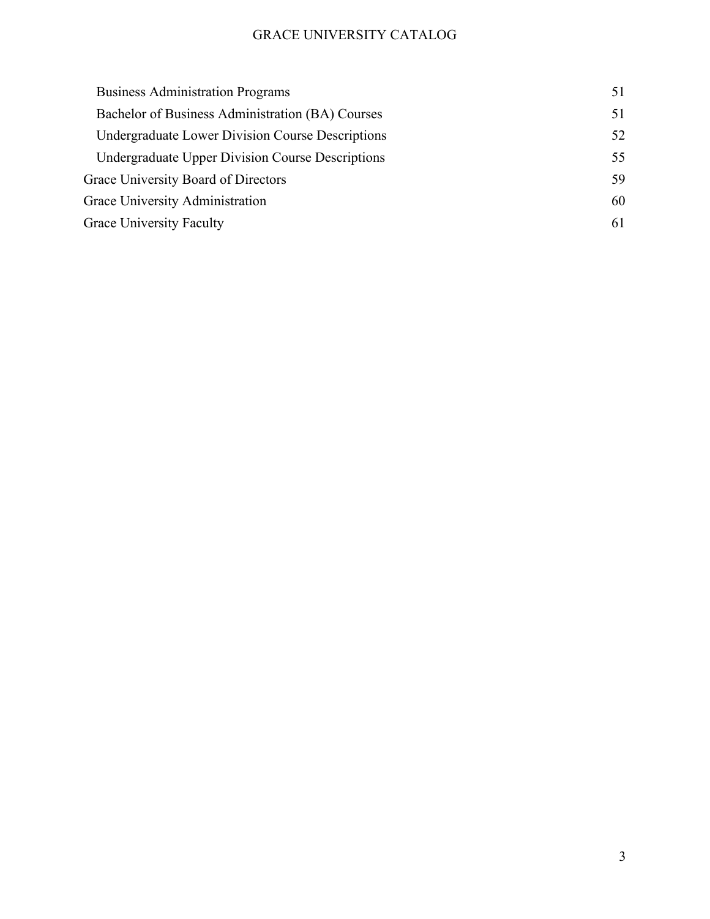- Business Administration Programs 51
- Bachelor of Business Administration (BA) Courses 51
- Undergraduate Lower Division Course Descriptions 52
- Undergraduate Upper Division Course Descriptions 55

Grace University Board of Directors 59

Grace University Administration 60

Grace University Faculty 61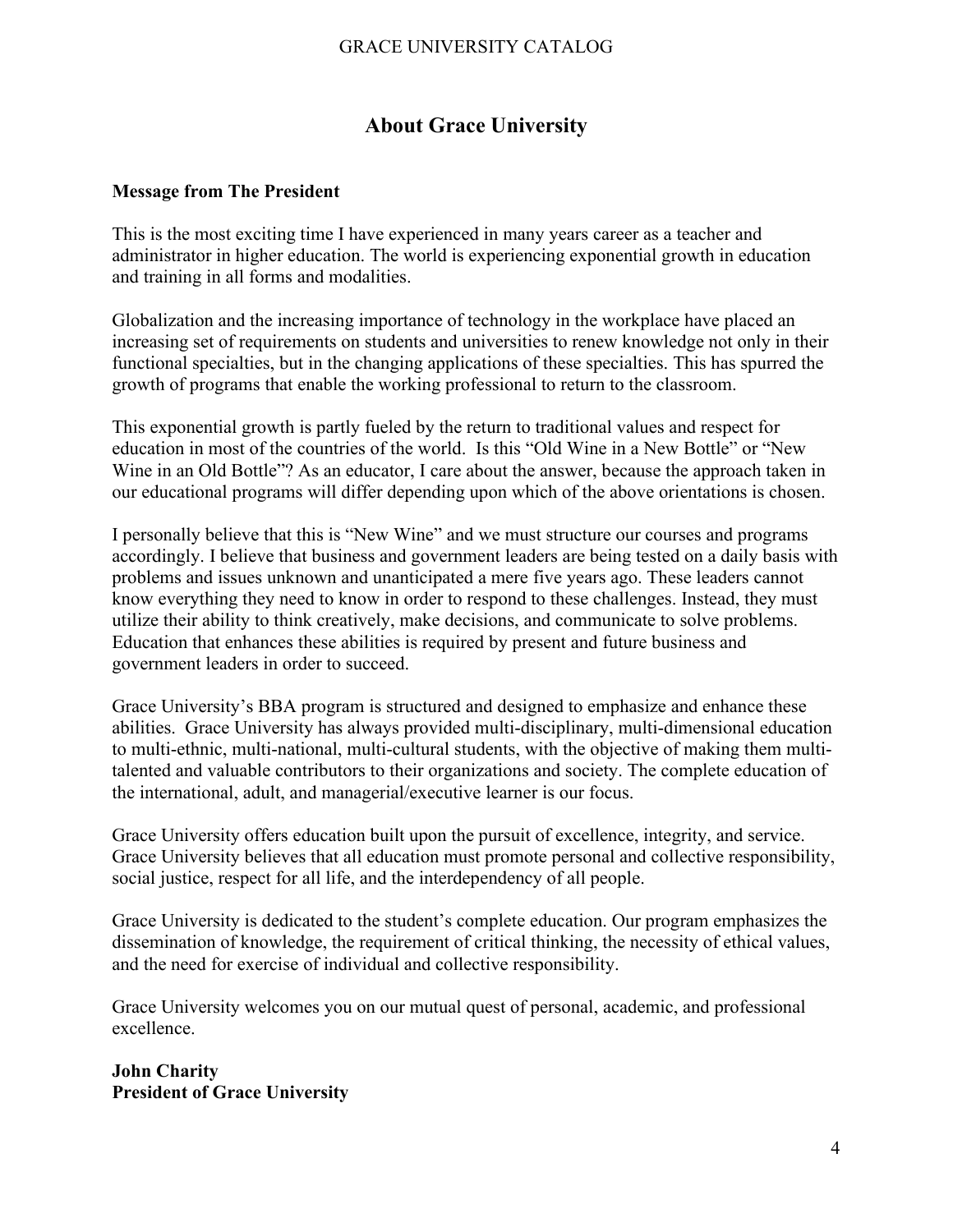# About Grace University

**Message from The President**

This is the most exciting time I have experienced in many years career as a teacher and administrator in higher education. The world is experiencing exponential growth in education and training in all forms and modalities.

Globalization and the increasing importance of technology in the workplace have placed an increasing set of requirements on students and universities to renew knowledge not only in their functional specialties, but in the changing applications of these specialties. This has spurred the growth of programs that enable the working professional to return to the classroom.

This exponential growth is partly fueled by the return to traditional values and respect for education in most of the countries of the world. Is this "Old Wine in a New Bottle" or "New Wine in an Old Bottle"? As an educator, I care about the answer, because the approach taken in our educational programs will differ depending upon which of the above orientations is chosen.

I personally believe that this is "New Wine" and we must structure our courses and programs accordingly. I believe that business and government leaders are being tested on a daily basis with problems and issues unknown and unanticipated a mere five years ago. These leaders cannot know everything they need to know in order to respond to these challenges. Instead, they must utilize their ability to think creatively, make decisions, and communicate to solve problems. Education that enhances these abilities is required by present and future business and government leaders in order to succeed.

Grace University's BBA program is structured and designed to emphasize and enhance these abilities. Grace University has always provided multi-disciplinary, multi-dimensional education to multi-ethnic, multi-national, multi-cultural students, with the objective of making them multi-talented and valuable contributors to their organizations and society. The complete education of the international, adult, and managerial/executive learner is our focus.

Grace University offers education built upon the pursuit of excellence, integrity, and service. Grace University believes that all education must promote personal and collective responsibility, social justice, respect for all life, and the interdependency of all people.

Grace University is dedicated to the student's complete education. Our program emphasizes the dissemination of knowledge, the requirement of critical thinking, the necessity of ethical values, and the need for exercise of individual and collective responsibility.

Grace University welcomes you on our mutual quest of personal, academic, and professional excellence.

**John Charity**
**President of Grace University**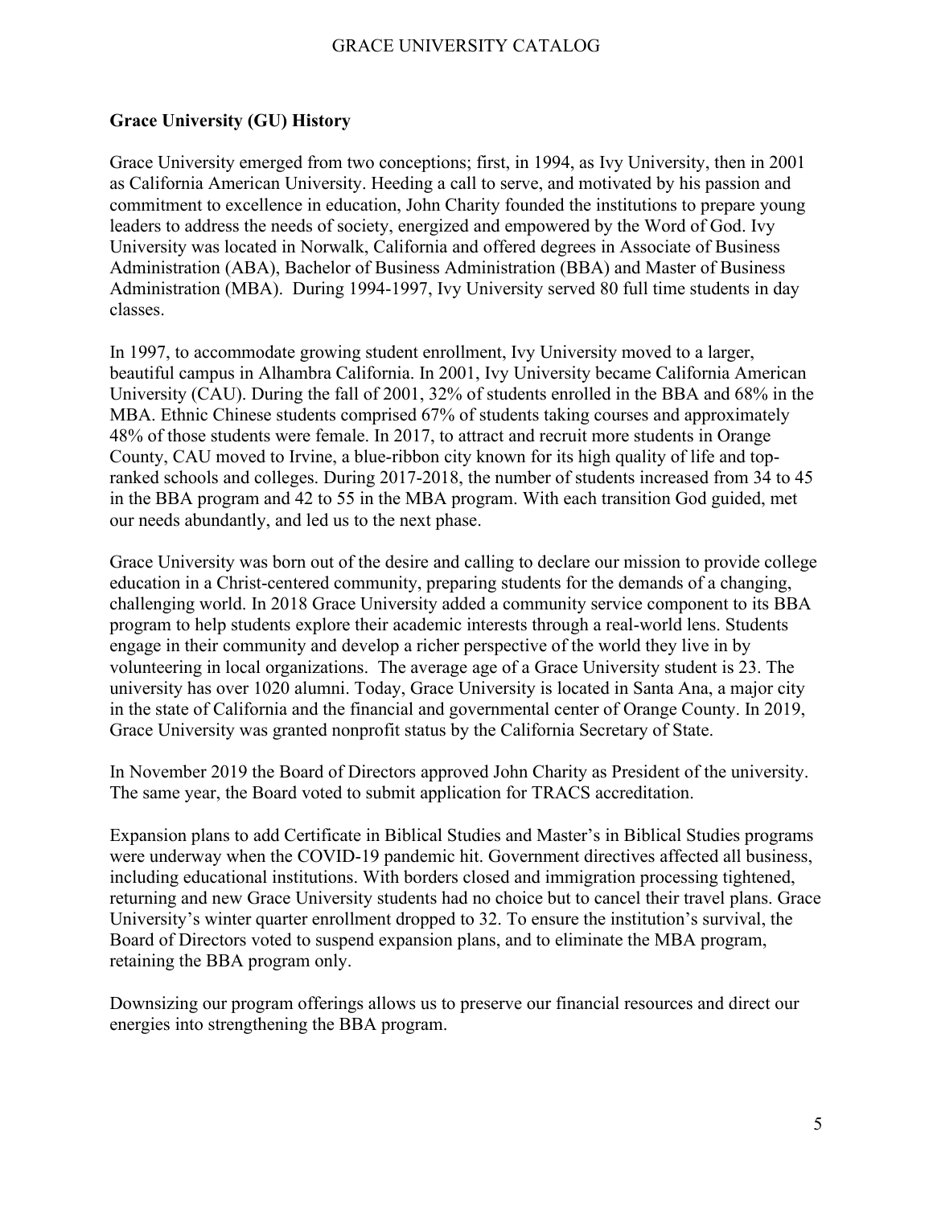## Grace University (GU) History

Grace University emerged from two conceptions; first, in 1994, as Ivy University, then in 2001 as California American University. Heeding a call to serve, and motivated by his passion and commitment to excellence in education, John Charity founded the institutions to prepare young leaders to address the needs of society, energized and empowered by the Word of God. Ivy University was located in Norwalk, California and offered degrees in Associate of Business Administration (ABA), Bachelor of Business Administration (BBA) and Master of Business Administration (MBA). During 1994-1997, Ivy University served 80 full time students in day classes.

In 1997, to accommodate growing student enrollment, Ivy University moved to a larger, beautiful campus in Alhambra California. In 2001, Ivy University became California American University (CAU). During the fall of 2001, 32% of students enrolled in the BBA and 68% in the MBA. Ethnic Chinese students comprised 67% of students taking courses and approximately 48% of those students were female. In 2017, to attract and recruit more students in Orange County, CAU moved to Irvine, a blue-ribbon city known for its high quality of life and top-ranked schools and colleges. During 2017-2018, the number of students increased from 34 to 45 in the BBA program and 42 to 55 in the MBA program. With each transition God guided, met our needs abundantly, and led us to the next phase.

Grace University was born out of the desire and calling to declare our mission to provide college education in a Christ-centered community, preparing students for the demands of a changing, challenging world. In 2018 Grace University added a community service component to its BBA program to help students explore their academic interests through a real-world lens. Students engage in their community and develop a richer perspective of the world they live in by volunteering in local organizations. The average age of a Grace University student is 23. The university has over 1020 alumni. Today, Grace University is located in Santa Ana, a major city in the state of California and the financial and governmental center of Orange County. In 2019, Grace University was granted nonprofit status by the California Secretary of State.

In November 2019 the Board of Directors approved John Charity as President of the university. The same year, the Board voted to submit application for TRACS accreditation.

Expansion plans to add Certificate in Biblical Studies and Master's in Biblical Studies programs were underway when the COVID-19 pandemic hit. Government directives affected all business, including educational institutions. With borders closed and immigration processing tightened, returning and new Grace University students had no choice but to cancel their travel plans. Grace University's winter quarter enrollment dropped to 32. To ensure the institution's survival, the Board of Directors voted to suspend expansion plans, and to eliminate the MBA program, retaining the BBA program only.

Downsizing our program offerings allows us to preserve our financial resources and direct our energies into strengthening the BBA program.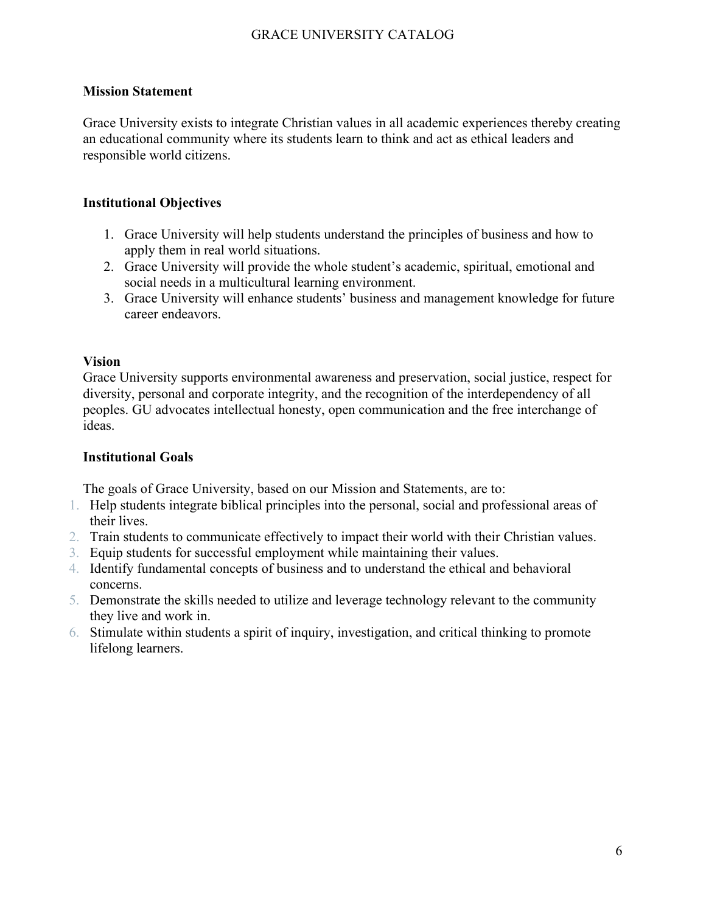## Mission Statement

Grace University exists to integrate Christian values in all academic experiences thereby creating an educational community where its students learn to think and act as ethical leaders and responsible world citizens.

## Institutional Objectives

1. Grace University will help students understand the principles of business and how to apply them in real world situations.
2. Grace University will provide the whole student's academic, spiritual, emotional and social needs in a multicultural learning environment.
3. Grace University will enhance students' business and management knowledge for future career endeavors.

## Vision

Grace University supports environmental awareness and preservation, social justice, respect for diversity, personal and corporate integrity, and the recognition of the interdependency of all peoples. GU advocates intellectual honesty, open communication and the free interchange of ideas.

## Institutional Goals

The goals of Grace University, based on our Mission and Statements, are to:

1. Help students integrate biblical principles into the personal, social and professional areas of their lives.
2. Train students to communicate effectively to impact their world with their Christian values.
3. Equip students for successful employment while maintaining their values.
4. Identify fundamental concepts of business and to understand the ethical and behavioral concerns.
5. Demonstrate the skills needed to utilize and leverage technology relevant to the community they live and work in.
6. Stimulate within students a spirit of inquiry, investigation, and critical thinking to promote lifelong learners.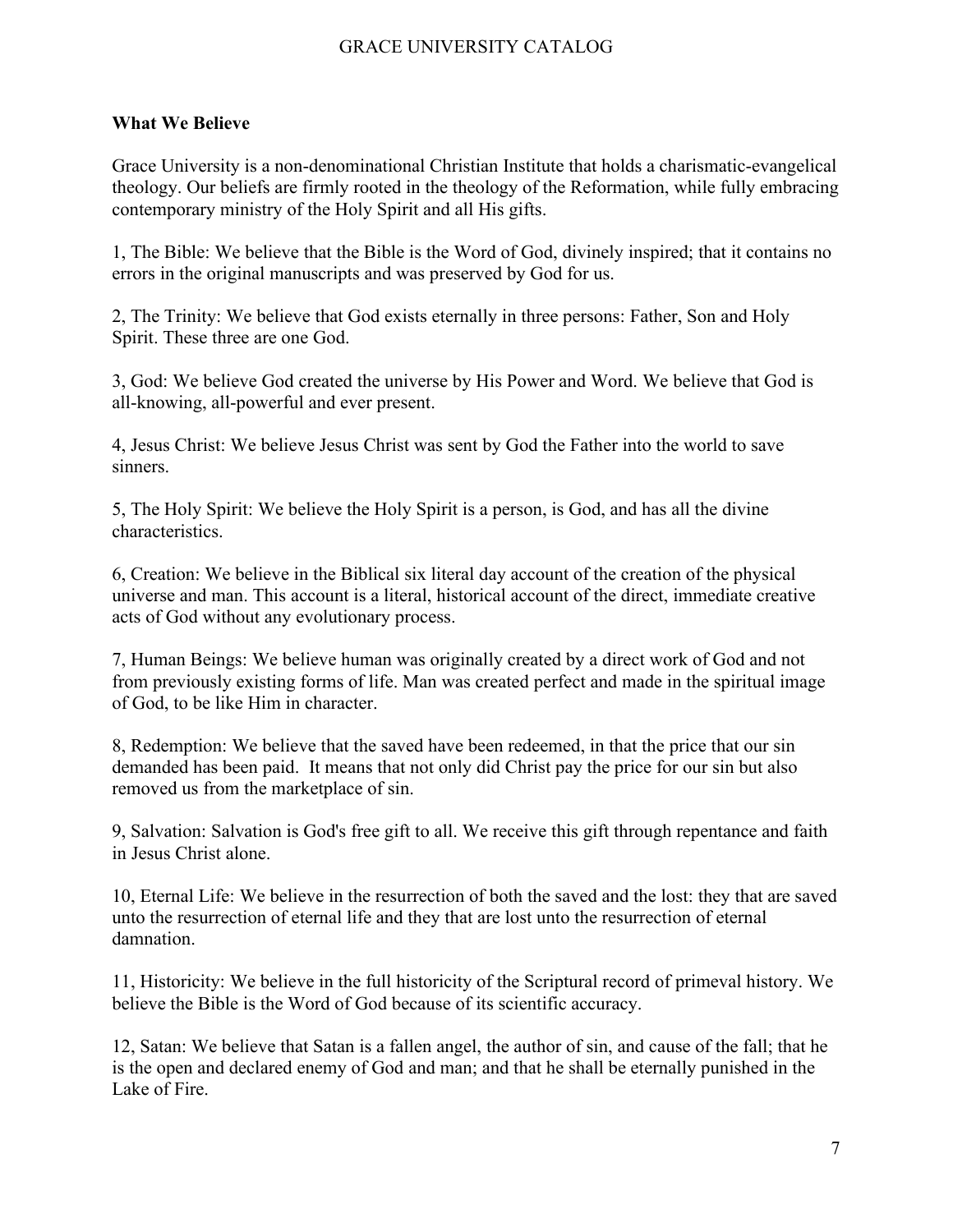**What We Believe**

Grace University is a non-denominational Christian Institute that holds a charismatic-evangelical theology. Our beliefs are firmly rooted in the theology of the Reformation, while fully embracing contemporary ministry of the Holy Spirit and all His gifts.

1, The Bible: We believe that the Bible is the Word of God, divinely inspired; that it contains no errors in the original manuscripts and was preserved by God for us.

2, The Trinity: We believe that God exists eternally in three persons: Father, Son and Holy Spirit. These three are one God.

3, God: We believe God created the universe by His Power and Word. We believe that God is all-knowing, all-powerful and ever present.

4, Jesus Christ: We believe Jesus Christ was sent by God the Father into the world to save sinners.

5, The Holy Spirit: We believe the Holy Spirit is a person, is God, and has all the divine characteristics.

6, Creation: We believe in the Biblical six literal day account of the creation of the physical universe and man. This account is a literal, historical account of the direct, immediate creative acts of God without any evolutionary process.

7, Human Beings: We believe human was originally created by a direct work of God and not from previously existing forms of life. Man was created perfect and made in the spiritual image of God, to be like Him in character.

8, Redemption: We believe that the saved have been redeemed, in that the price that our sin demanded has been paid. It means that not only did Christ pay the price for our sin but also removed us from the marketplace of sin.

9, Salvation: Salvation is God's free gift to all. We receive this gift through repentance and faith in Jesus Christ alone.

10, Eternal Life: We believe in the resurrection of both the saved and the lost: they that are saved unto the resurrection of eternal life and they that are lost unto the resurrection of eternal damnation.

11, Historicity: We believe in the full historicity of the Scriptural record of primeval history. We believe the Bible is the Word of God because of its scientific accuracy.

12, Satan: We believe that Satan is a fallen angel, the author of sin, and cause of the fall; that he is the open and declared enemy of God and man; and that he shall be eternally punished in the Lake of Fire.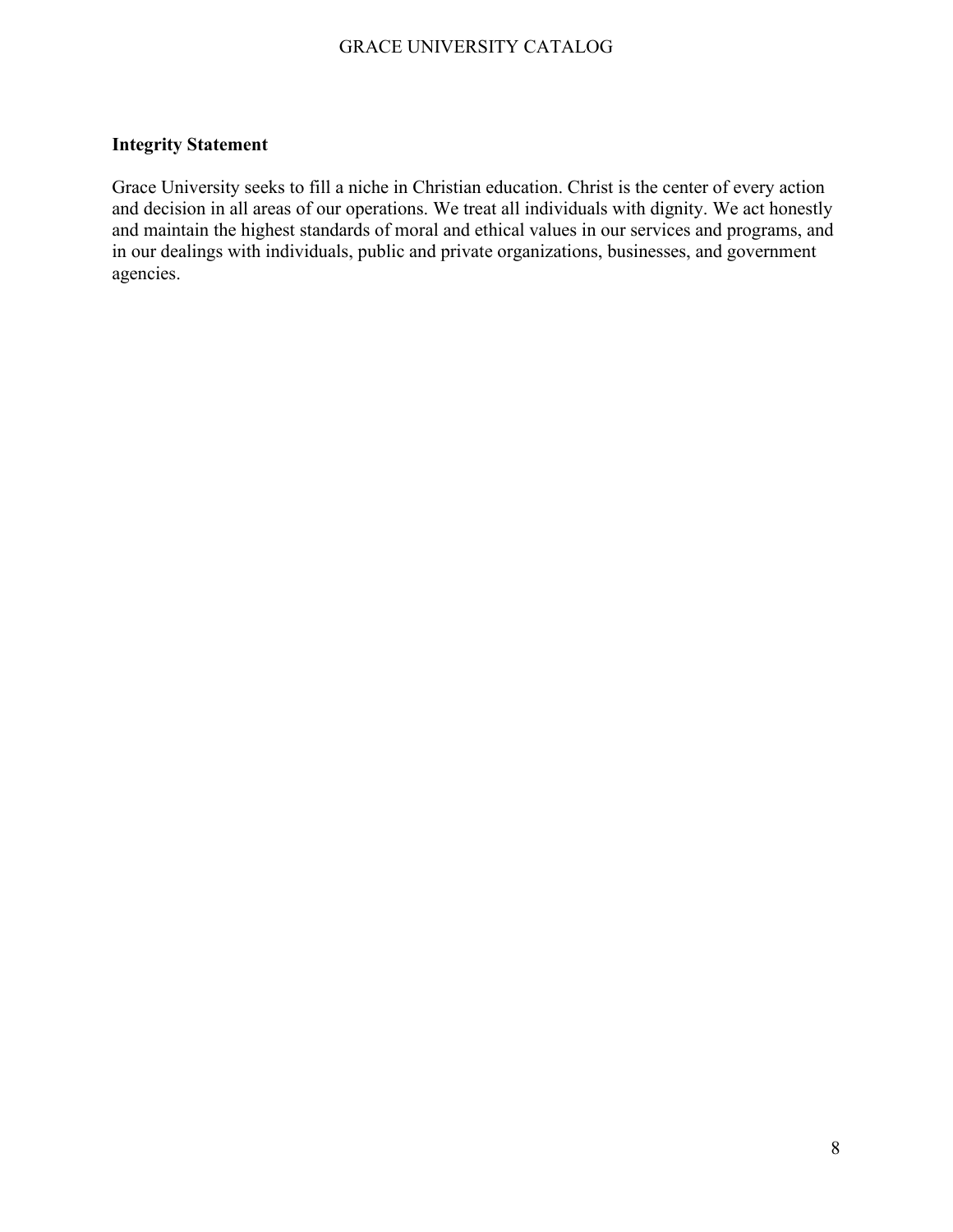## Integrity Statement

Grace University seeks to fill a niche in Christian education. Christ is the center of every action and decision in all areas of our operations. We treat all individuals with dignity. We act honestly and maintain the highest standards of moral and ethical values in our services and programs, and in our dealings with individuals, public and private organizations, businesses, and government agencies.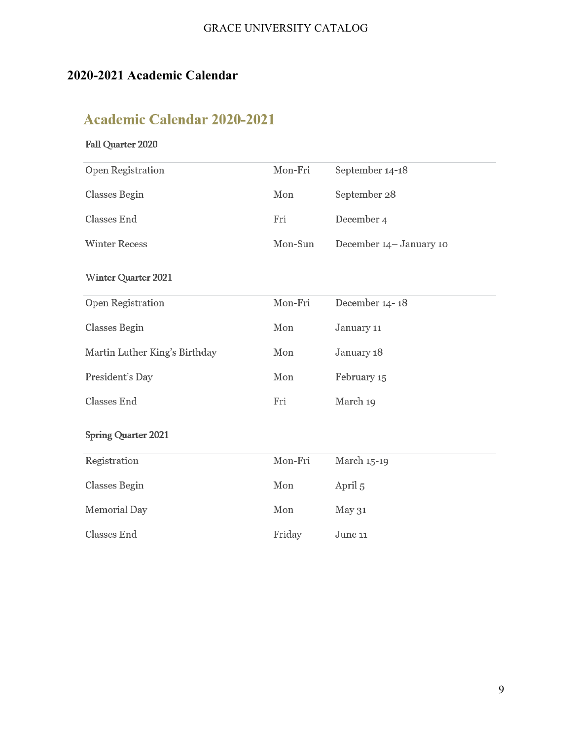# 2020-2021 Academic Calendar

## Academic Calendar 2020-2021

### Fall Quarter 2020

| | | |
|---|---|---|
| Open Registration | Mon-Fri | September 14-18 |
| Classes Begin | Mon | September 28 |
| Classes End | Fri | December 4 |
| Winter Recess | Mon-Sun | December 14– January 10 |

### Winter Quarter 2021

| | | |
|---|---|---|
| Open Registration | Mon-Fri | December 14- 18 |
| Classes Begin | Mon | January 11 |
| Martin Luther King's Birthday | Mon | January 18 |
| President's Day | Mon | February 15 |
| Classes End | Fri | March 19 |

### Spring Quarter 2021

| | | |
|---|---|---|
| Registration | Mon-Fri | March 15-19 |
| Classes Begin | Mon | April 5 |
| Memorial Day | Mon | May 31 |
| Classes End | Friday | June 11 |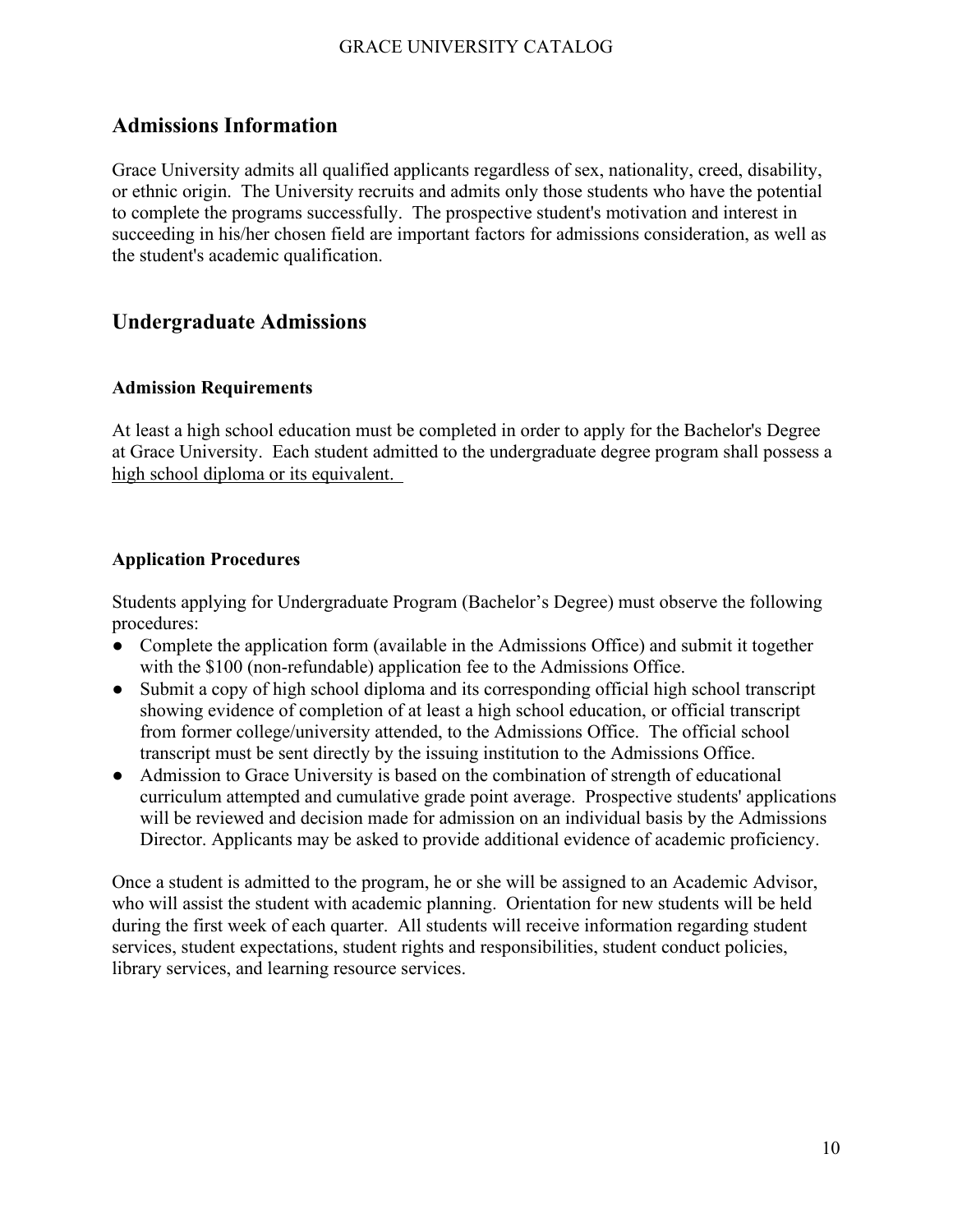## Admissions Information

Grace University admits all qualified applicants regardless of sex, nationality, creed, disability, or ethnic origin. The University recruits and admits only those students who have the potential to complete the programs successfully. The prospective student's motivation and interest in succeeding in his/her chosen field are important factors for admissions consideration, as well as the student's academic qualification.

## Undergraduate Admissions

### Admission Requirements

At least a high school education must be completed in order to apply for the Bachelor's Degree at Grace University. Each student admitted to the undergraduate degree program shall possess a high school diploma or its equivalent.

### Application Procedures

Students applying for Undergraduate Program (Bachelor's Degree) must observe the following procedures:

- Complete the application form (available in the Admissions Office) and submit it together with the $100 (non-refundable) application fee to the Admissions Office.
- Submit a copy of high school diploma and its corresponding official high school transcript showing evidence of completion of at least a high school education, or official transcript from former college/university attended, to the Admissions Office. The official school transcript must be sent directly by the issuing institution to the Admissions Office.
- Admission to Grace University is based on the combination of strength of educational curriculum attempted and cumulative grade point average. Prospective students' applications will be reviewed and decision made for admission on an individual basis by the Admissions Director. Applicants may be asked to provide additional evidence of academic proficiency.

Once a student is admitted to the program, he or she will be assigned to an Academic Advisor, who will assist the student with academic planning. Orientation for new students will be held during the first week of each quarter. All students will receive information regarding student services, student expectations, student rights and responsibilities, student conduct policies, library services, and learning resource services.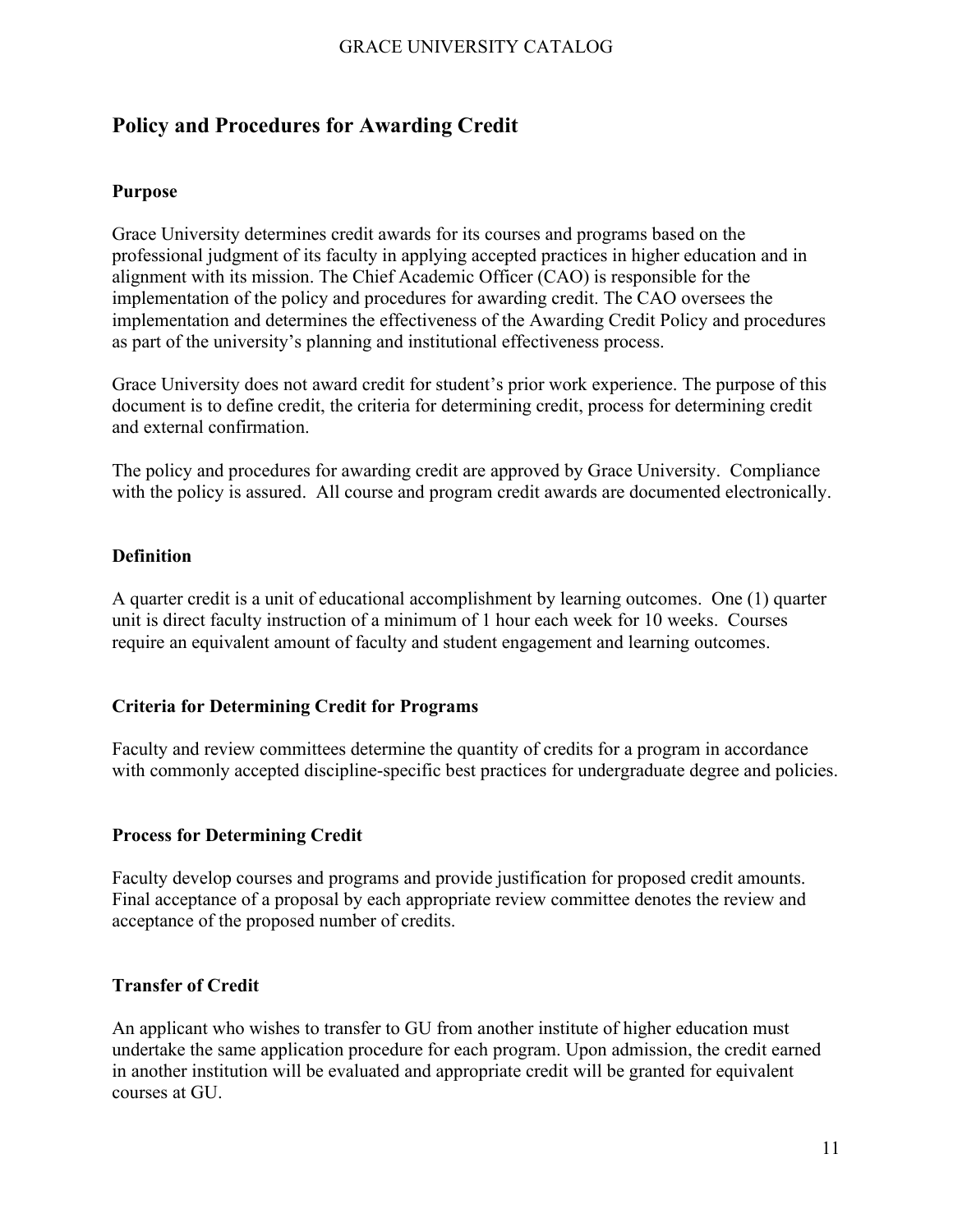## Policy and Procedures for Awarding Credit

### Purpose

Grace University determines credit awards for its courses and programs based on the professional judgment of its faculty in applying accepted practices in higher education and in alignment with its mission. The Chief Academic Officer (CAO) is responsible for the implementation of the policy and procedures for awarding credit. The CAO oversees the implementation and determines the effectiveness of the Awarding Credit Policy and procedures as part of the university's planning and institutional effectiveness process.

Grace University does not award credit for student's prior work experience. The purpose of this document is to define credit, the criteria for determining credit, process for determining credit and external confirmation.

The policy and procedures for awarding credit are approved by Grace University. Compliance with the policy is assured. All course and program credit awards are documented electronically.

### Definition

A quarter credit is a unit of educational accomplishment by learning outcomes. One (1) quarter unit is direct faculty instruction of a minimum of 1 hour each week for 10 weeks. Courses require an equivalent amount of faculty and student engagement and learning outcomes.

### Criteria for Determining Credit for Programs

Faculty and review committees determine the quantity of credits for a program in accordance with commonly accepted discipline-specific best practices for undergraduate degree and policies.

### Process for Determining Credit

Faculty develop courses and programs and provide justification for proposed credit amounts. Final acceptance of a proposal by each appropriate review committee denotes the review and acceptance of the proposed number of credits.

### Transfer of Credit

An applicant who wishes to transfer to GU from another institute of higher education must undertake the same application procedure for each program. Upon admission, the credit earned in another institution will be evaluated and appropriate credit will be granted for equivalent courses at GU.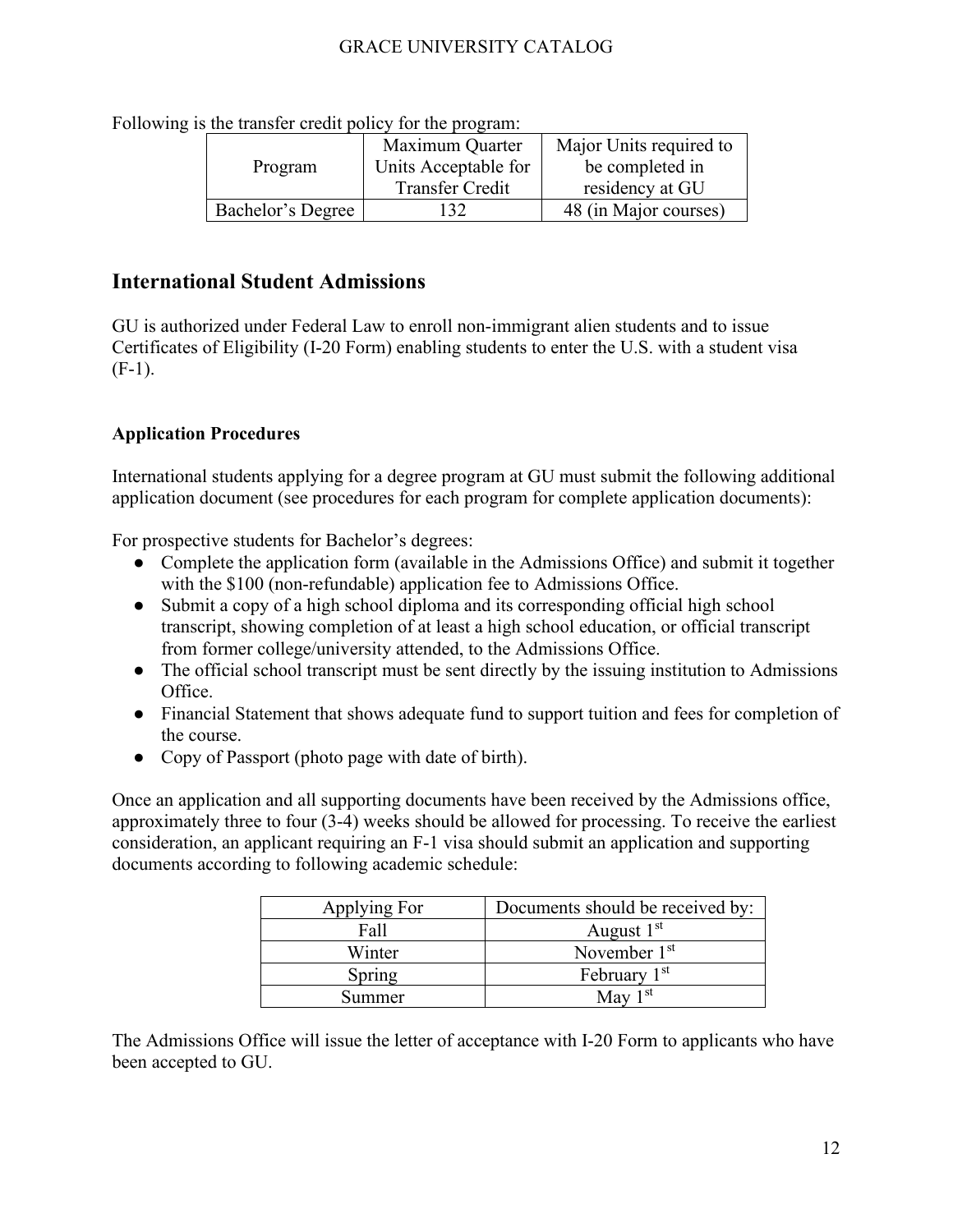Following is the transfer credit policy for the program:

| Program | Maximum Quarter Units Acceptable for Transfer Credit | Major Units required to be completed in residency at GU |
|---|---|---|
| Bachelor's Degree | 132 | 48 (in Major courses) |

## International Student Admissions

GU is authorized under Federal Law to enroll non-immigrant alien students and to issue Certificates of Eligibility (I-20 Form) enabling students to enter the U.S. with a student visa (F-1).

### Application Procedures

International students applying for a degree program at GU must submit the following additional application document (see procedures for each program for complete application documents):

For prospective students for Bachelor's degrees:

- Complete the application form (available in the Admissions Office) and submit it together with the $100 (non-refundable) application fee to Admissions Office.
- Submit a copy of a high school diploma and its corresponding official high school transcript, showing completion of at least a high school education, or official transcript from former college/university attended, to the Admissions Office.
- The official school transcript must be sent directly by the issuing institution to Admissions Office.
- Financial Statement that shows adequate fund to support tuition and fees for completion of the course.
- Copy of Passport (photo page with date of birth).

Once an application and all supporting documents have been received by the Admissions office, approximately three to four (3-4) weeks should be allowed for processing. To receive the earliest consideration, an applicant requiring an F-1 visa should submit an application and supporting documents according to following academic schedule:

| Applying For | Documents should be received by: |
|---|---|
| Fall | August 1st |
| Winter | November 1st |
| Spring | February 1st |
| Summer | May 1st |

The Admissions Office will issue the letter of acceptance with I-20 Form to applicants who have been accepted to GU.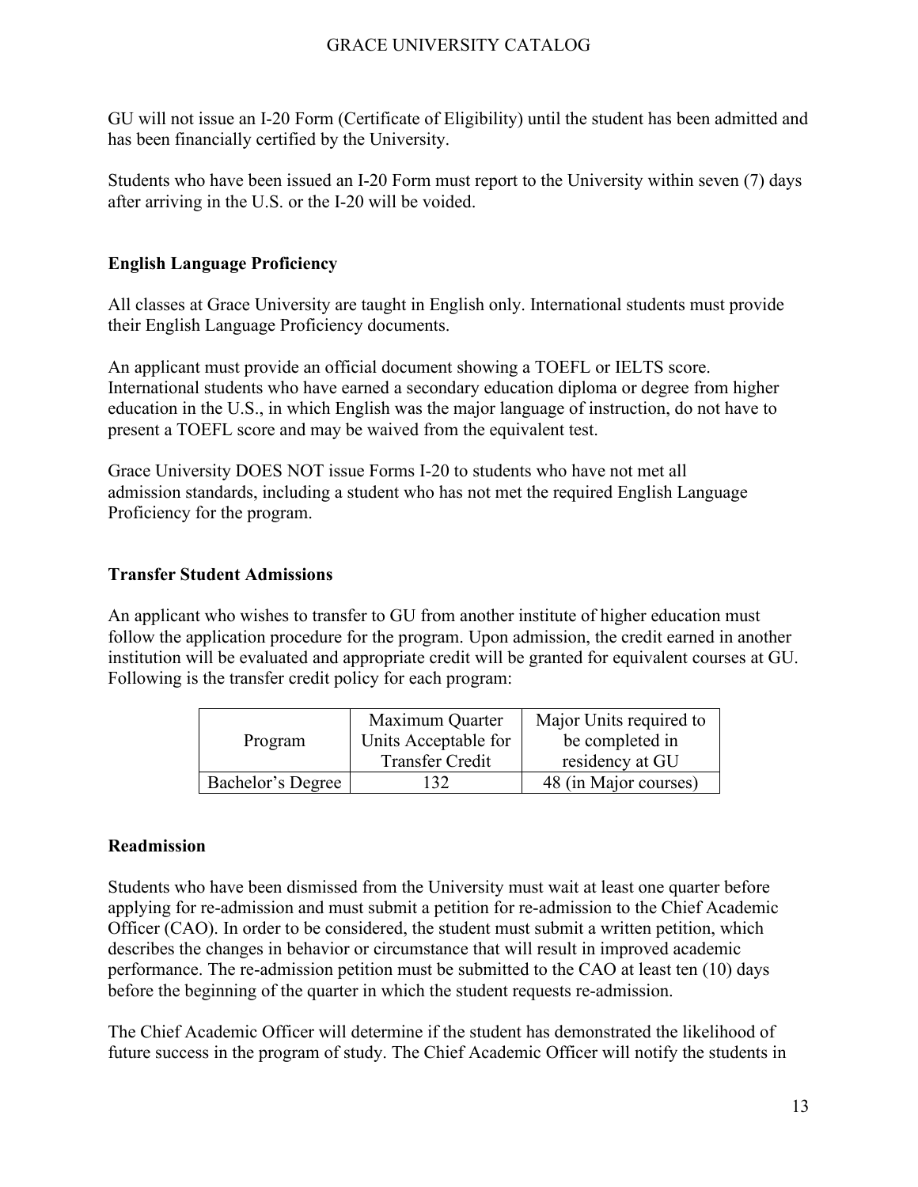GU will not issue an I-20 Form (Certificate of Eligibility) until the student has been admitted and has been financially certified by the University.

Students who have been issued an I-20 Form must report to the University within seven (7) days after arriving in the U.S. or the I-20 will be voided.

### English Language Proficiency

All classes at Grace University are taught in English only. International students must provide their English Language Proficiency documents.

An applicant must provide an official document showing a TOEFL or IELTS score. International students who have earned a secondary education diploma or degree from higher education in the U.S., in which English was the major language of instruction, do not have to present a TOEFL score and may be waived from the equivalent test.

Grace University DOES NOT issue Forms I-20 to students who have not met all admission standards, including a student who has not met the required English Language Proficiency for the program.

### Transfer Student Admissions

An applicant who wishes to transfer to GU from another institute of higher education must follow the application procedure for the program. Upon admission, the credit earned in another institution will be evaluated and appropriate credit will be granted for equivalent courses at GU. Following is the transfer credit policy for each program:

| Program | Maximum Quarter Units Acceptable for Transfer Credit | Major Units required to be completed in residency at GU |
|---|---|---|
| Bachelor's Degree | 132 | 48 (in Major courses) |

### Readmission

Students who have been dismissed from the University must wait at least one quarter before applying for re-admission and must submit a petition for re-admission to the Chief Academic Officer (CAO). In order to be considered, the student must submit a written petition, which describes the changes in behavior or circumstance that will result in improved academic performance. The re-admission petition must be submitted to the CAO at least ten (10) days before the beginning of the quarter in which the student requests re-admission.

The Chief Academic Officer will determine if the student has demonstrated the likelihood of future success in the program of study. The Chief Academic Officer will notify the students in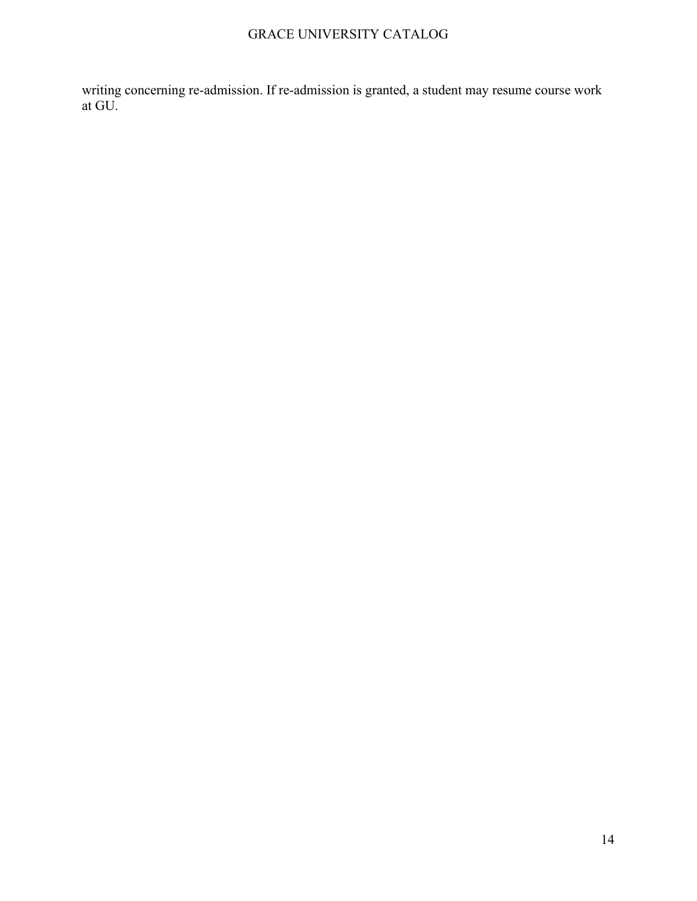writing concerning re-admission. If re-admission is granted, a student may resume course work at GU.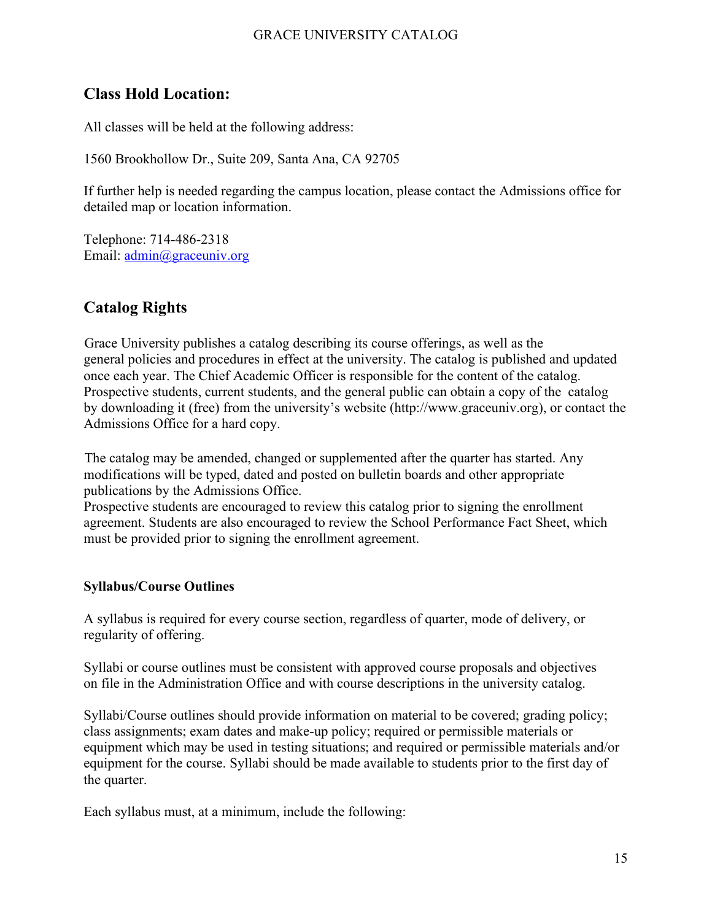## Class Hold Location:

All classes will be held at the following address:

1560 Brookhollow Dr., Suite 209, Santa Ana, CA 92705

If further help is needed regarding the campus location, please contact the Admissions office for detailed map or location information.

Telephone: 714-486-2318
Email: admin@graceuniv.org

## Catalog Rights

Grace University publishes a catalog describing its course offerings, as well as the general policies and procedures in effect at the university. The catalog is published and updated once each year. The Chief Academic Officer is responsible for the content of the catalog. Prospective students, current students, and the general public can obtain a copy of the catalog by downloading it (free) from the university's website (http://www.graceuniv.org), or contact the Admissions Office for a hard copy.

The catalog may be amended, changed or supplemented after the quarter has started. Any modifications will be typed, dated and posted on bulletin boards and other appropriate publications by the Admissions Office.
Prospective students are encouraged to review this catalog prior to signing the enrollment agreement. Students are also encouraged to review the School Performance Fact Sheet, which must be provided prior to signing the enrollment agreement.

### Syllabus/Course Outlines

A syllabus is required for every course section, regardless of quarter, mode of delivery, or regularity of offering.

Syllabi or course outlines must be consistent with approved course proposals and objectives on file in the Administration Office and with course descriptions in the university catalog.

Syllabi/Course outlines should provide information on material to be covered; grading policy; class assignments; exam dates and make-up policy; required or permissible materials or equipment which may be used in testing situations; and required or permissible materials and/or equipment for the course. Syllabi should be made available to students prior to the first day of the quarter.

Each syllabus must, at a minimum, include the following: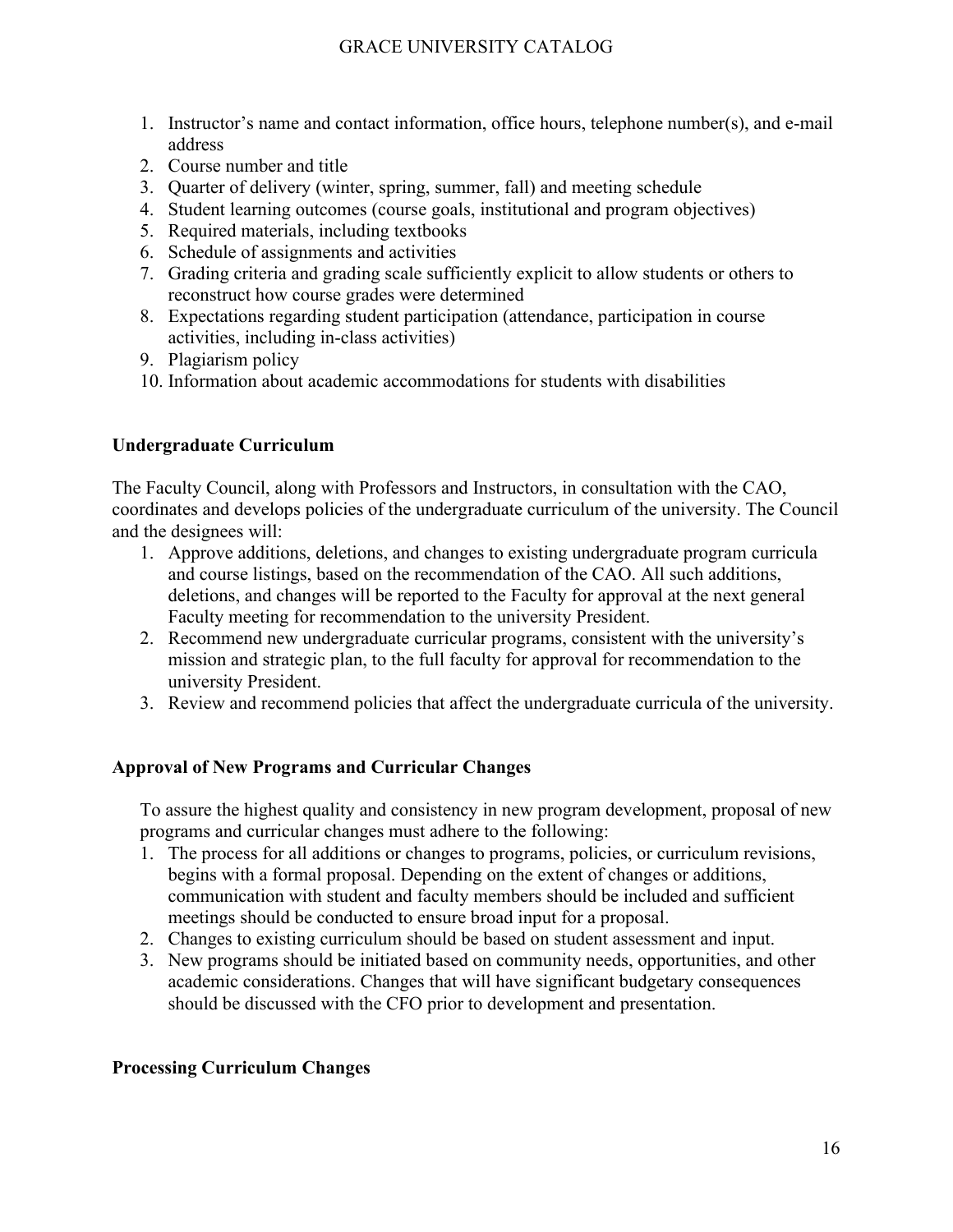1. Instructor’s name and contact information, office hours, telephone number(s), and e-mail address
2. Course number and title
3. Quarter of delivery (winter, spring, summer, fall) and meeting schedule
4. Student learning outcomes (course goals, institutional and program objectives)
5. Required materials, including textbooks
6. Schedule of assignments and activities
7. Grading criteria and grading scale sufficiently explicit to allow students or others to reconstruct how course grades were determined
8. Expectations regarding student participation (attendance, participation in course activities, including in-class activities)
9. Plagiarism policy
10. Information about academic accommodations for students with disabilities

**Undergraduate Curriculum**

The Faculty Council, along with Professors and Instructors, in consultation with the CAO, coordinates and develops policies of the undergraduate curriculum of the university. The Council and the designees will:

1. Approve additions, deletions, and changes to existing undergraduate program curricula and course listings, based on the recommendation of the CAO. All such additions, deletions, and changes will be reported to the Faculty for approval at the next general Faculty meeting for recommendation to the university President.
2. Recommend new undergraduate curricular programs, consistent with the university’s mission and strategic plan, to the full faculty for approval for recommendation to the university President.
3. Review and recommend policies that affect the undergraduate curricula of the university.

**Approval of New Programs and Curricular Changes**

To assure the highest quality and consistency in new program development, proposal of new programs and curricular changes must adhere to the following:

1. The process for all additions or changes to programs, policies, or curriculum revisions, begins with a formal proposal. Depending on the extent of changes or additions, communication with student and faculty members should be included and sufficient meetings should be conducted to ensure broad input for a proposal.
2. Changes to existing curriculum should be based on student assessment and input.
3. New programs should be initiated based on community needs, opportunities, and other academic considerations. Changes that will have significant budgetary consequences should be discussed with the CFO prior to development and presentation.

**Processing Curriculum Changes**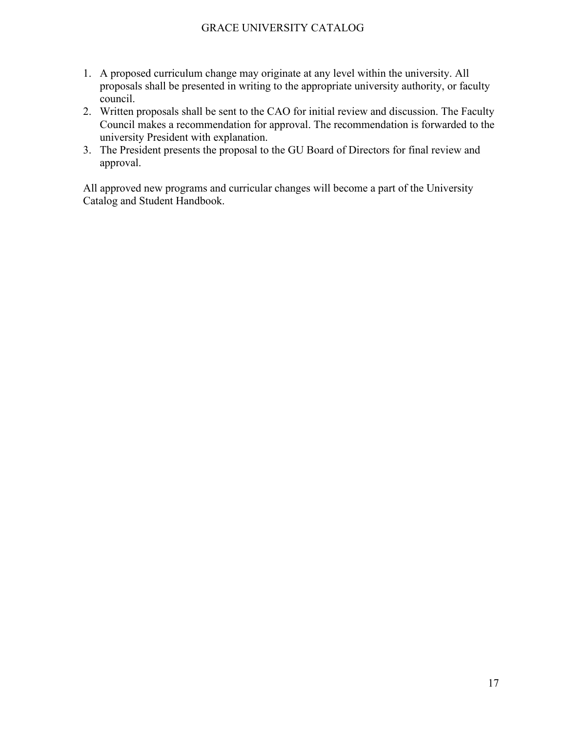1. A proposed curriculum change may originate at any level within the university. All proposals shall be presented in writing to the appropriate university authority, or faculty council.
2. Written proposals shall be sent to the CAO for initial review and discussion. The Faculty Council makes a recommendation for approval. The recommendation is forwarded to the university President with explanation.
3. The President presents the proposal to the GU Board of Directors for final review and approval.

All approved new programs and curricular changes will become a part of the University Catalog and Student Handbook.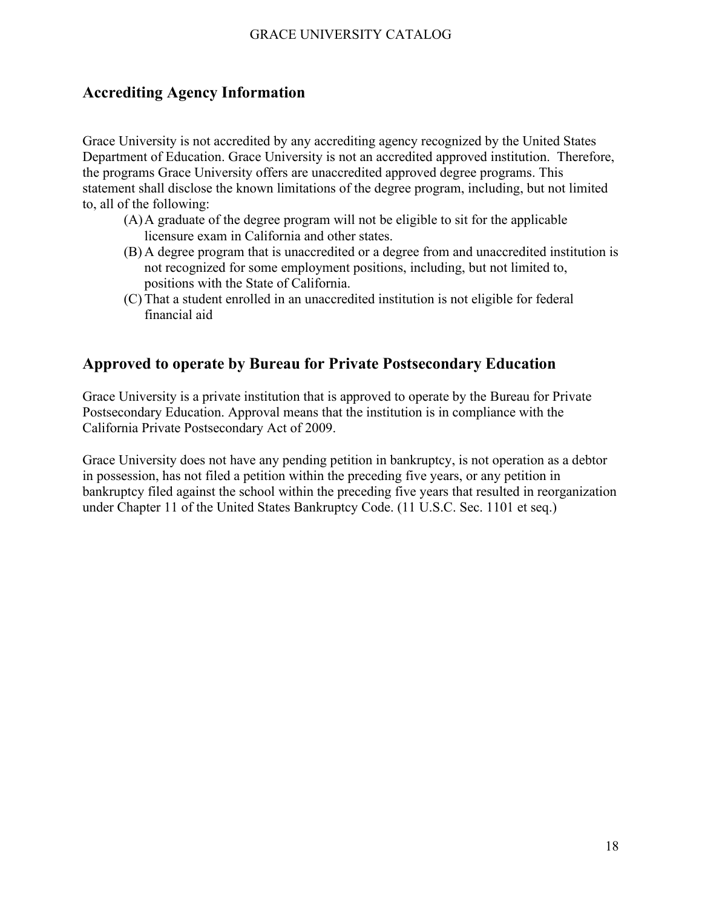## Accrediting Agency Information

Grace University is not accredited by any accrediting agency recognized by the United States Department of Education. Grace University is not an accredited approved institution.  Therefore, the programs Grace University offers are unaccredited approved degree programs. This statement shall disclose the known limitations of the degree program, including, but not limited to, all of the following:

(A) A graduate of the degree program will not be eligible to sit for the applicable licensure exam in California and other states.

(B) A degree program that is unaccredited or a degree from and unaccredited institution is not recognized for some employment positions, including, but not limited to, positions with the State of California.

(C) That a student enrolled in an unaccredited institution is not eligible for federal financial aid

## Approved to operate by Bureau for Private Postsecondary Education

Grace University is a private institution that is approved to operate by the Bureau for Private Postsecondary Education. Approval means that the institution is in compliance with the California Private Postsecondary Act of 2009.

Grace University does not have any pending petition in bankruptcy, is not operation as a debtor in possession, has not filed a petition within the preceding five years, or any petition in bankruptcy filed against the school within the preceding five years that resulted in reorganization under Chapter 11 of the United States Bankruptcy Code. (11 U.S.C. Sec. 1101 et seq.)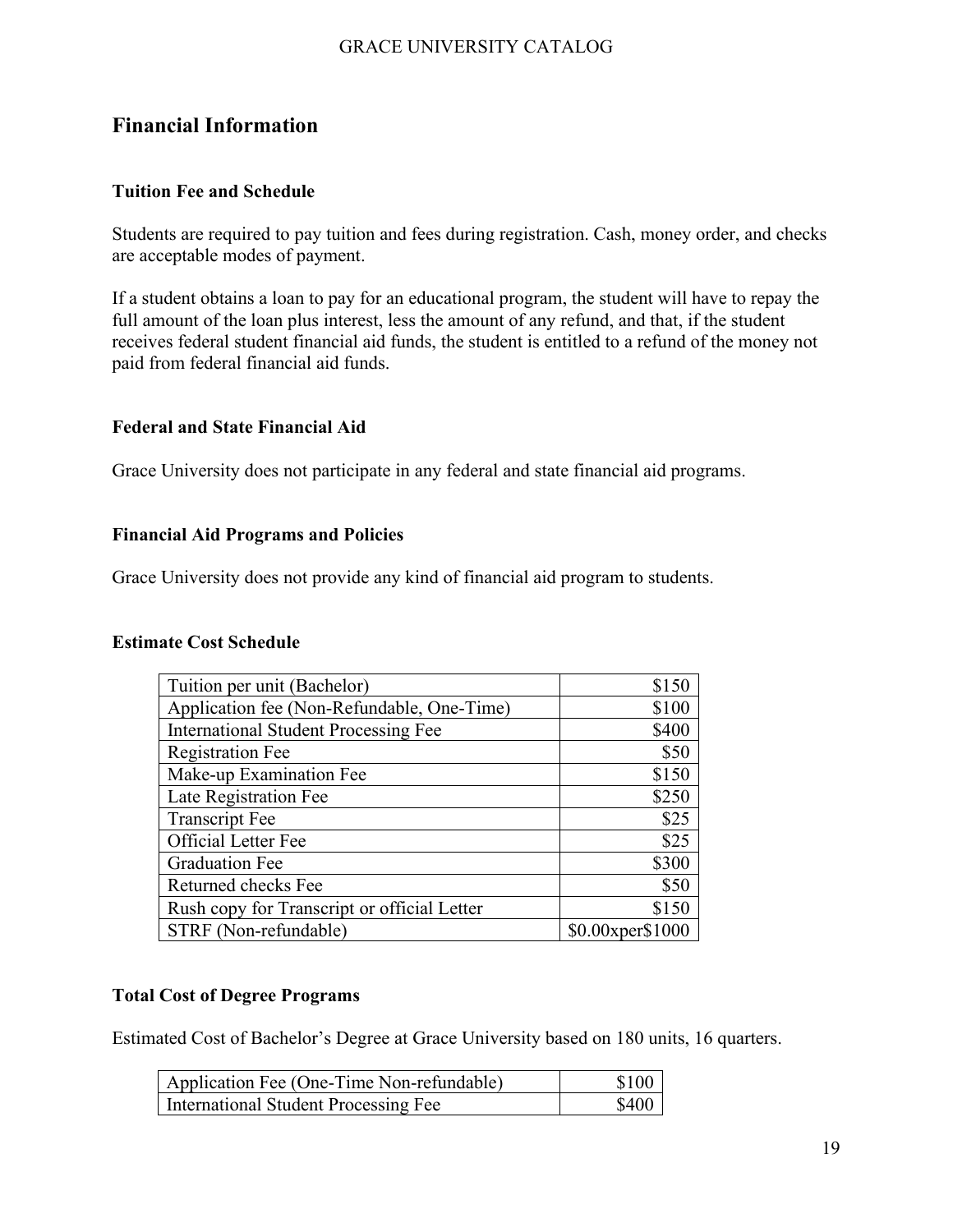## Financial Information

### Tuition Fee and Schedule

Students are required to pay tuition and fees during registration. Cash, money order, and checks are acceptable modes of payment.

If a student obtains a loan to pay for an educational program, the student will have to repay the full amount of the loan plus interest, less the amount of any refund, and that, if the student receives federal student financial aid funds, the student is entitled to a refund of the money not paid from federal financial aid funds.

### Federal and State Financial Aid

Grace University does not participate in any federal and state financial aid programs.

### Financial Aid Programs and Policies

Grace University does not provide any kind of financial aid program to students.

### Estimate Cost Schedule

| | |
|---|---:|
| Tuition per unit (Bachelor) | $150 |
| Application fee (Non-Refundable, One-Time) | $100 |
| International Student Processing Fee | $400 |
| Registration Fee | $50 |
| Make-up Examination Fee | $150 |
| Late Registration Fee | $250 |
| Transcript Fee | $25 |
| Official Letter Fee | $25 |
| Graduation Fee | $300 |
| Returned checks Fee | $50 |
| Rush copy for Transcript or official Letter | $150 |
| STRF (Non-refundable) | $0.00xper$1000 |

### Total Cost of Degree Programs

Estimated Cost of Bachelor's Degree at Grace University based on 180 units, 16 quarters.

| | |
|---|---:|
| Application Fee (One-Time Non-refundable) | $100 |
| International Student Processing Fee | $400 |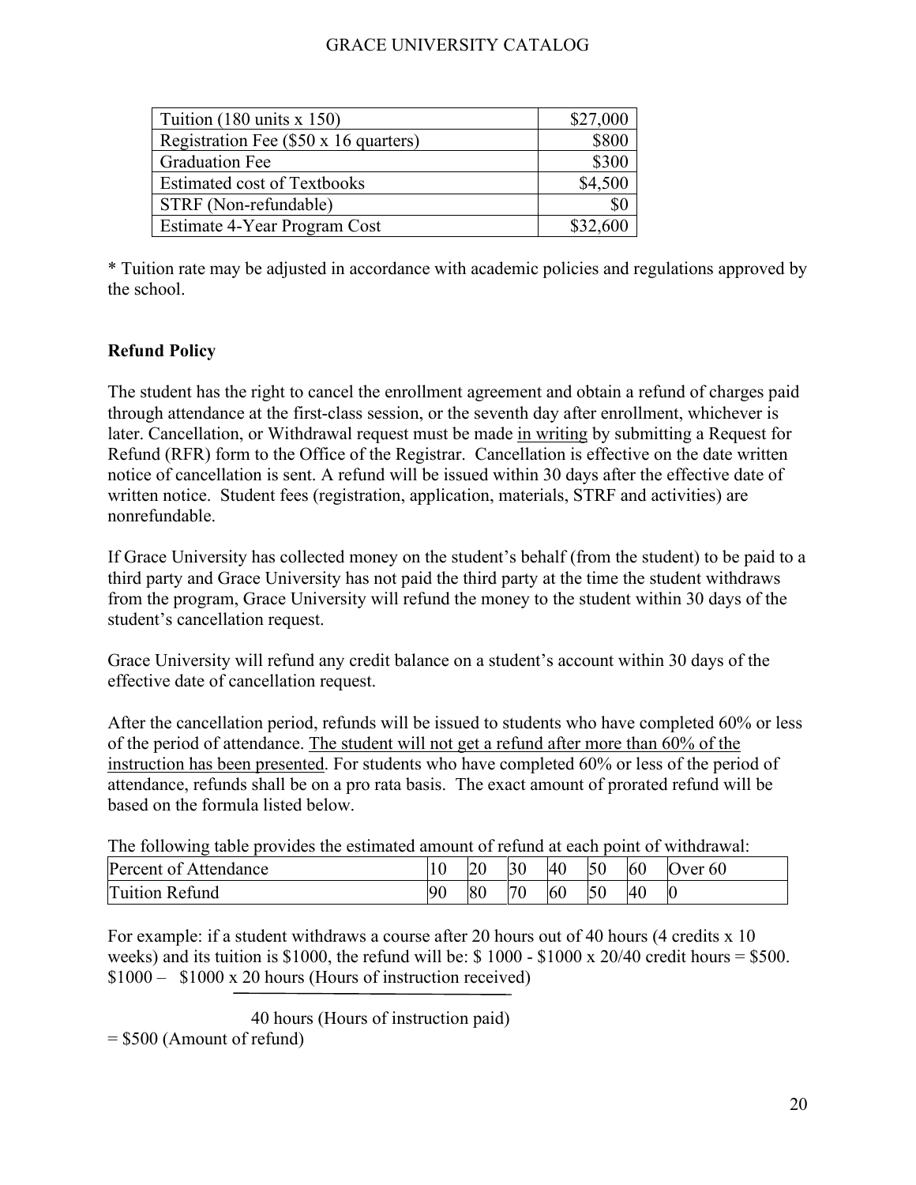| Tuition (180 units x 150) | $27,000 |
|---|---:|
| Registration Fee ($50 x 16 quarters) | $800 |
| Graduation Fee | $300 |
| Estimated cost of Textbooks | $4,500 |
| STRF (Non-refundable) | $0 |
| Estimate 4-Year Program Cost | $32,600 |

* Tuition rate may be adjusted in accordance with academic policies and regulations approved by the school.

**Refund Policy**

The student has the right to cancel the enrollment agreement and obtain a refund of charges paid through attendance at the first-class session, or the seventh day after enrollment, whichever is later. Cancellation, or Withdrawal request must be made <u>in writing</u> by submitting a Request for Refund (RFR) form to the Office of the Registrar. Cancellation is effective on the date written notice of cancellation is sent. A refund will be issued within 30 days after the effective date of written notice. Student fees (registration, application, materials, STRF and activities) are nonrefundable.

If Grace University has collected money on the student's behalf (from the student) to be paid to a third party and Grace University has not paid the third party at the time the student withdraws from the program, Grace University will refund the money to the student within 30 days of the student's cancellation request.

Grace University will refund any credit balance on a student's account within 30 days of the effective date of cancellation request.

After the cancellation period, refunds will be issued to students who have completed 60% or less of the period of attendance. <u>The student will not get a refund after more than 60% of the instruction has been presented</u>. For students who have completed 60% or less of the period of attendance, refunds shall be on a pro rata basis. The exact amount of prorated refund will be based on the formula listed below.

The following table provides the estimated amount of refund at each point of withdrawal:

| Percent of Attendance | 10 | 20 | 30 | 40 | 50 | 60 | Over 60 |
|---|---|---|---|---|---|---|---|
| Tuition Refund | 90 | 80 | 70 | 60 | 50 | 40 | 0 |

For example: if a student withdraws a course after 20 hours out of 40 hours (4 credits x 10 weeks) and its tuition is $1000, the refund will be: $ 1000 - $1000 x 20/40 credit hours = $500.

$$\$1000 - \$1000 \times \frac{20 \text{ hours (Hours of instruction received)}}{40 \text{ hours (Hours of instruction paid)}}$$

= $500 (Amount of refund)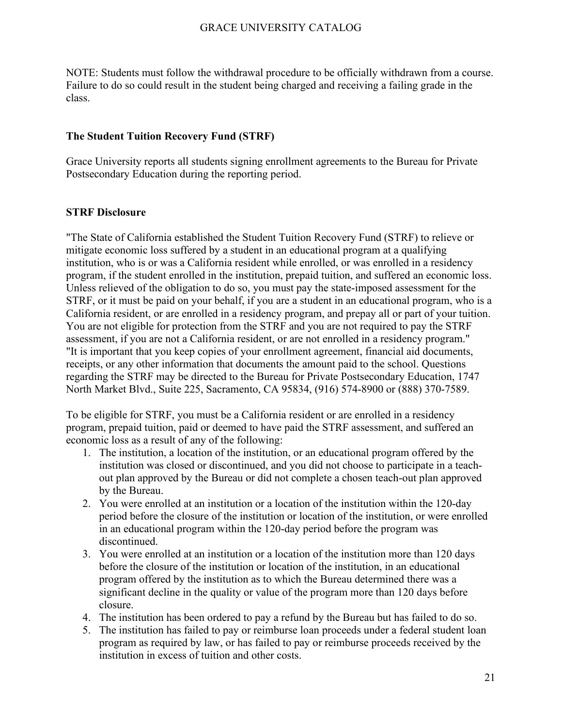NOTE: Students must follow the withdrawal procedure to be officially withdrawn from a course. Failure to do so could result in the student being charged and receiving a failing grade in the class.

**The Student Tuition Recovery Fund (STRF)**

Grace University reports all students signing enrollment agreements to the Bureau for Private Postsecondary Education during the reporting period.

**STRF Disclosure**

"The State of California established the Student Tuition Recovery Fund (STRF) to relieve or mitigate economic loss suffered by a student in an educational program at a qualifying institution, who is or was a California resident while enrolled, or was enrolled in a residency program, if the student enrolled in the institution, prepaid tuition, and suffered an economic loss. Unless relieved of the obligation to do so, you must pay the state-imposed assessment for the STRF, or it must be paid on your behalf, if you are a student in an educational program, who is a California resident, or are enrolled in a residency program, and prepay all or part of your tuition. You are not eligible for protection from the STRF and you are not required to pay the STRF assessment, if you are not a California resident, or are not enrolled in a residency program."
"It is important that you keep copies of your enrollment agreement, financial aid documents, receipts, or any other information that documents the amount paid to the school. Questions regarding the STRF may be directed to the Bureau for Private Postsecondary Education, 1747 North Market Blvd., Suite 225, Sacramento, CA 95834, (916) 574-8900 or (888) 370-7589.

To be eligible for STRF, you must be a California resident or are enrolled in a residency program, prepaid tuition, paid or deemed to have paid the STRF assessment, and suffered an economic loss as a result of any of the following:

1. The institution, a location of the institution, or an educational program offered by the institution was closed or discontinued, and you did not choose to participate in a teach-out plan approved by the Bureau or did not complete a chosen teach-out plan approved by the Bureau.
2. You were enrolled at an institution or a location of the institution within the 120-day period before the closure of the institution or location of the institution, or were enrolled in an educational program within the 120-day period before the program was discontinued.
3. You were enrolled at an institution or a location of the institution more than 120 days before the closure of the institution or location of the institution, in an educational program offered by the institution as to which the Bureau determined there was a significant decline in the quality or value of the program more than 120 days before closure.
4. The institution has been ordered to pay a refund by the Bureau but has failed to do so.
5. The institution has failed to pay or reimburse loan proceeds under a federal student loan program as required by law, or has failed to pay or reimburse proceeds received by the institution in excess of tuition and other costs.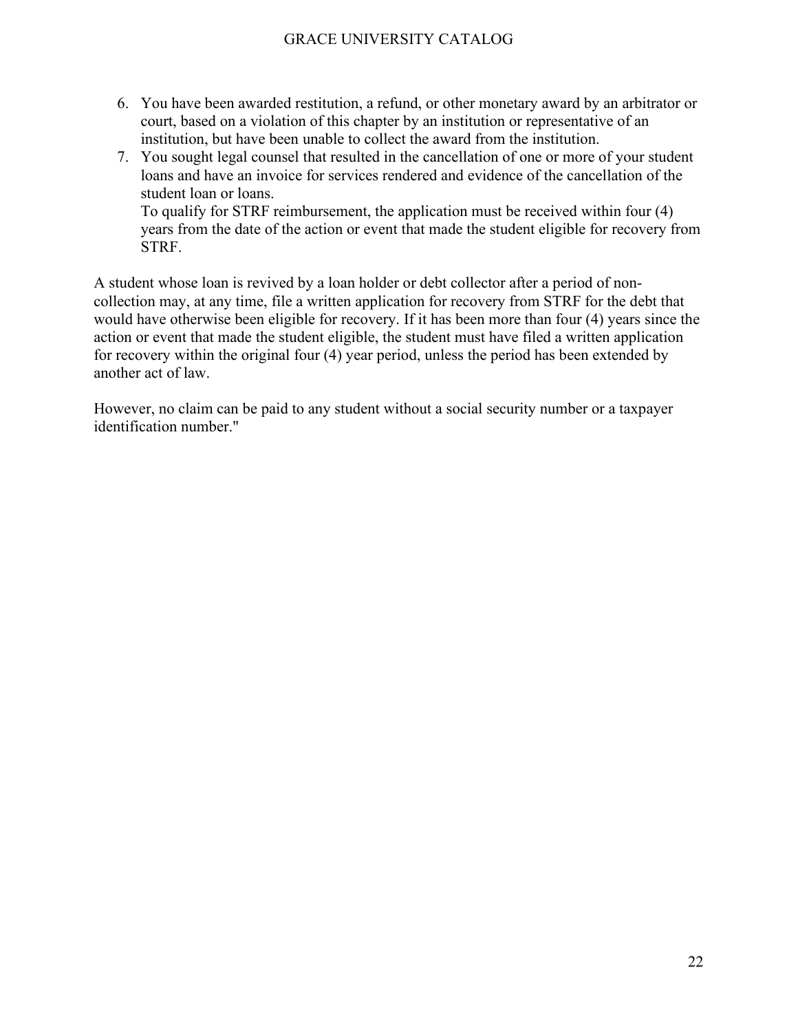6. You have been awarded restitution, a refund, or other monetary award by an arbitrator or court, based on a violation of this chapter by an institution or representative of an institution, but have been unable to collect the award from the institution.
7. You sought legal counsel that resulted in the cancellation of one or more of your student loans and have an invoice for services rendered and evidence of the cancellation of the student loan or loans.
   To qualify for STRF reimbursement, the application must be received within four (4) years from the date of the action or event that made the student eligible for recovery from STRF.

A student whose loan is revived by a loan holder or debt collector after a period of non-collection may, at any time, file a written application for recovery from STRF for the debt that would have otherwise been eligible for recovery. If it has been more than four (4) years since the action or event that made the student eligible, the student must have filed a written application for recovery within the original four (4) year period, unless the period has been extended by another act of law.

However, no claim can be paid to any student without a social security number or a taxpayer identification number."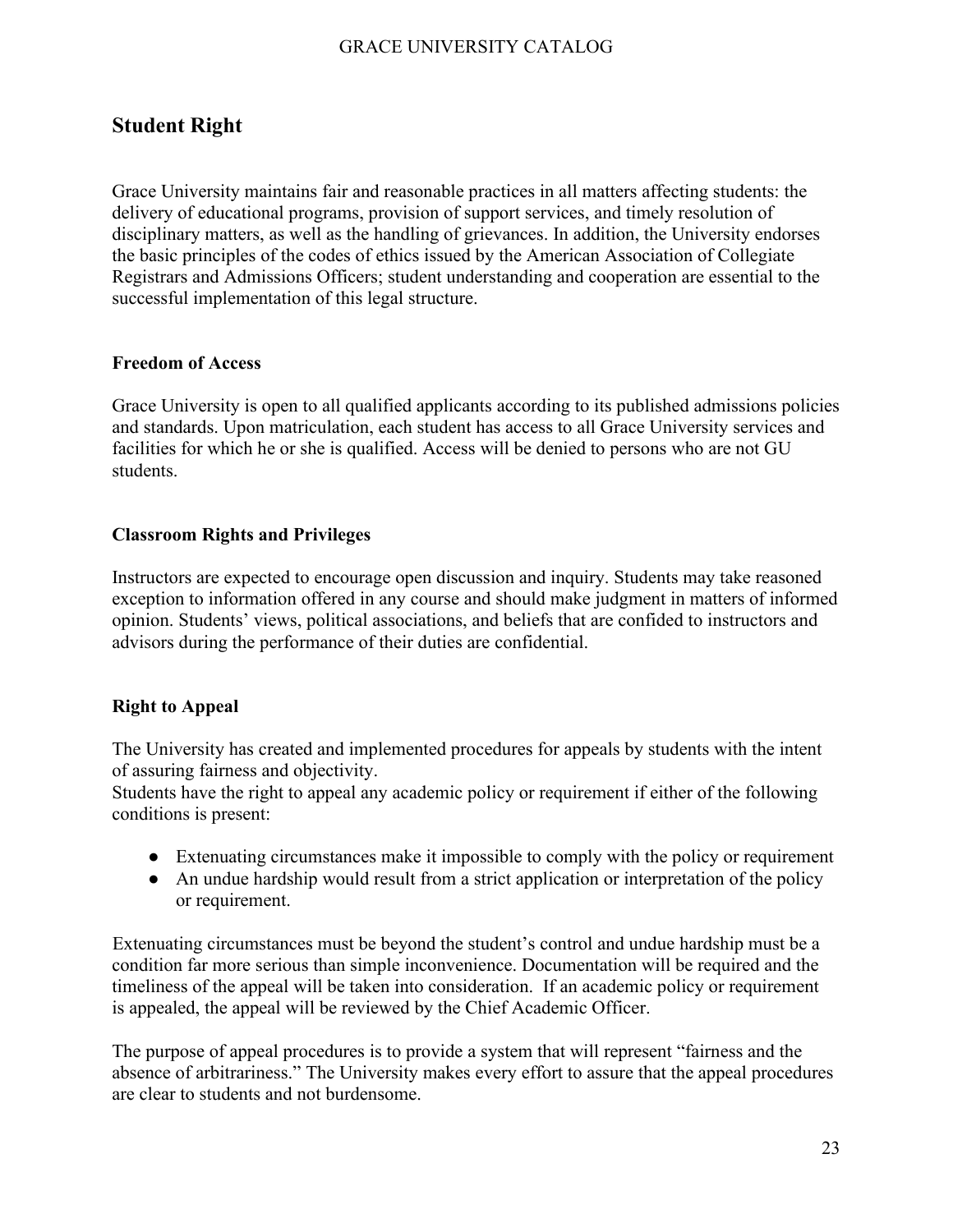## Student Right

Grace University maintains fair and reasonable practices in all matters affecting students: the delivery of educational programs, provision of support services, and timely resolution of disciplinary matters, as well as the handling of grievances. In addition, the University endorses the basic principles of the codes of ethics issued by the American Association of Collegiate Registrars and Admissions Officers; student understanding and cooperation are essential to the successful implementation of this legal structure.

### Freedom of Access

Grace University is open to all qualified applicants according to its published admissions policies and standards. Upon matriculation, each student has access to all Grace University services and facilities for which he or she is qualified. Access will be denied to persons who are not GU students.

### Classroom Rights and Privileges

Instructors are expected to encourage open discussion and inquiry. Students may take reasoned exception to information offered in any course and should make judgment in matters of informed opinion. Students' views, political associations, and beliefs that are confided to instructors and advisors during the performance of their duties are confidential.

### Right to Appeal

The University has created and implemented procedures for appeals by students with the intent of assuring fairness and objectivity.
Students have the right to appeal any academic policy or requirement if either of the following conditions is present:

- Extenuating circumstances make it impossible to comply with the policy or requirement
- An undue hardship would result from a strict application or interpretation of the policy or requirement.

Extenuating circumstances must be beyond the student's control and undue hardship must be a condition far more serious than simple inconvenience. Documentation will be required and the timeliness of the appeal will be taken into consideration. If an academic policy or requirement is appealed, the appeal will be reviewed by the Chief Academic Officer.

The purpose of appeal procedures is to provide a system that will represent "fairness and the absence of arbitrariness." The University makes every effort to assure that the appeal procedures are clear to students and not burdensome.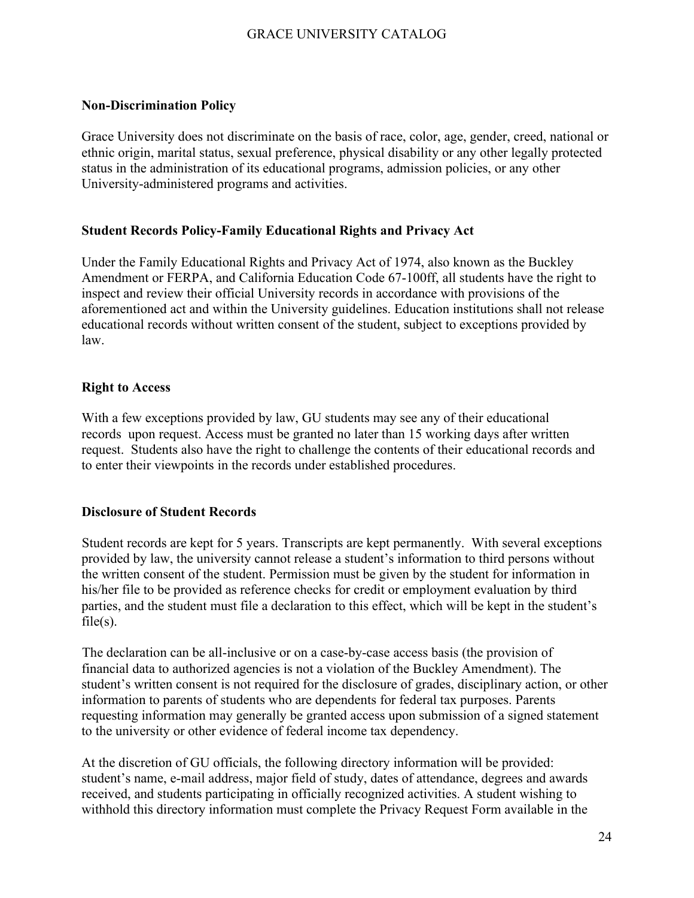### Non-Discrimination Policy

Grace University does not discriminate on the basis of race, color, age, gender, creed, national or ethnic origin, marital status, sexual preference, physical disability or any other legally protected status in the administration of its educational programs, admission policies, or any other University-administered programs and activities.

### Student Records Policy-Family Educational Rights and Privacy Act

Under the Family Educational Rights and Privacy Act of 1974, also known as the Buckley Amendment or FERPA, and California Education Code 67-100ff, all students have the right to inspect and review their official University records in accordance with provisions of the aforementioned act and within the University guidelines. Education institutions shall not release educational records without written consent of the student, subject to exceptions provided by law.

### Right to Access

With a few exceptions provided by law, GU students may see any of their educational records upon request. Access must be granted no later than 15 working days after written request. Students also have the right to challenge the contents of their educational records and to enter their viewpoints in the records under established procedures.

### Disclosure of Student Records

Student records are kept for 5 years. Transcripts are kept permanently. With several exceptions provided by law, the university cannot release a student's information to third persons without the written consent of the student. Permission must be given by the student for information in his/her file to be provided as reference checks for credit or employment evaluation by third parties, and the student must file a declaration to this effect, which will be kept in the student's file(s).

The declaration can be all-inclusive or on a case-by-case access basis (the provision of financial data to authorized agencies is not a violation of the Buckley Amendment). The student's written consent is not required for the disclosure of grades, disciplinary action, or other information to parents of students who are dependents for federal tax purposes. Parents requesting information may generally be granted access upon submission of a signed statement to the university or other evidence of federal income tax dependency.

At the discretion of GU officials, the following directory information will be provided: student's name, e-mail address, major field of study, dates of attendance, degrees and awards received, and students participating in officially recognized activities. A student wishing to withhold this directory information must complete the Privacy Request Form available in the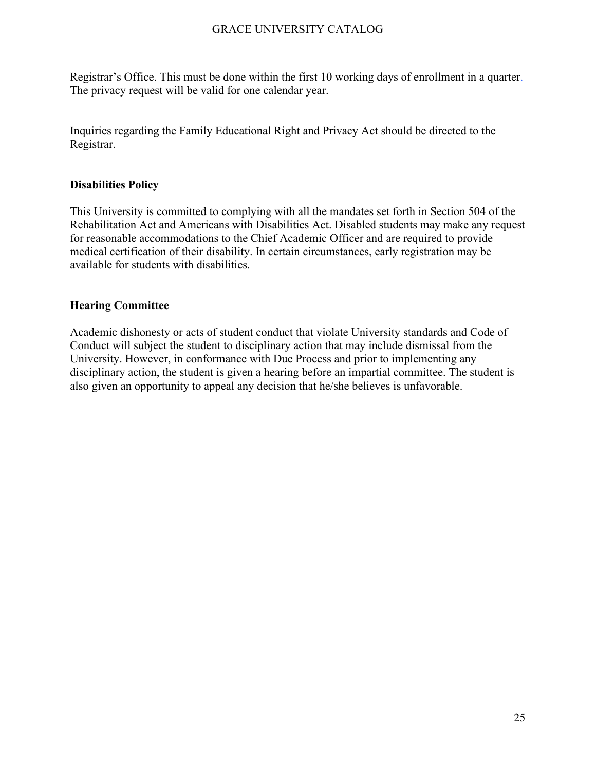Registrar's Office. This must be done within the first 10 working days of enrollment in a quarter. The privacy request will be valid for one calendar year.

Inquiries regarding the Family Educational Right and Privacy Act should be directed to the Registrar.

**Disabilities Policy**

This University is committed to complying with all the mandates set forth in Section 504 of the Rehabilitation Act and Americans with Disabilities Act. Disabled students may make any request for reasonable accommodations to the Chief Academic Officer and are required to provide medical certification of their disability. In certain circumstances, early registration may be available for students with disabilities.

**Hearing Committee**

Academic dishonesty or acts of student conduct that violate University standards and Code of Conduct will subject the student to disciplinary action that may include dismissal from the University. However, in conformance with Due Process and prior to implementing any disciplinary action, the student is given a hearing before an impartial committee. The student is also given an opportunity to appeal any decision that he/she believes is unfavorable.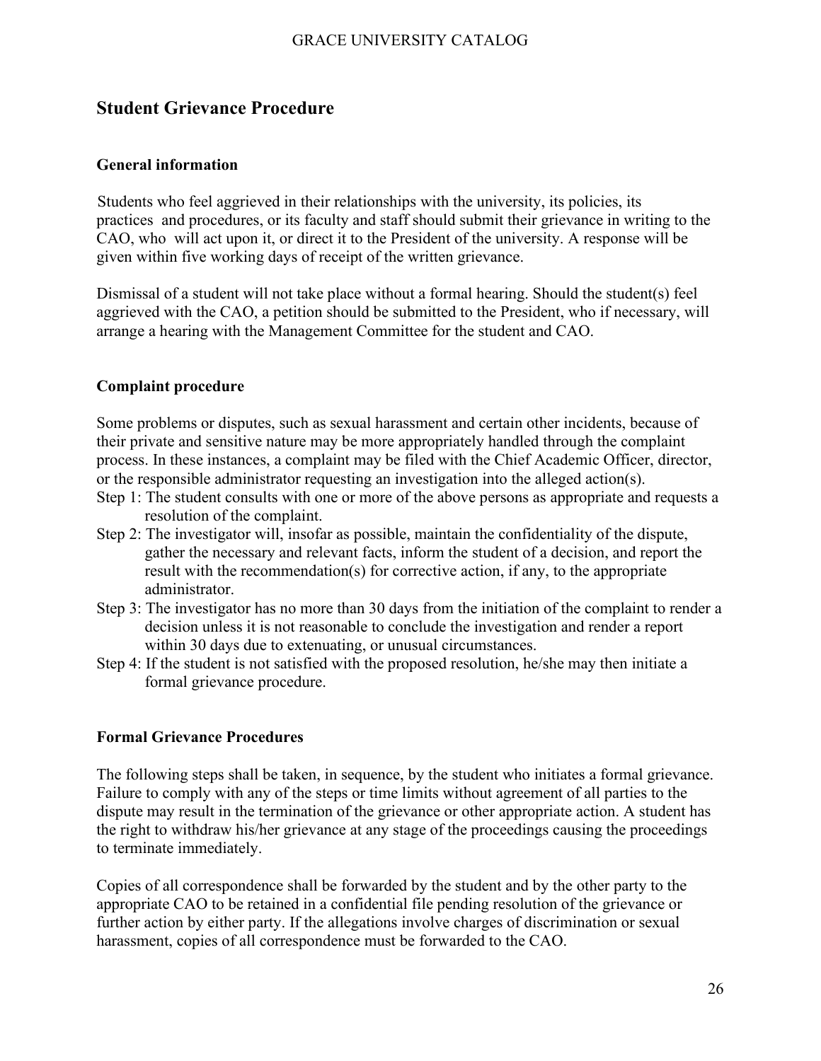## Student Grievance Procedure

### General information

Students who feel aggrieved in their relationships with the university, its policies, its practices and procedures, or its faculty and staff should submit their grievance in writing to the CAO, who will act upon it, or direct it to the President of the university. A response will be given within five working days of receipt of the written grievance.

Dismissal of a student will not take place without a formal hearing. Should the student(s) feel aggrieved with the CAO, a petition should be submitted to the President, who if necessary, will arrange a hearing with the Management Committee for the student and CAO.

### Complaint procedure

Some problems or disputes, such as sexual harassment and certain other incidents, because of their private and sensitive nature may be more appropriately handled through the complaint process. In these instances, a complaint may be filed with the Chief Academic Officer, director, or the responsible administrator requesting an investigation into the alleged action(s).

Step 1: The student consults with one or more of the above persons as appropriate and requests a resolution of the complaint.

Step 2: The investigator will, insofar as possible, maintain the confidentiality of the dispute, gather the necessary and relevant facts, inform the student of a decision, and report the result with the recommendation(s) for corrective action, if any, to the appropriate administrator.

Step 3: The investigator has no more than 30 days from the initiation of the complaint to render a decision unless it is not reasonable to conclude the investigation and render a report within 30 days due to extenuating, or unusual circumstances.

Step 4: If the student is not satisfied with the proposed resolution, he/she may then initiate a formal grievance procedure.

### Formal Grievance Procedures

The following steps shall be taken, in sequence, by the student who initiates a formal grievance. Failure to comply with any of the steps or time limits without agreement of all parties to the dispute may result in the termination of the grievance or other appropriate action. A student has the right to withdraw his/her grievance at any stage of the proceedings causing the proceedings to terminate immediately.

Copies of all correspondence shall be forwarded by the student and by the other party to the appropriate CAO to be retained in a confidential file pending resolution of the grievance or further action by either party. If the allegations involve charges of discrimination or sexual harassment, copies of all correspondence must be forwarded to the CAO.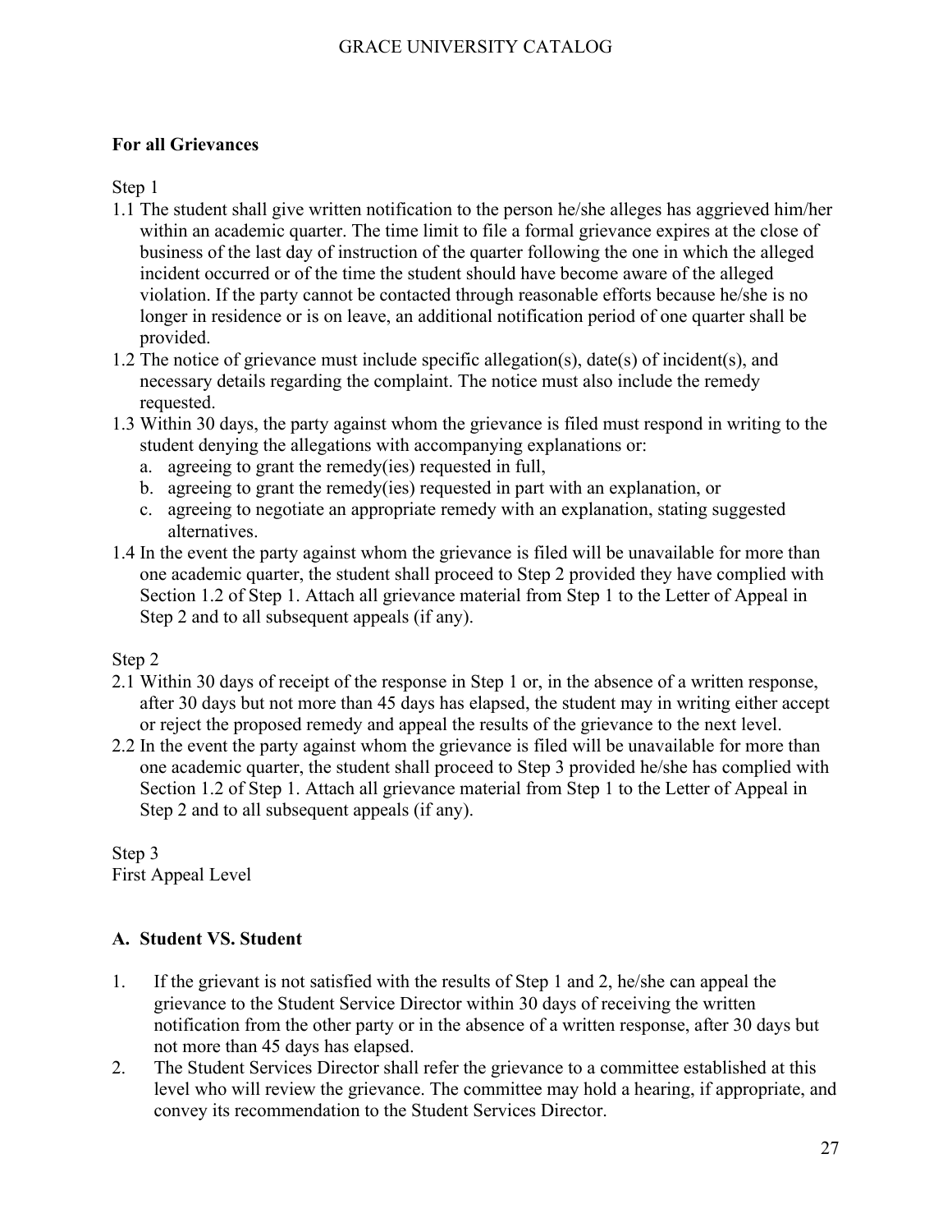**For all Grievances**

Step 1

1.1 The student shall give written notification to the person he/she alleges has aggrieved him/her within an academic quarter. The time limit to file a formal grievance expires at the close of business of the last day of instruction of the quarter following the one in which the alleged incident occurred or of the time the student should have become aware of the alleged violation. If the party cannot be contacted through reasonable efforts because he/she is no longer in residence or is on leave, an additional notification period of one quarter shall be provided.

1.2 The notice of grievance must include specific allegation(s), date(s) of incident(s), and necessary details regarding the complaint. The notice must also include the remedy requested.

1.3 Within 30 days, the party against whom the grievance is filed must respond in writing to the student denying the allegations with accompanying explanations or:

   a. agreeing to grant the remedy(ies) requested in full,
   b. agreeing to grant the remedy(ies) requested in part with an explanation, or
   c. agreeing to negotiate an appropriate remedy with an explanation, stating suggested alternatives.

1.4 In the event the party against whom the grievance is filed will be unavailable for more than one academic quarter, the student shall proceed to Step 2 provided they have complied with Section 1.2 of Step 1. Attach all grievance material from Step 1 to the Letter of Appeal in Step 2 and to all subsequent appeals (if any).

Step 2

2.1 Within 30 days of receipt of the response in Step 1 or, in the absence of a written response, after 30 days but not more than 45 days has elapsed, the student may in writing either accept or reject the proposed remedy and appeal the results of the grievance to the next level.

2.2 In the event the party against whom the grievance is filed will be unavailable for more than one academic quarter, the student shall proceed to Step 3 provided he/she has complied with Section 1.2 of Step 1. Attach all grievance material from Step 1 to the Letter of Appeal in Step 2 and to all subsequent appeals (if any).

Step 3
First Appeal Level

**A. Student VS. Student**

1. If the grievant is not satisfied with the results of Step 1 and 2, he/she can appeal the grievance to the Student Service Director within 30 days of receiving the written notification from the other party or in the absence of a written response, after 30 days but not more than 45 days has elapsed.
2. The Student Services Director shall refer the grievance to a committee established at this level who will review the grievance. The committee may hold a hearing, if appropriate, and convey its recommendation to the Student Services Director.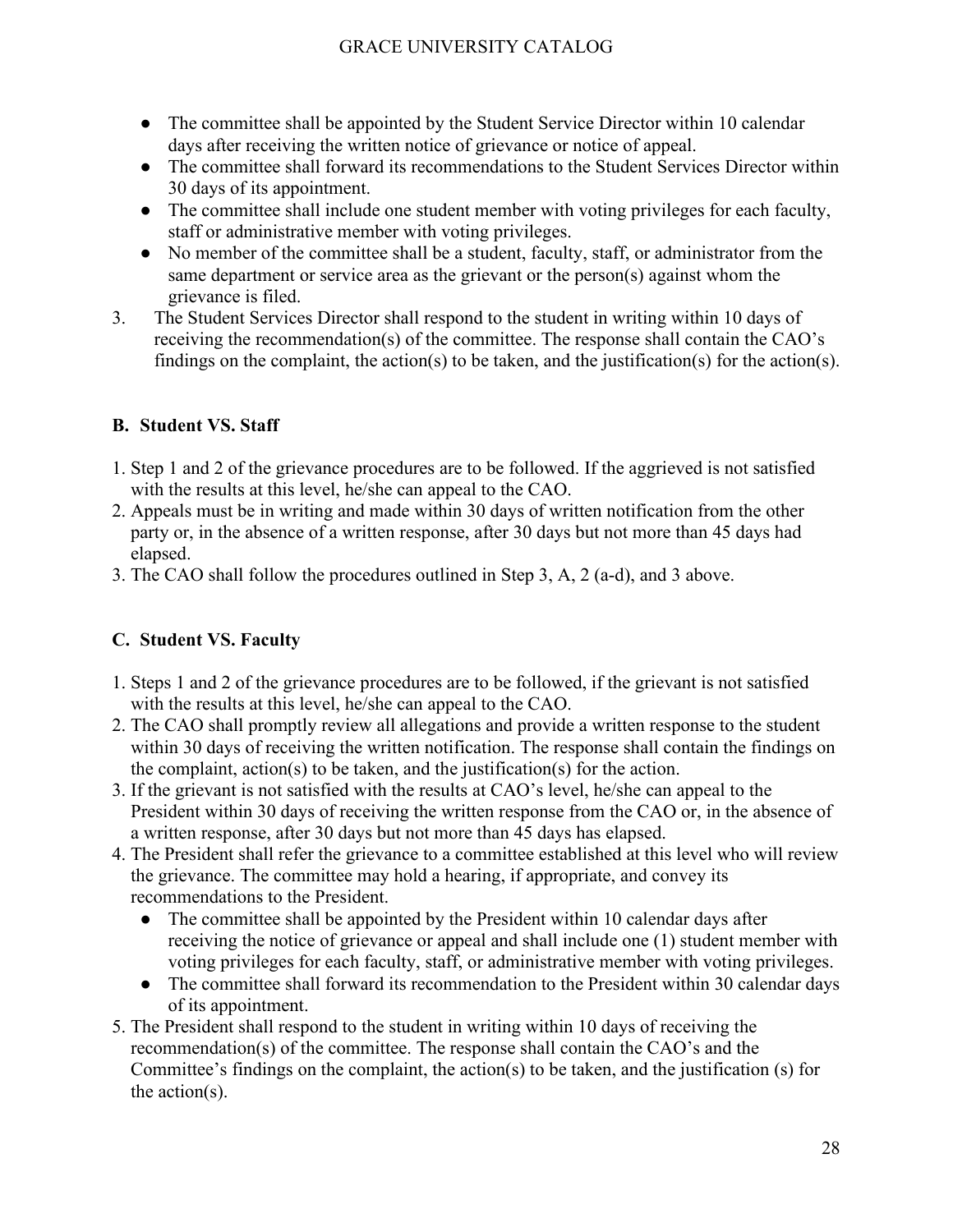- The committee shall be appointed by the Student Service Director within 10 calendar days after receiving the written notice of grievance or notice of appeal.
- The committee shall forward its recommendations to the Student Services Director within 30 days of its appointment.
- The committee shall include one student member with voting privileges for each faculty, staff or administrative member with voting privileges.
- No member of the committee shall be a student, faculty, staff, or administrator from the same department or service area as the grievant or the person(s) against whom the grievance is filed.

3. The Student Services Director shall respond to the student in writing within 10 days of receiving the recommendation(s) of the committee. The response shall contain the CAO's findings on the complaint, the action(s) to be taken, and the justification(s) for the action(s).

### B. Student VS. Staff

1. Step 1 and 2 of the grievance procedures are to be followed. If the aggrieved is not satisfied with the results at this level, he/she can appeal to the CAO.
2. Appeals must be in writing and made within 30 days of written notification from the other party or, in the absence of a written response, after 30 days but not more than 45 days had elapsed.
3. The CAO shall follow the procedures outlined in Step 3, A, 2 (a-d), and 3 above.

### C. Student VS. Faculty

1. Steps 1 and 2 of the grievance procedures are to be followed, if the grievant is not satisfied with the results at this level, he/she can appeal to the CAO.
2. The CAO shall promptly review all allegations and provide a written response to the student within 30 days of receiving the written notification. The response shall contain the findings on the complaint, action(s) to be taken, and the justification(s) for the action.
3. If the grievant is not satisfied with the results at CAO's level, he/she can appeal to the President within 30 days of receiving the written response from the CAO or, in the absence of a written response, after 30 days but not more than 45 days has elapsed.
4. The President shall refer the grievance to a committee established at this level who will review the grievance. The committee may hold a hearing, if appropriate, and convey its recommendations to the President.
   - The committee shall be appointed by the President within 10 calendar days after receiving the notice of grievance or appeal and shall include one (1) student member with voting privileges for each faculty, staff, or administrative member with voting privileges.
   - The committee shall forward its recommendation to the President within 30 calendar days of its appointment.
5. The President shall respond to the student in writing within 10 days of receiving the recommendation(s) of the committee. The response shall contain the CAO's and the Committee's findings on the complaint, the action(s) to be taken, and the justification (s) for the action(s).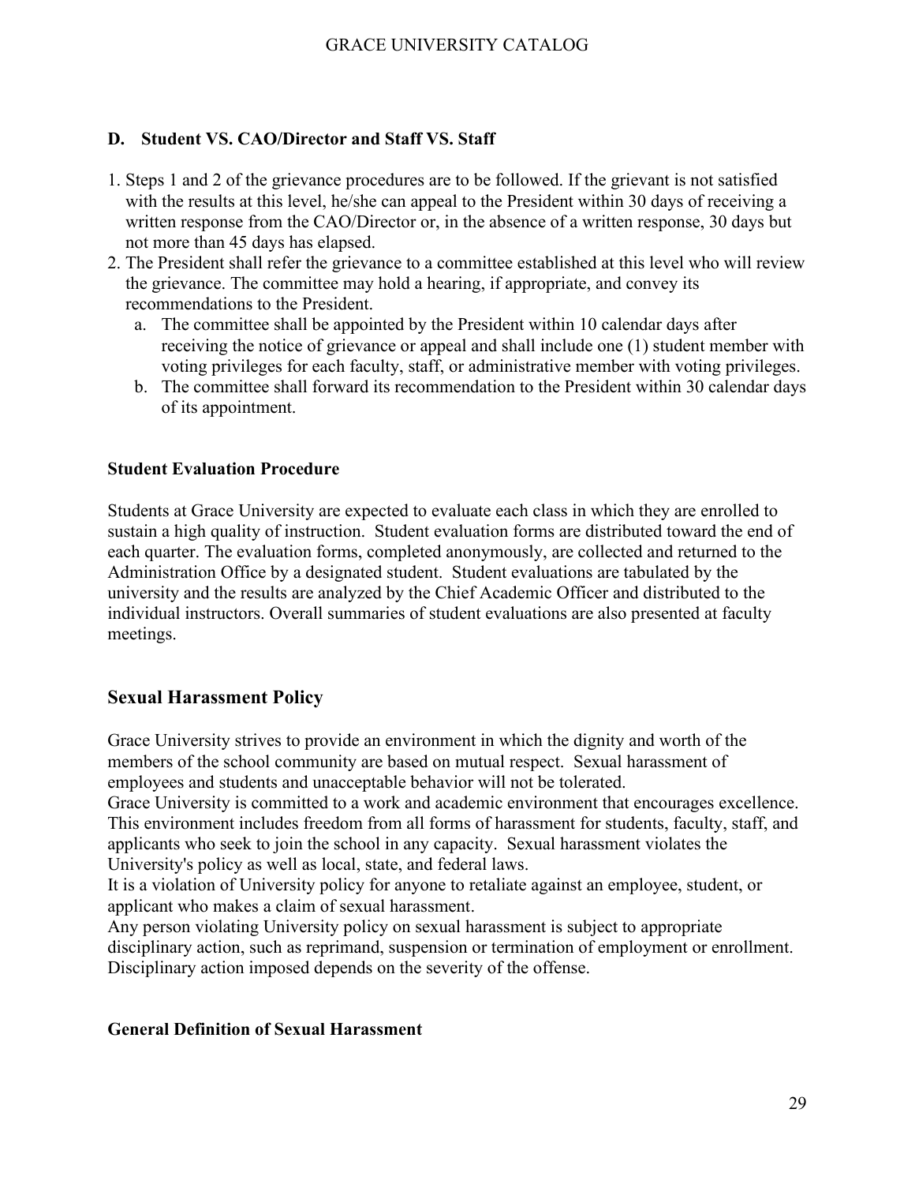### D. Student VS. CAO/Director and Staff VS. Staff

1. Steps 1 and 2 of the grievance procedures are to be followed. If the grievant is not satisfied with the results at this level, he/she can appeal to the President within 30 days of receiving a written response from the CAO/Director or, in the absence of a written response, 30 days but not more than 45 days has elapsed.
2. The President shall refer the grievance to a committee established at this level who will review the grievance. The committee may hold a hearing, if appropriate, and convey its recommendations to the President.
   a. The committee shall be appointed by the President within 10 calendar days after receiving the notice of grievance or appeal and shall include one (1) student member with voting privileges for each faculty, staff, or administrative member with voting privileges.
   b. The committee shall forward its recommendation to the President within 30 calendar days of its appointment.

### Student Evaluation Procedure

Students at Grace University are expected to evaluate each class in which they are enrolled to sustain a high quality of instruction. Student evaluation forms are distributed toward the end of each quarter. The evaluation forms, completed anonymously, are collected and returned to the Administration Office by a designated student. Student evaluations are tabulated by the university and the results are analyzed by the Chief Academic Officer and distributed to the individual instructors. Overall summaries of student evaluations are also presented at faculty meetings.

## Sexual Harassment Policy

Grace University strives to provide an environment in which the dignity and worth of the members of the school community are based on mutual respect. Sexual harassment of employees and students and unacceptable behavior will not be tolerated.

Grace University is committed to a work and academic environment that encourages excellence. This environment includes freedom from all forms of harassment for students, faculty, staff, and applicants who seek to join the school in any capacity. Sexual harassment violates the University's policy as well as local, state, and federal laws.

It is a violation of University policy for anyone to retaliate against an employee, student, or applicant who makes a claim of sexual harassment.

Any person violating University policy on sexual harassment is subject to appropriate disciplinary action, such as reprimand, suspension or termination of employment or enrollment. Disciplinary action imposed depends on the severity of the offense.

### General Definition of Sexual Harassment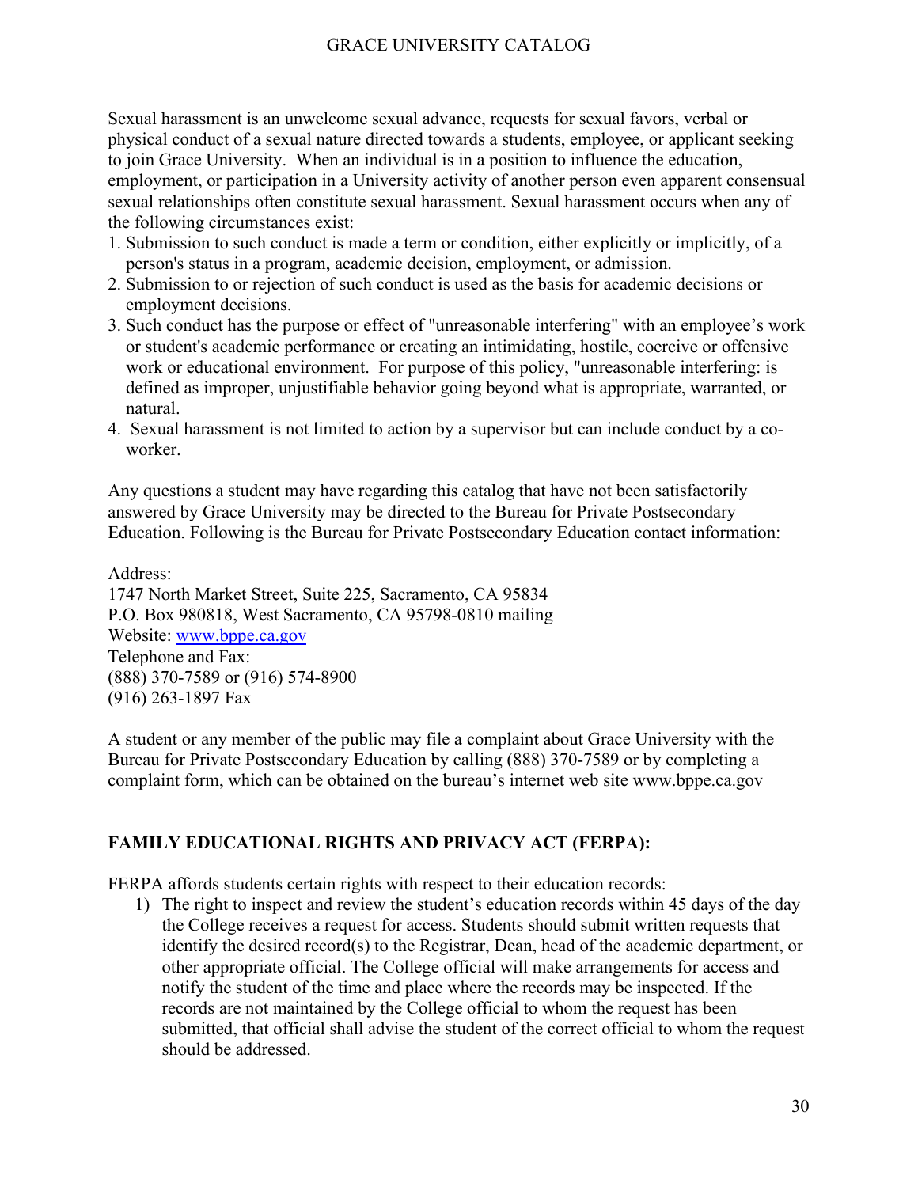Sexual harassment is an unwelcome sexual advance, requests for sexual favors, verbal or physical conduct of a sexual nature directed towards a students, employee, or applicant seeking to join Grace University. When an individual is in a position to influence the education, employment, or participation in a University activity of another person even apparent consensual sexual relationships often constitute sexual harassment. Sexual harassment occurs when any of the following circumstances exist:

1. Submission to such conduct is made a term or condition, either explicitly or implicitly, of a person's status in a program, academic decision, employment, or admission.
2. Submission to or rejection of such conduct is used as the basis for academic decisions or employment decisions.
3. Such conduct has the purpose or effect of "unreasonable interfering" with an employee's work or student's academic performance or creating an intimidating, hostile, coercive or offensive work or educational environment. For purpose of this policy, "unreasonable interfering: is defined as improper, unjustifiable behavior going beyond what is appropriate, warranted, or natural.
4. Sexual harassment is not limited to action by a supervisor but can include conduct by a co-worker.

Any questions a student may have regarding this catalog that have not been satisfactorily answered by Grace University may be directed to the Bureau for Private Postsecondary Education. Following is the Bureau for Private Postsecondary Education contact information:

Address:
1747 North Market Street, Suite 225, Sacramento, CA 95834
P.O. Box 980818, West Sacramento, CA 95798-0810 mailing
Website: www.bppe.ca.gov
Telephone and Fax:
(888) 370-7589 or (916) 574-8900
(916) 263-1897 Fax

A student or any member of the public may file a complaint about Grace University with the Bureau for Private Postsecondary Education by calling (888) 370-7589 or by completing a complaint form, which can be obtained on the bureau's internet web site www.bppe.ca.gov

## FAMILY EDUCATIONAL RIGHTS AND PRIVACY ACT (FERPA):

FERPA affords students certain rights with respect to their education records:

1) The right to inspect and review the student's education records within 45 days of the day the College receives a request for access. Students should submit written requests that identify the desired record(s) to the Registrar, Dean, head of the academic department, or other appropriate official. The College official will make arrangements for access and notify the student of the time and place where the records may be inspected. If the records are not maintained by the College official to whom the request has been submitted, that official shall advise the student of the correct official to whom the request should be addressed.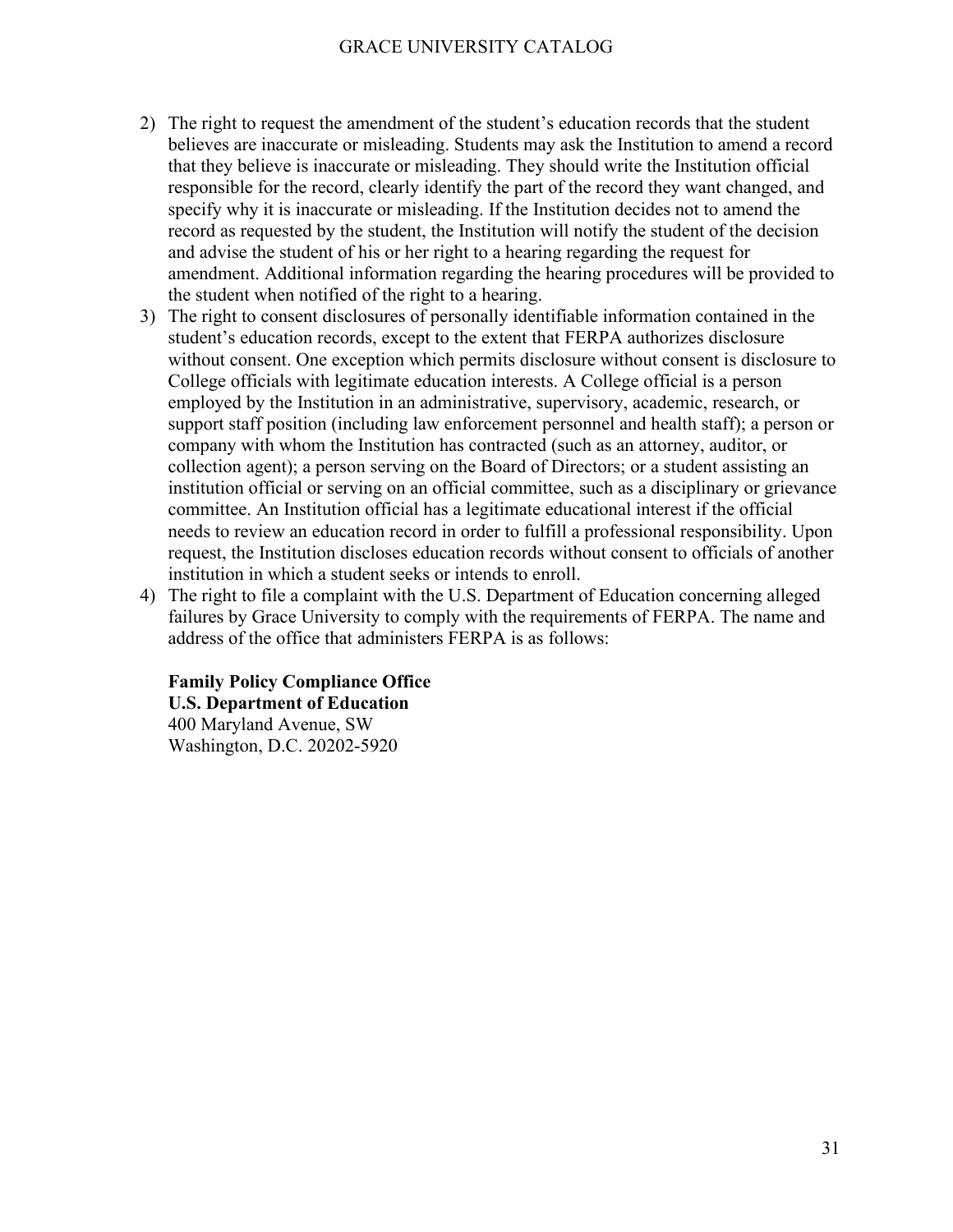2) The right to request the amendment of the student's education records that the student believes are inaccurate or misleading. Students may ask the Institution to amend a record that they believe is inaccurate or misleading. They should write the Institution official responsible for the record, clearly identify the part of the record they want changed, and specify why it is inaccurate or misleading. If the Institution decides not to amend the record as requested by the student, the Institution will notify the student of the decision and advise the student of his or her right to a hearing regarding the request for amendment. Additional information regarding the hearing procedures will be provided to the student when notified of the right to a hearing.
3) The right to consent disclosures of personally identifiable information contained in the student's education records, except to the extent that FERPA authorizes disclosure without consent. One exception which permits disclosure without consent is disclosure to College officials with legitimate education interests. A College official is a person employed by the Institution in an administrative, supervisory, academic, research, or support staff position (including law enforcement personnel and health staff); a person or company with whom the Institution has contracted (such as an attorney, auditor, or collection agent); a person serving on the Board of Directors; or a student assisting an institution official or serving on an official committee, such as a disciplinary or grievance committee. An Institution official has a legitimate educational interest if the official needs to review an education record in order to fulfill a professional responsibility. Upon request, the Institution discloses education records without consent to officials of another institution in which a student seeks or intends to enroll.
4) The right to file a complaint with the U.S. Department of Education concerning alleged failures by Grace University to comply with the requirements of FERPA. The name and address of the office that administers FERPA is as follows:

   **Family Policy Compliance Office**
   **U.S. Department of Education**
   400 Maryland Avenue, SW
   Washington, D.C. 20202-5920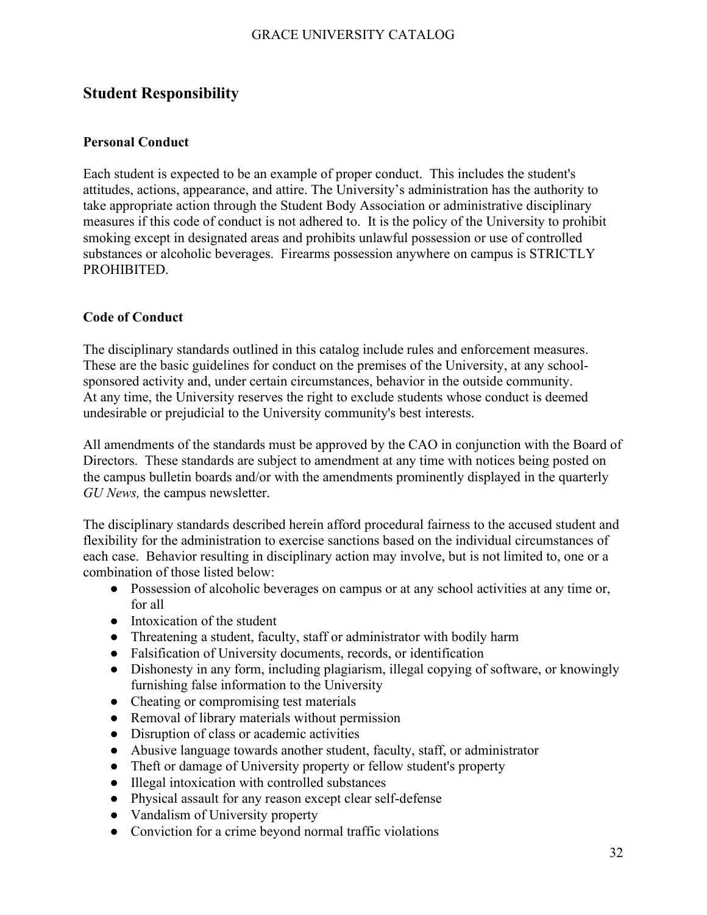## Student Responsibility

### Personal Conduct

Each student is expected to be an example of proper conduct. This includes the student's attitudes, actions, appearance, and attire. The University's administration has the authority to take appropriate action through the Student Body Association or administrative disciplinary measures if this code of conduct is not adhered to. It is the policy of the University to prohibit smoking except in designated areas and prohibits unlawful possession or use of controlled substances or alcoholic beverages. Firearms possession anywhere on campus is STRICTLY PROHIBITED.

### Code of Conduct

The disciplinary standards outlined in this catalog include rules and enforcement measures. These are the basic guidelines for conduct on the premises of the University, at any school-sponsored activity and, under certain circumstances, behavior in the outside community. At any time, the University reserves the right to exclude students whose conduct is deemed undesirable or prejudicial to the University community's best interests.

All amendments of the standards must be approved by the CAO in conjunction with the Board of Directors. These standards are subject to amendment at any time with notices being posted on the campus bulletin boards and/or with the amendments prominently displayed in the quarterly *GU News,* the campus newsletter.

The disciplinary standards described herein afford procedural fairness to the accused student and flexibility for the administration to exercise sanctions based on the individual circumstances of each case. Behavior resulting in disciplinary action may involve, but is not limited to, one or a combination of those listed below:

- Possession of alcoholic beverages on campus or at any school activities at any time or, for all
- Intoxication of the student
- Threatening a student, faculty, staff or administrator with bodily harm
- Falsification of University documents, records, or identification
- Dishonesty in any form, including plagiarism, illegal copying of software, or knowingly furnishing false information to the University
- Cheating or compromising test materials
- Removal of library materials without permission
- Disruption of class or academic activities
- Abusive language towards another student, faculty, staff, or administrator
- Theft or damage of University property or fellow student's property
- Illegal intoxication with controlled substances
- Physical assault for any reason except clear self-defense
- Vandalism of University property
- Conviction for a crime beyond normal traffic violations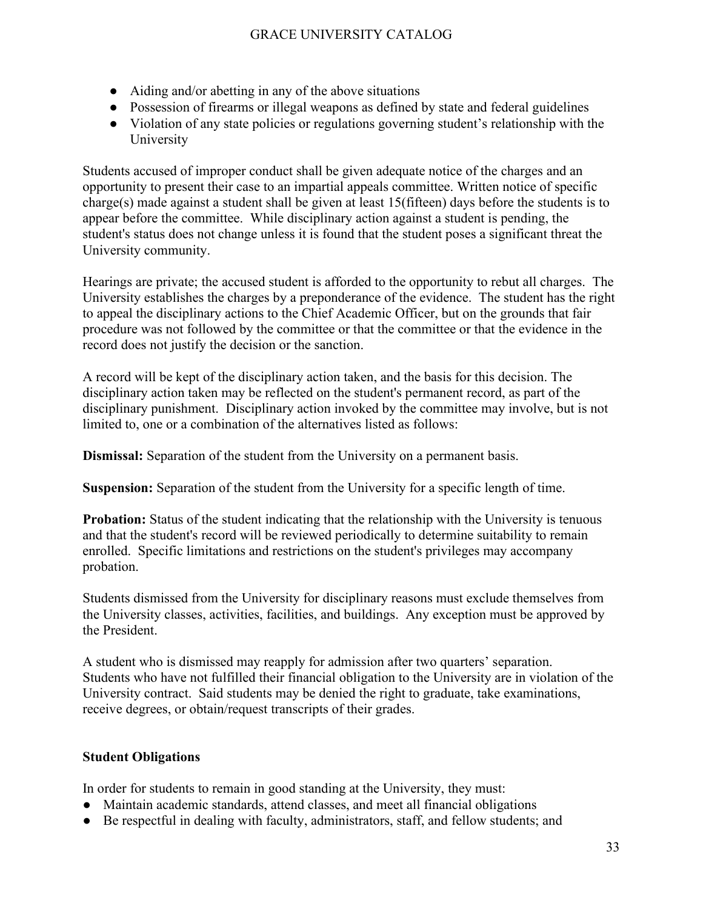- Aiding and/or abetting in any of the above situations
- Possession of firearms or illegal weapons as defined by state and federal guidelines
- Violation of any state policies or regulations governing student's relationship with the University

Students accused of improper conduct shall be given adequate notice of the charges and an opportunity to present their case to an impartial appeals committee. Written notice of specific charge(s) made against a student shall be given at least 15(fifteen) days before the students is to appear before the committee. While disciplinary action against a student is pending, the student's status does not change unless it is found that the student poses a significant threat the University community.

Hearings are private; the accused student is afforded to the opportunity to rebut all charges. The University establishes the charges by a preponderance of the evidence. The student has the right to appeal the disciplinary actions to the Chief Academic Officer, but on the grounds that fair procedure was not followed by the committee or that the committee or that the evidence in the record does not justify the decision or the sanction.

A record will be kept of the disciplinary action taken, and the basis for this decision. The disciplinary action taken may be reflected on the student's permanent record, as part of the disciplinary punishment. Disciplinary action invoked by the committee may involve, but is not limited to, one or a combination of the alternatives listed as follows:

**Dismissal:** Separation of the student from the University on a permanent basis.

**Suspension:** Separation of the student from the University for a specific length of time.

**Probation:** Status of the student indicating that the relationship with the University is tenuous and that the student's record will be reviewed periodically to determine suitability to remain enrolled. Specific limitations and restrictions on the student's privileges may accompany probation.

Students dismissed from the University for disciplinary reasons must exclude themselves from the University classes, activities, facilities, and buildings. Any exception must be approved by the President.

A student who is dismissed may reapply for admission after two quarters' separation. Students who have not fulfilled their financial obligation to the University are in violation of the University contract. Said students may be denied the right to graduate, take examinations, receive degrees, or obtain/request transcripts of their grades.

**Student Obligations**

In order for students to remain in good standing at the University, they must:

- Maintain academic standards, attend classes, and meet all financial obligations
- Be respectful in dealing with faculty, administrators, staff, and fellow students; and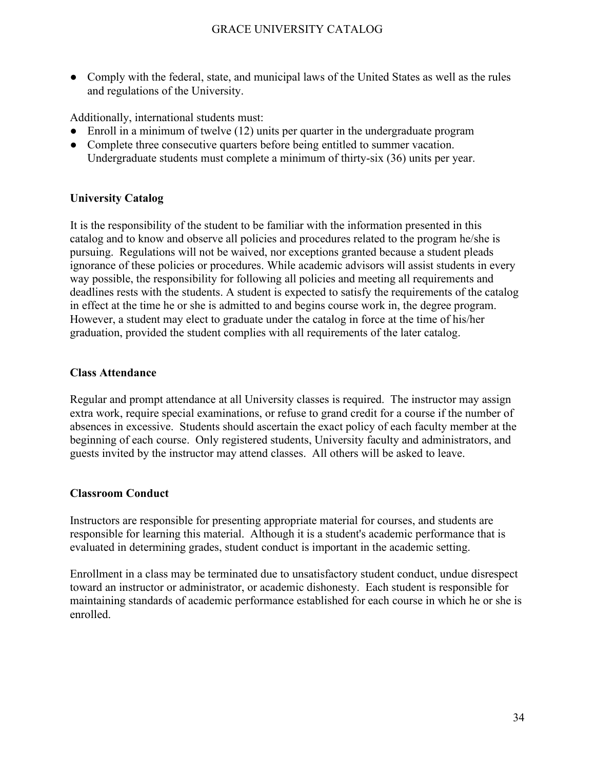- Comply with the federal, state, and municipal laws of the United States as well as the rules and regulations of the University.

Additionally, international students must:

- Enroll in a minimum of twelve (12) units per quarter in the undergraduate program
- Complete three consecutive quarters before being entitled to summer vacation. Undergraduate students must complete a minimum of thirty-six (36) units per year.

**University Catalog**

It is the responsibility of the student to be familiar with the information presented in this catalog and to know and observe all policies and procedures related to the program he/she is pursuing. Regulations will not be waived, nor exceptions granted because a student pleads ignorance of these policies or procedures. While academic advisors will assist students in every way possible, the responsibility for following all policies and meeting all requirements and deadlines rests with the students. A student is expected to satisfy the requirements of the catalog in effect at the time he or she is admitted to and begins course work in, the degree program. However, a student may elect to graduate under the catalog in force at the time of his/her graduation, provided the student complies with all requirements of the later catalog.

**Class Attendance**

Regular and prompt attendance at all University classes is required. The instructor may assign extra work, require special examinations, or refuse to grand credit for a course if the number of absences in excessive. Students should ascertain the exact policy of each faculty member at the beginning of each course. Only registered students, University faculty and administrators, and guests invited by the instructor may attend classes. All others will be asked to leave.

**Classroom Conduct**

Instructors are responsible for presenting appropriate material for courses, and students are responsible for learning this material. Although it is a student's academic performance that is evaluated in determining grades, student conduct is important in the academic setting.

Enrollment in a class may be terminated due to unsatisfactory student conduct, undue disrespect toward an instructor or administrator, or academic dishonesty. Each student is responsible for maintaining standards of academic performance established for each course in which he or she is enrolled.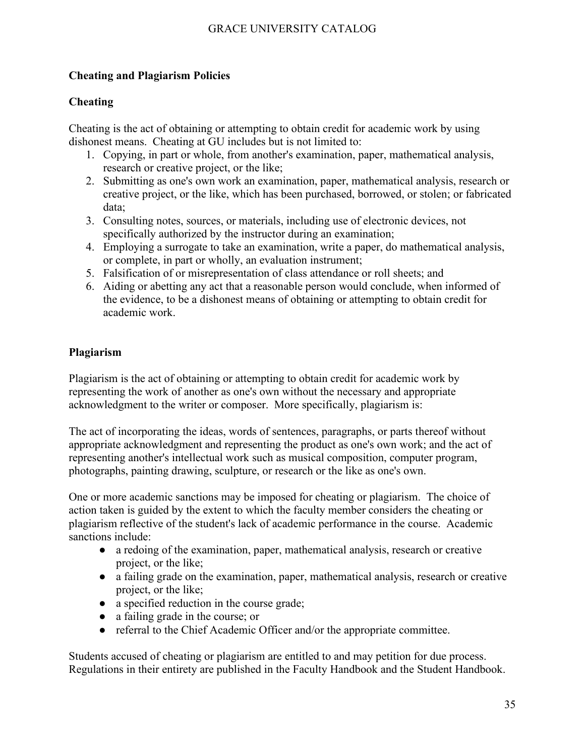## Cheating and Plagiarism Policies

### Cheating

Cheating is the act of obtaining or attempting to obtain credit for academic work by using dishonest means. Cheating at GU includes but is not limited to:

1. Copying, in part or whole, from another's examination, paper, mathematical analysis, research or creative project, or the like;
2. Submitting as one's own work an examination, paper, mathematical analysis, research or creative project, or the like, which has been purchased, borrowed, or stolen; or fabricated data;
3. Consulting notes, sources, or materials, including use of electronic devices, not specifically authorized by the instructor during an examination;
4. Employing a surrogate to take an examination, write a paper, do mathematical analysis, or complete, in part or wholly, an evaluation instrument;
5. Falsification of or misrepresentation of class attendance or roll sheets; and
6. Aiding or abetting any act that a reasonable person would conclude, when informed of the evidence, to be a dishonest means of obtaining or attempting to obtain credit for academic work.

### Plagiarism

Plagiarism is the act of obtaining or attempting to obtain credit for academic work by representing the work of another as one's own without the necessary and appropriate acknowledgment to the writer or composer. More specifically, plagiarism is:

The act of incorporating the ideas, words of sentences, paragraphs, or parts thereof without appropriate acknowledgment and representing the product as one's own work; and the act of representing another's intellectual work such as musical composition, computer program, photographs, painting drawing, sculpture, or research or the like as one's own.

One or more academic sanctions may be imposed for cheating or plagiarism. The choice of action taken is guided by the extent to which the faculty member considers the cheating or plagiarism reflective of the student's lack of academic performance in the course. Academic sanctions include:

- a redoing of the examination, paper, mathematical analysis, research or creative project, or the like;
- a failing grade on the examination, paper, mathematical analysis, research or creative project, or the like;
- a specified reduction in the course grade;
- a failing grade in the course; or
- referral to the Chief Academic Officer and/or the appropriate committee.

Students accused of cheating or plagiarism are entitled to and may petition for due process. Regulations in their entirety are published in the Faculty Handbook and the Student Handbook.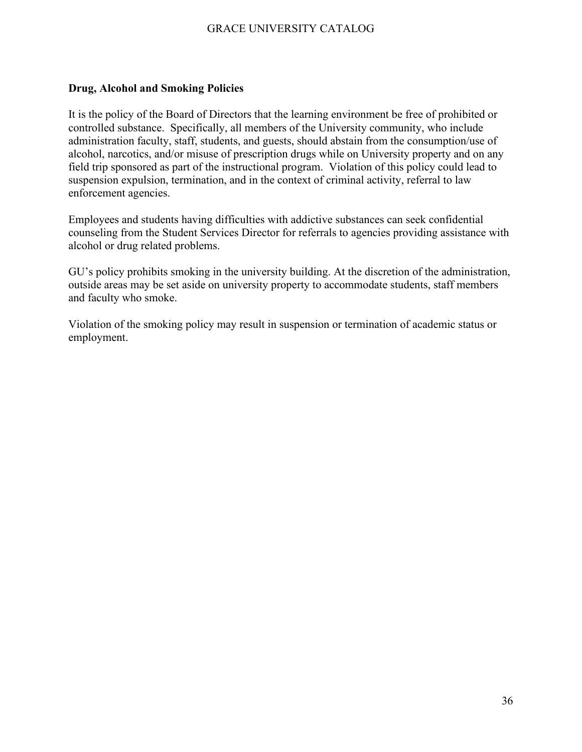## Drug, Alcohol and Smoking Policies

It is the policy of the Board of Directors that the learning environment be free of prohibited or controlled substance. Specifically, all members of the University community, who include administration faculty, staff, students, and guests, should abstain from the consumption/use of alcohol, narcotics, and/or misuse of prescription drugs while on University property and on any field trip sponsored as part of the instructional program. Violation of this policy could lead to suspension expulsion, termination, and in the context of criminal activity, referral to law enforcement agencies.

Employees and students having difficulties with addictive substances can seek confidential counseling from the Student Services Director for referrals to agencies providing assistance with alcohol or drug related problems.

GU's policy prohibits smoking in the university building. At the discretion of the administration, outside areas may be set aside on university property to accommodate students, staff members and faculty who smoke.

Violation of the smoking policy may result in suspension or termination of academic status or employment.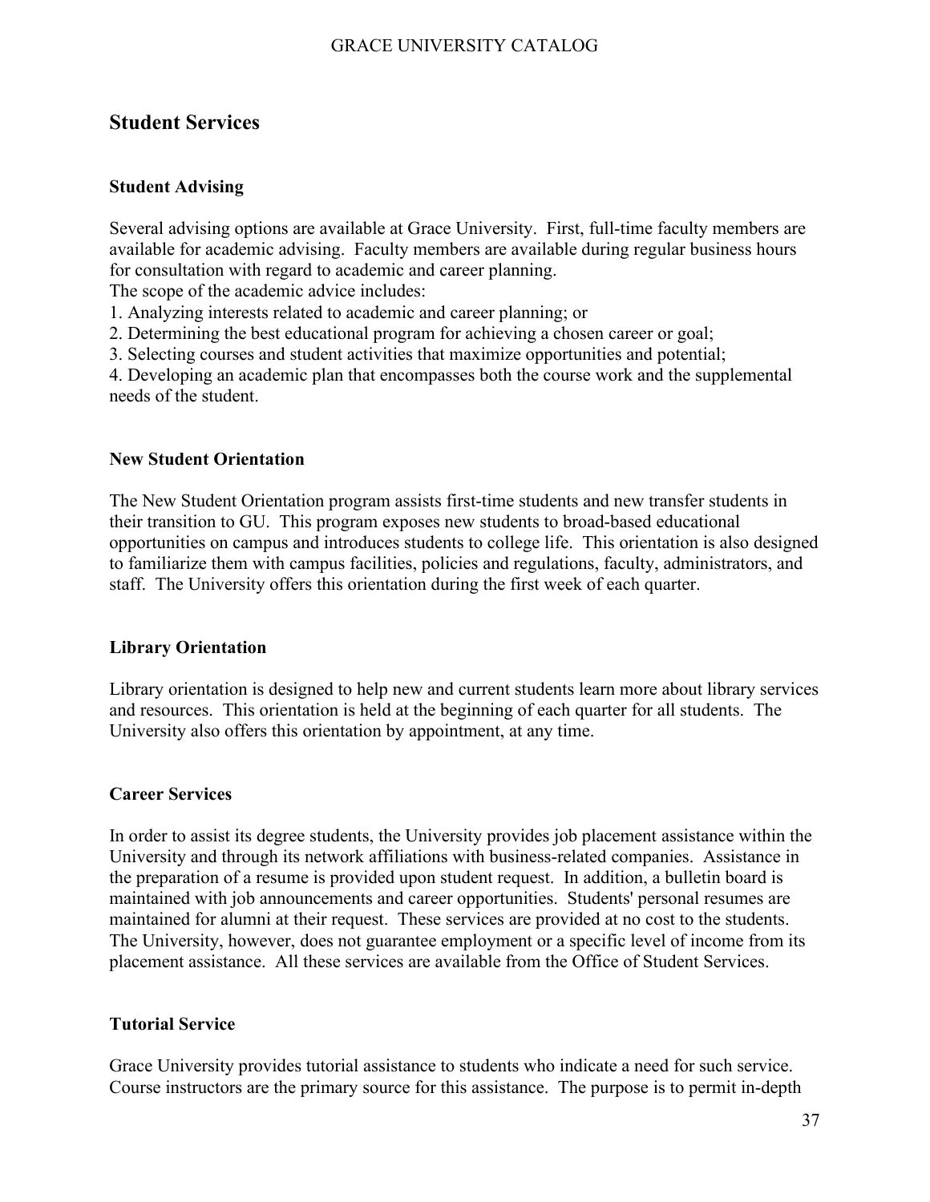## Student Services

### Student Advising

Several advising options are available at Grace University. First, full-time faculty members are available for academic advising. Faculty members are available during regular business hours for consultation with regard to academic and career planning.
The scope of the academic advice includes:

1. Analyzing interests related to academic and career planning; or
2. Determining the best educational program for achieving a chosen career or goal;
3. Selecting courses and student activities that maximize opportunities and potential;
4. Developing an academic plan that encompasses both the course work and the supplemental needs of the student.

### New Student Orientation

The New Student Orientation program assists first-time students and new transfer students in their transition to GU. This program exposes new students to broad-based educational opportunities on campus and introduces students to college life. This orientation is also designed to familiarize them with campus facilities, policies and regulations, faculty, administrators, and staff. The University offers this orientation during the first week of each quarter.

### Library Orientation

Library orientation is designed to help new and current students learn more about library services and resources. This orientation is held at the beginning of each quarter for all students. The University also offers this orientation by appointment, at any time.

### Career Services

In order to assist its degree students, the University provides job placement assistance within the University and through its network affiliations with business-related companies. Assistance in the preparation of a resume is provided upon student request. In addition, a bulletin board is maintained with job announcements and career opportunities. Students' personal resumes are maintained for alumni at their request. These services are provided at no cost to the students. The University, however, does not guarantee employment or a specific level of income from its placement assistance. All these services are available from the Office of Student Services.

### Tutorial Service

Grace University provides tutorial assistance to students who indicate a need for such service. Course instructors are the primary source for this assistance. The purpose is to permit in-depth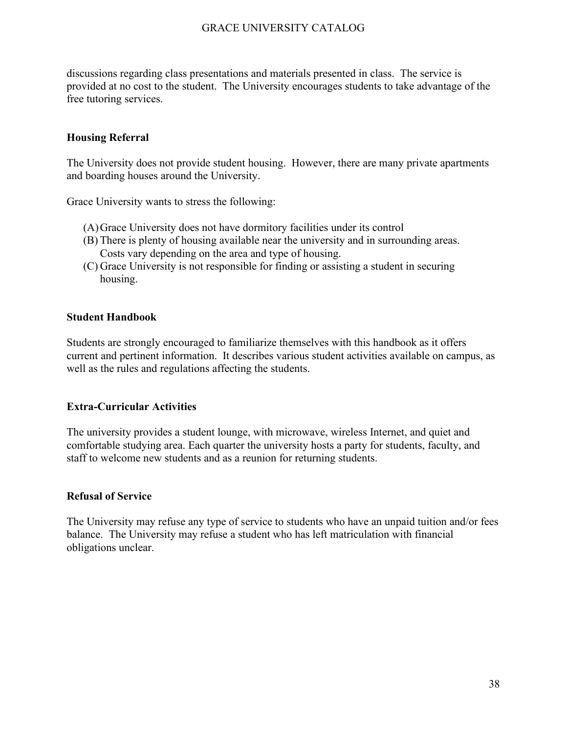discussions regarding class presentations and materials presented in class. The service is provided at no cost to the student. The University encourages students to take advantage of the free tutoring services.

### Housing Referral

The University does not provide student housing. However, there are many private apartments and boarding houses around the University.

Grace University wants to stress the following:

(A) Grace University does not have dormitory facilities under its control
(B) There is plenty of housing available near the university and in surrounding areas. Costs vary depending on the area and type of housing.
(C) Grace University is not responsible for finding or assisting a student in securing housing.

### Student Handbook

Students are strongly encouraged to familiarize themselves with this handbook as it offers current and pertinent information. It describes various student activities available on campus, as well as the rules and regulations affecting the students.

### Extra-Curricular Activities

The university provides a student lounge, with microwave, wireless Internet, and quiet and comfortable studying area. Each quarter the university hosts a party for students, faculty, and staff to welcome new students and as a reunion for returning students.

### Refusal of Service

The University may refuse any type of service to students who have an unpaid tuition and/or fees balance. The University may refuse a student who has left matriculation with financial obligations unclear.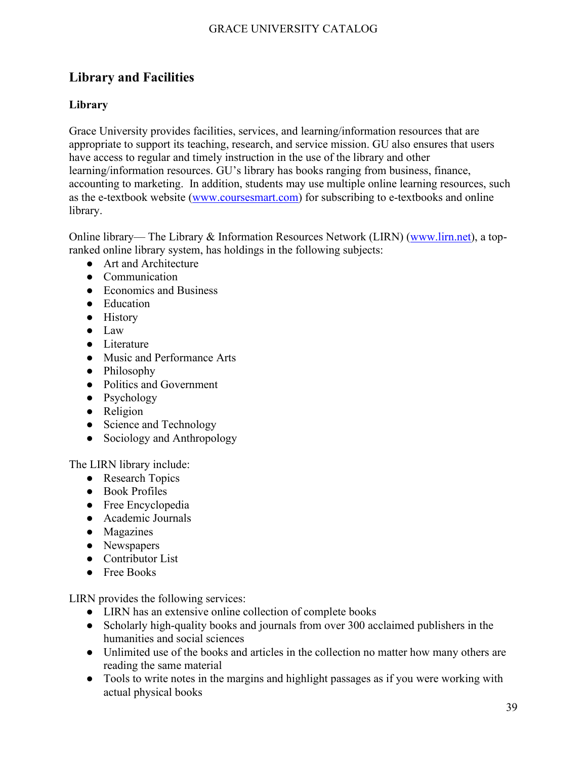## Library and Facilities

### Library

Grace University provides facilities, services, and learning/information resources that are appropriate to support its teaching, research, and service mission. GU also ensures that users have access to regular and timely instruction in the use of the library and other learning/information resources. GU's library has books ranging from business, finance, accounting to marketing. In addition, students may use multiple online learning resources, such as the e-textbook website (www.coursesmart.com) for subscribing to e-textbooks and online library.

Online library— The Library & Information Resources Network (LIRN) (www.lirn.net), a top-ranked online library system, has holdings in the following subjects:

- Art and Architecture
- Communication
- Economics and Business
- Education
- History
- Law
- Literature
- Music and Performance Arts
- Philosophy
- Politics and Government
- Psychology
- Religion
- Science and Technology
- Sociology and Anthropology

The LIRN library include:

- Research Topics
- Book Profiles
- Free Encyclopedia
- Academic Journals
- Magazines
- Newspapers
- Contributor List
- Free Books

LIRN provides the following services:

- LIRN has an extensive online collection of complete books
- Scholarly high-quality books and journals from over 300 acclaimed publishers in the humanities and social sciences
- Unlimited use of the books and articles in the collection no matter how many others are reading the same material
- Tools to write notes in the margins and highlight passages as if you were working with actual physical books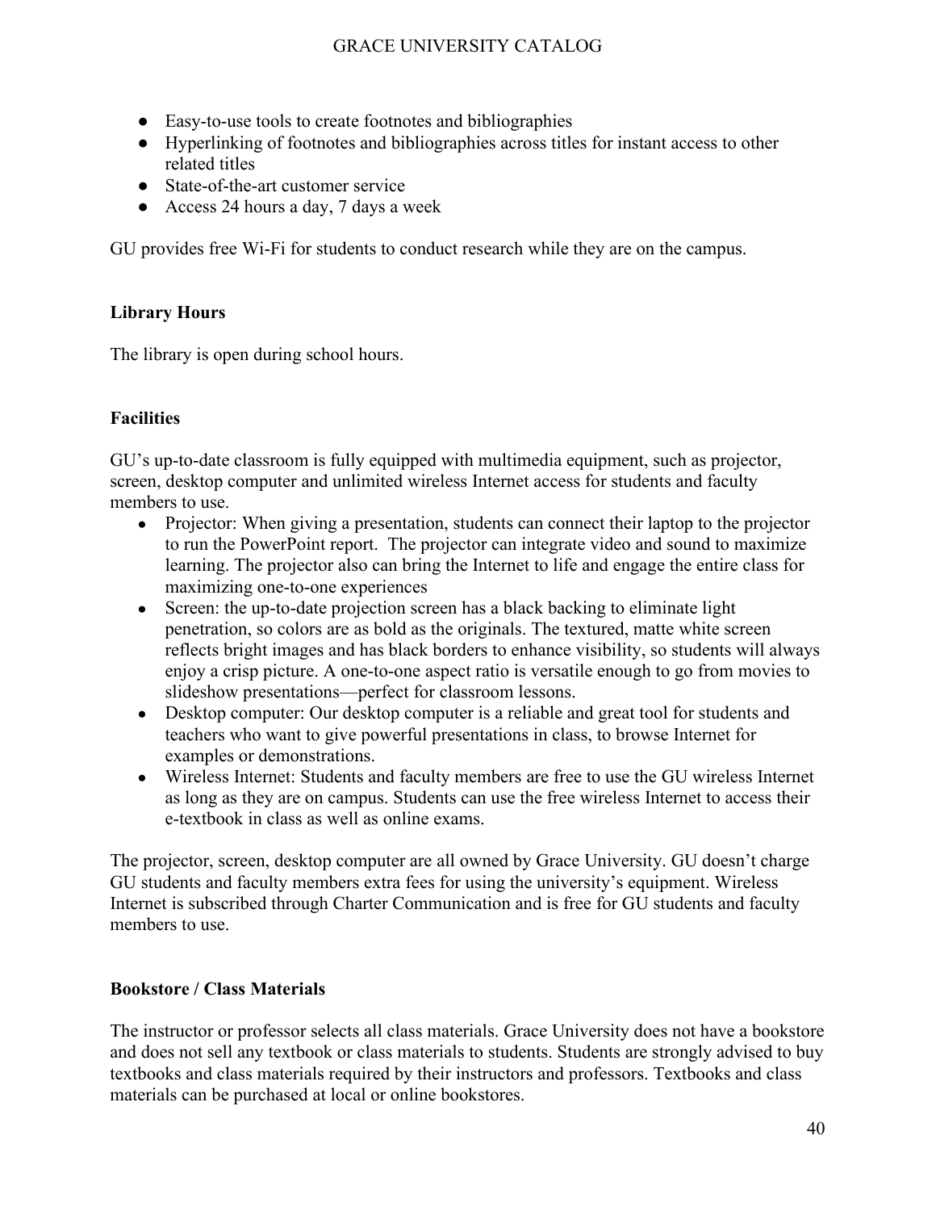- Easy-to-use tools to create footnotes and bibliographies
- Hyperlinking of footnotes and bibliographies across titles for instant access to other related titles
- State-of-the-art customer service
- Access 24 hours a day, 7 days a week

GU provides free Wi-Fi for students to conduct research while they are on the campus.

**Library Hours**

The library is open during school hours.

**Facilities**

GU's up-to-date classroom is fully equipped with multimedia equipment, such as projector, screen, desktop computer and unlimited wireless Internet access for students and faculty members to use.

- Projector: When giving a presentation, students can connect their laptop to the projector to run the PowerPoint report. The projector can integrate video and sound to maximize learning. The projector also can bring the Internet to life and engage the entire class for maximizing one-to-one experiences
- Screen: the up-to-date projection screen has a black backing to eliminate light penetration, so colors are as bold as the originals. The textured, matte white screen reflects bright images and has black borders to enhance visibility, so students will always enjoy a crisp picture. A one-to-one aspect ratio is versatile enough to go from movies to slideshow presentations—perfect for classroom lessons.
- Desktop computer: Our desktop computer is a reliable and great tool for students and teachers who want to give powerful presentations in class, to browse Internet for examples or demonstrations.
- Wireless Internet: Students and faculty members are free to use the GU wireless Internet as long as they are on campus. Students can use the free wireless Internet to access their e-textbook in class as well as online exams.

The projector, screen, desktop computer are all owned by Grace University. GU doesn't charge GU students and faculty members extra fees for using the university's equipment. Wireless Internet is subscribed through Charter Communication and is free for GU students and faculty members to use.

**Bookstore / Class Materials**

The instructor or professor selects all class materials. Grace University does not have a bookstore and does not sell any textbook or class materials to students. Students are strongly advised to buy textbooks and class materials required by their instructors and professors. Textbooks and class materials can be purchased at local or online bookstores.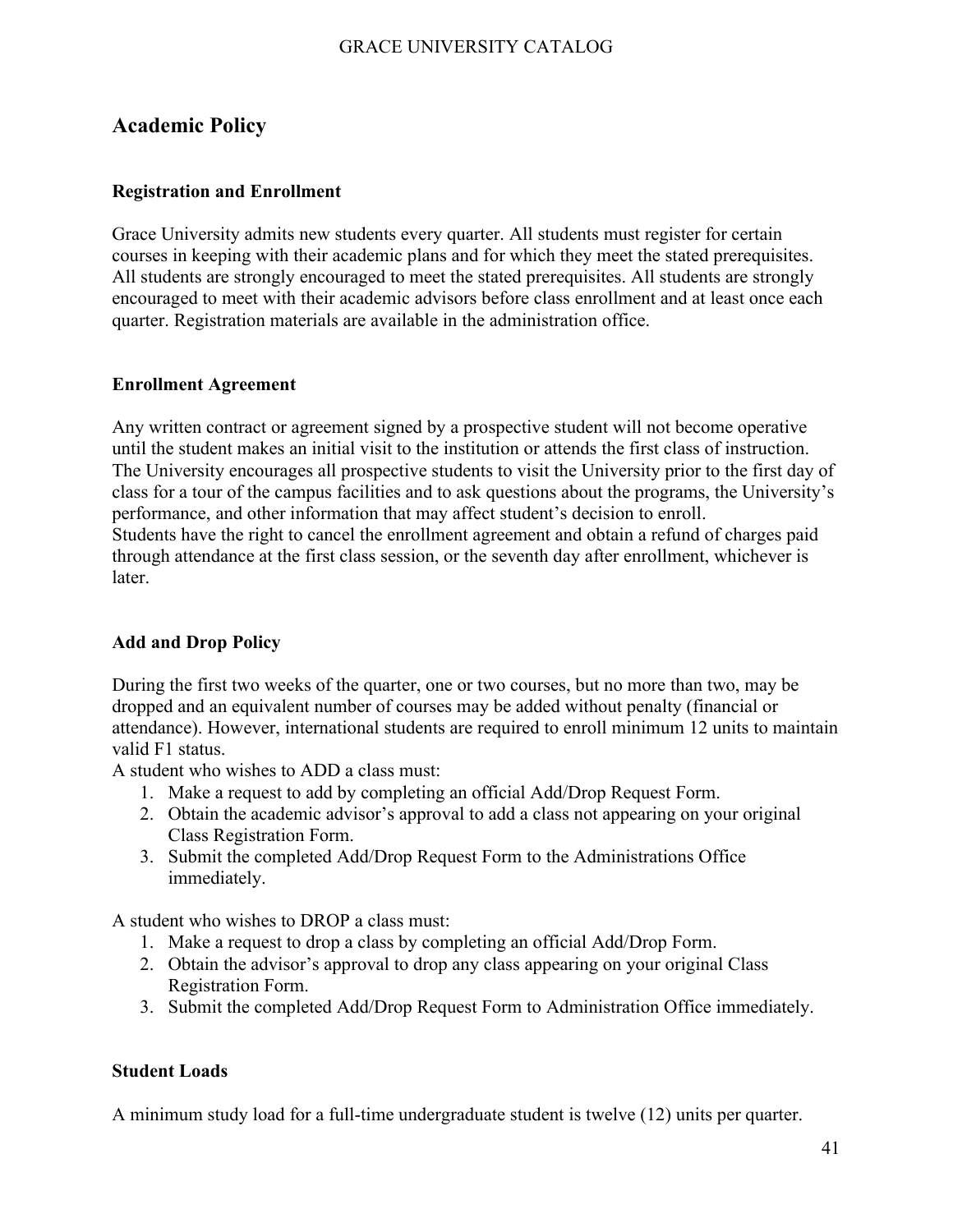## Academic Policy

### Registration and Enrollment

Grace University admits new students every quarter. All students must register for certain courses in keeping with their academic plans and for which they meet the stated prerequisites. All students are strongly encouraged to meet the stated prerequisites. All students are strongly encouraged to meet with their academic advisors before class enrollment and at least once each quarter. Registration materials are available in the administration office.

### Enrollment Agreement

Any written contract or agreement signed by a prospective student will not become operative until the student makes an initial visit to the institution or attends the first class of instruction. The University encourages all prospective students to visit the University prior to the first day of class for a tour of the campus facilities and to ask questions about the programs, the University's performance, and other information that may affect student's decision to enroll.
Students have the right to cancel the enrollment agreement and obtain a refund of charges paid through attendance at the first class session, or the seventh day after enrollment, whichever is later.

### Add and Drop Policy

During the first two weeks of the quarter, one or two courses, but no more than two, may be dropped and an equivalent number of courses may be added without penalty (financial or attendance). However, international students are required to enroll minimum 12 units to maintain valid F1 status.
A student who wishes to ADD a class must:

1. Make a request to add by completing an official Add/Drop Request Form.
2. Obtain the academic advisor's approval to add a class not appearing on your original Class Registration Form.
3. Submit the completed Add/Drop Request Form to the Administrations Office immediately.

A student who wishes to DROP a class must:

1. Make a request to drop a class by completing an official Add/Drop Form.
2. Obtain the advisor's approval to drop any class appearing on your original Class Registration Form.
3. Submit the completed Add/Drop Request Form to Administration Office immediately.

### Student Loads

A minimum study load for a full-time undergraduate student is twelve (12) units per quarter.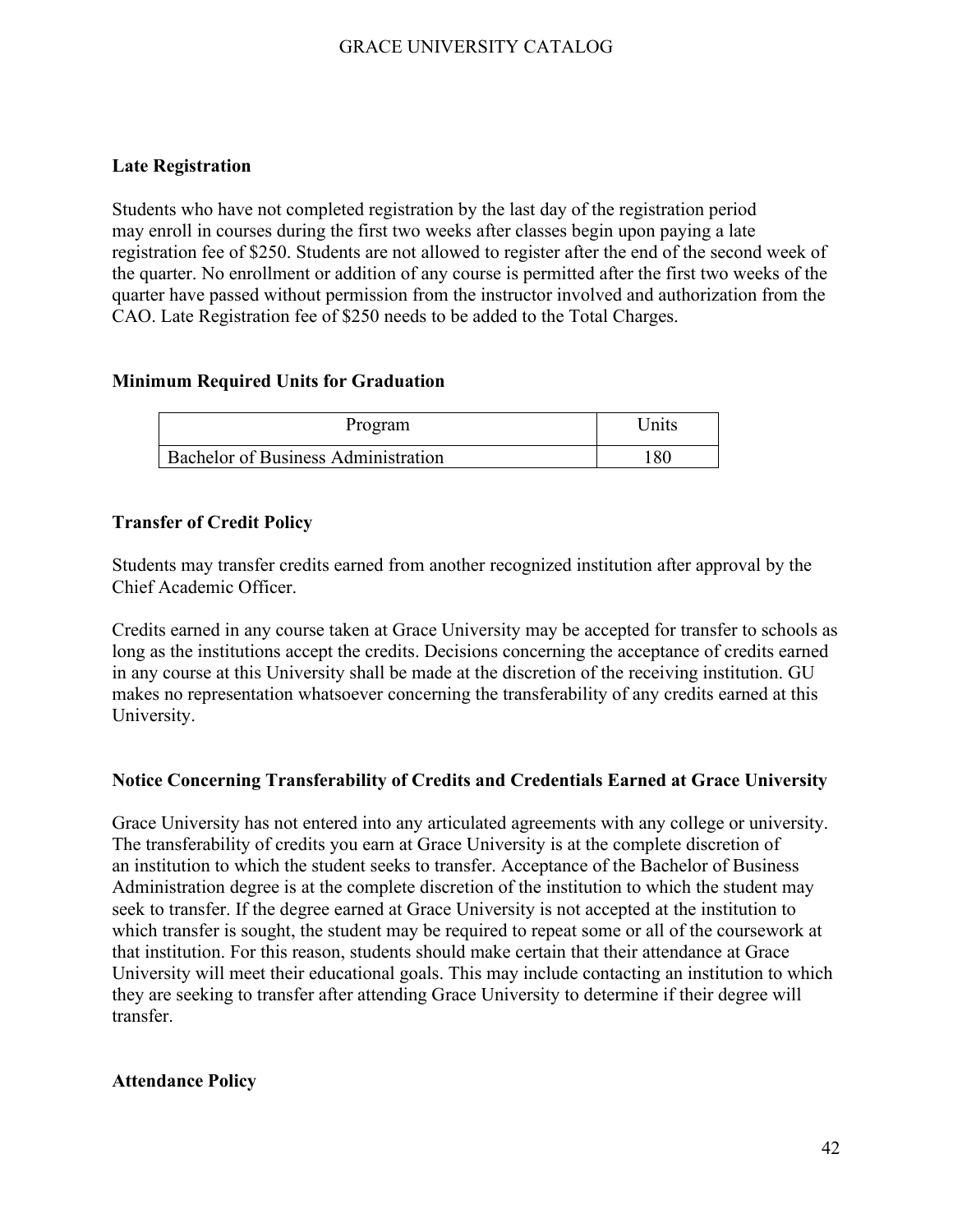### Late Registration

Students who have not completed registration by the last day of the registration period may enroll in courses during the first two weeks after classes begin upon paying a late registration fee of $250. Students are not allowed to register after the end of the second week of the quarter. No enrollment or addition of any course is permitted after the first two weeks of the quarter have passed without permission from the instructor involved and authorization from the CAO. Late Registration fee of $250 needs to be added to the Total Charges.

### Minimum Required Units for Graduation

| Program | Units |
| --- | --- |
| Bachelor of Business Administration | 180 |

### Transfer of Credit Policy

Students may transfer credits earned from another recognized institution after approval by the Chief Academic Officer.

Credits earned in any course taken at Grace University may be accepted for transfer to schools as long as the institutions accept the credits. Decisions concerning the acceptance of credits earned in any course at this University shall be made at the discretion of the receiving institution. GU makes no representation whatsoever concerning the transferability of any credits earned at this University.

### Notice Concerning Transferability of Credits and Credentials Earned at Grace University

Grace University has not entered into any articulated agreements with any college or university. The transferability of credits you earn at Grace University is at the complete discretion of an institution to which the student seeks to transfer. Acceptance of the Bachelor of Business Administration degree is at the complete discretion of the institution to which the student may seek to transfer. If the degree earned at Grace University is not accepted at the institution to which transfer is sought, the student may be required to repeat some or all of the coursework at that institution. For this reason, students should make certain that their attendance at Grace University will meet their educational goals. This may include contacting an institution to which they are seeking to transfer after attending Grace University to determine if their degree will transfer.

### Attendance Policy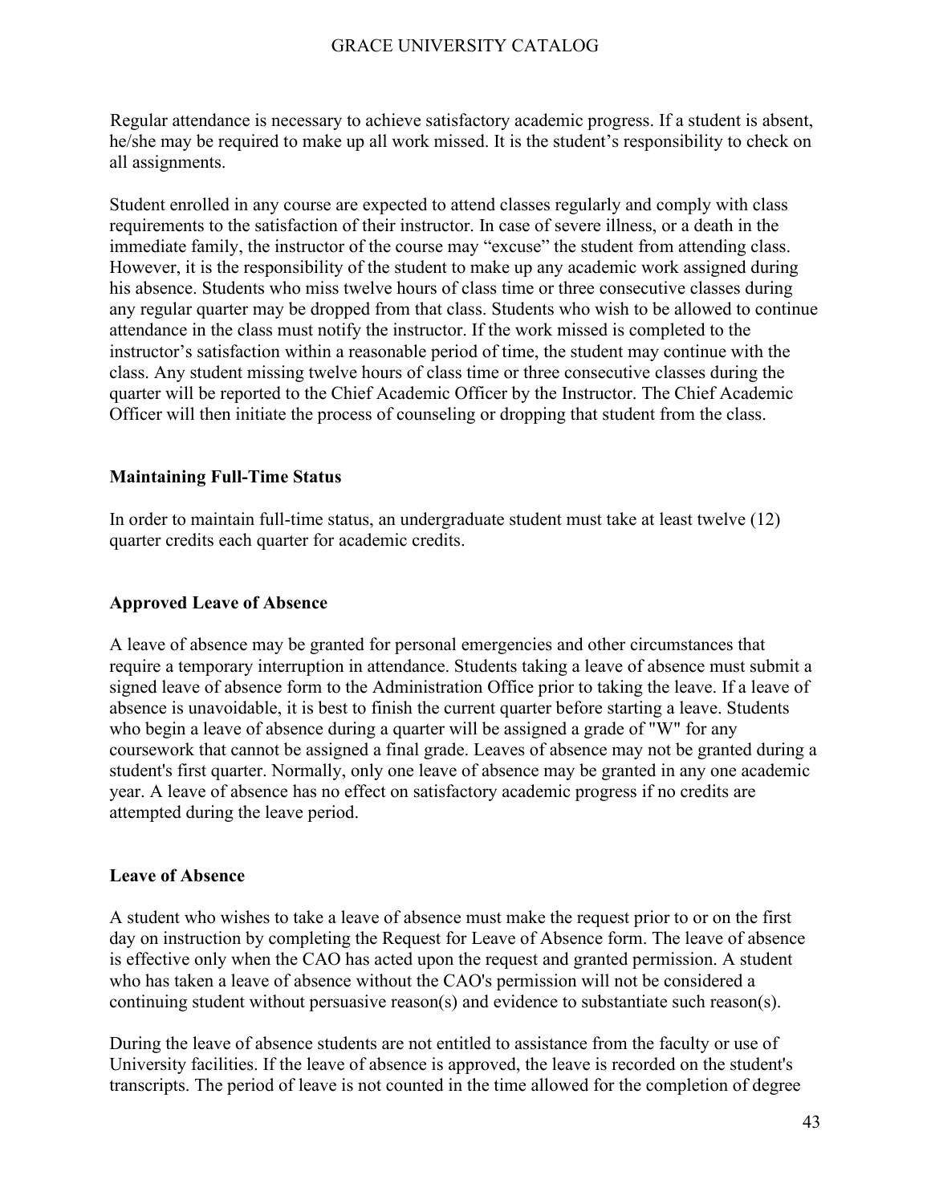Regular attendance is necessary to achieve satisfactory academic progress. If a student is absent, he/she may be required to make up all work missed. It is the student's responsibility to check on all assignments.

Student enrolled in any course are expected to attend classes regularly and comply with class requirements to the satisfaction of their instructor. In case of severe illness, or a death in the immediate family, the instructor of the course may "excuse" the student from attending class. However, it is the responsibility of the student to make up any academic work assigned during his absence. Students who miss twelve hours of class time or three consecutive classes during any regular quarter may be dropped from that class. Students who wish to be allowed to continue attendance in the class must notify the instructor. If the work missed is completed to the instructor's satisfaction within a reasonable period of time, the student may continue with the class. Any student missing twelve hours of class time or three consecutive classes during the quarter will be reported to the Chief Academic Officer by the Instructor. The Chief Academic Officer will then initiate the process of counseling or dropping that student from the class.

**Maintaining Full-Time Status**

In order to maintain full-time status, an undergraduate student must take at least twelve (12) quarter credits each quarter for academic credits.

**Approved Leave of Absence**

A leave of absence may be granted for personal emergencies and other circumstances that require a temporary interruption in attendance. Students taking a leave of absence must submit a signed leave of absence form to the Administration Office prior to taking the leave. If a leave of absence is unavoidable, it is best to finish the current quarter before starting a leave. Students who begin a leave of absence during a quarter will be assigned a grade of "W" for any coursework that cannot be assigned a final grade. Leaves of absence may not be granted during a student's first quarter. Normally, only one leave of absence may be granted in any one academic year. A leave of absence has no effect on satisfactory academic progress if no credits are attempted during the leave period.

**Leave of Absence**

A student who wishes to take a leave of absence must make the request prior to or on the first day on instruction by completing the Request for Leave of Absence form. The leave of absence is effective only when the CAO has acted upon the request and granted permission. A student who has taken a leave of absence without the CAO's permission will not be considered a continuing student without persuasive reason(s) and evidence to substantiate such reason(s).

During the leave of absence students are not entitled to assistance from the faculty or use of University facilities. If the leave of absence is approved, the leave is recorded on the student's transcripts. The period of leave is not counted in the time allowed for the completion of degree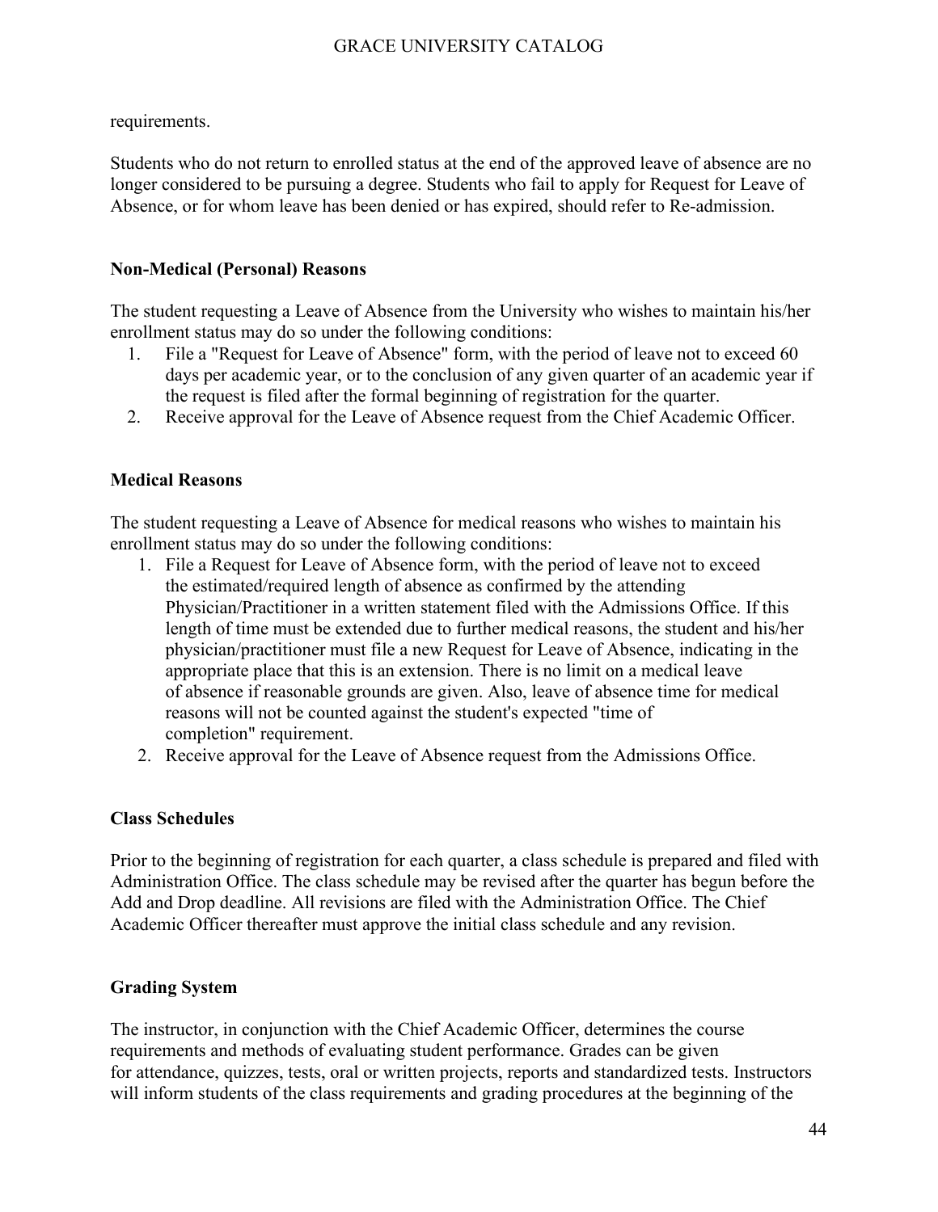requirements.

Students who do not return to enrolled status at the end of the approved leave of absence are no longer considered to be pursuing a degree. Students who fail to apply for Request for Leave of Absence, or for whom leave has been denied or has expired, should refer to Re-admission.

### Non-Medical (Personal) Reasons

The student requesting a Leave of Absence from the University who wishes to maintain his/her enrollment status may do so under the following conditions:

1. File a "Request for Leave of Absence" form, with the period of leave not to exceed 60 days per academic year, or to the conclusion of any given quarter of an academic year if the request is filed after the formal beginning of registration for the quarter.
2. Receive approval for the Leave of Absence request from the Chief Academic Officer.

### Medical Reasons

The student requesting a Leave of Absence for medical reasons who wishes to maintain his enrollment status may do so under the following conditions:

1. File a Request for Leave of Absence form, with the period of leave not to exceed the estimated/required length of absence as confirmed by the attending Physician/Practitioner in a written statement filed with the Admissions Office. If this length of time must be extended due to further medical reasons, the student and his/her physician/practitioner must file a new Request for Leave of Absence, indicating in the appropriate place that this is an extension. There is no limit on a medical leave of absence if reasonable grounds are given. Also, leave of absence time for medical reasons will not be counted against the student's expected "time of completion" requirement.
2. Receive approval for the Leave of Absence request from the Admissions Office.

### Class Schedules

Prior to the beginning of registration for each quarter, a class schedule is prepared and filed with Administration Office. The class schedule may be revised after the quarter has begun before the Add and Drop deadline. All revisions are filed with the Administration Office. The Chief Academic Officer thereafter must approve the initial class schedule and any revision.

### Grading System

The instructor, in conjunction with the Chief Academic Officer, determines the course requirements and methods of evaluating student performance. Grades can be given for attendance, quizzes, tests, oral or written projects, reports and standardized tests. Instructors will inform students of the class requirements and grading procedures at the beginning of the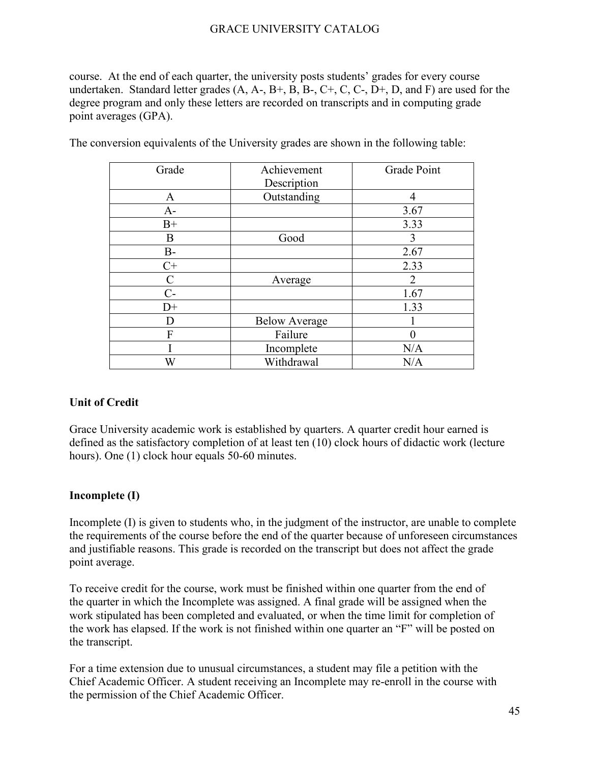course. At the end of each quarter, the university posts students' grades for every course undertaken. Standard letter grades (A, A-, B+, B, B-, C+, C, C-, D+, D, and F) are used for the degree program and only these letters are recorded on transcripts and in computing grade point averages (GPA).

The conversion equivalents of the University grades are shown in the following table:

| Grade | Achievement Description | Grade Point |
|---|---|---|
| A | Outstanding | 4 |
| A- | | 3.67 |
| B+ | | 3.33 |
| B | Good | 3 |
| B- | | 2.67 |
| C+ | | 2.33 |
| C | Average | 2 |
| C- | | 1.67 |
| D+ | | 1.33 |
| D | Below Average | 1 |
| F | Failure | 0 |
| I | Incomplete | N/A |
| W | Withdrawal | N/A |

**Unit of Credit**

Grace University academic work is established by quarters. A quarter credit hour earned is defined as the satisfactory completion of at least ten (10) clock hours of didactic work (lecture hours). One (1) clock hour equals 50-60 minutes.

**Incomplete (I)**

Incomplete (I) is given to students who, in the judgment of the instructor, are unable to complete the requirements of the course before the end of the quarter because of unforeseen circumstances and justifiable reasons. This grade is recorded on the transcript but does not affect the grade point average.

To receive credit for the course, work must be finished within one quarter from the end of the quarter in which the Incomplete was assigned. A final grade will be assigned when the work stipulated has been completed and evaluated, or when the time limit for completion of the work has elapsed. If the work is not finished within one quarter an "F" will be posted on the transcript.

For a time extension due to unusual circumstances, a student may file a petition with the Chief Academic Officer. A student receiving an Incomplete may re-enroll in the course with the permission of the Chief Academic Officer.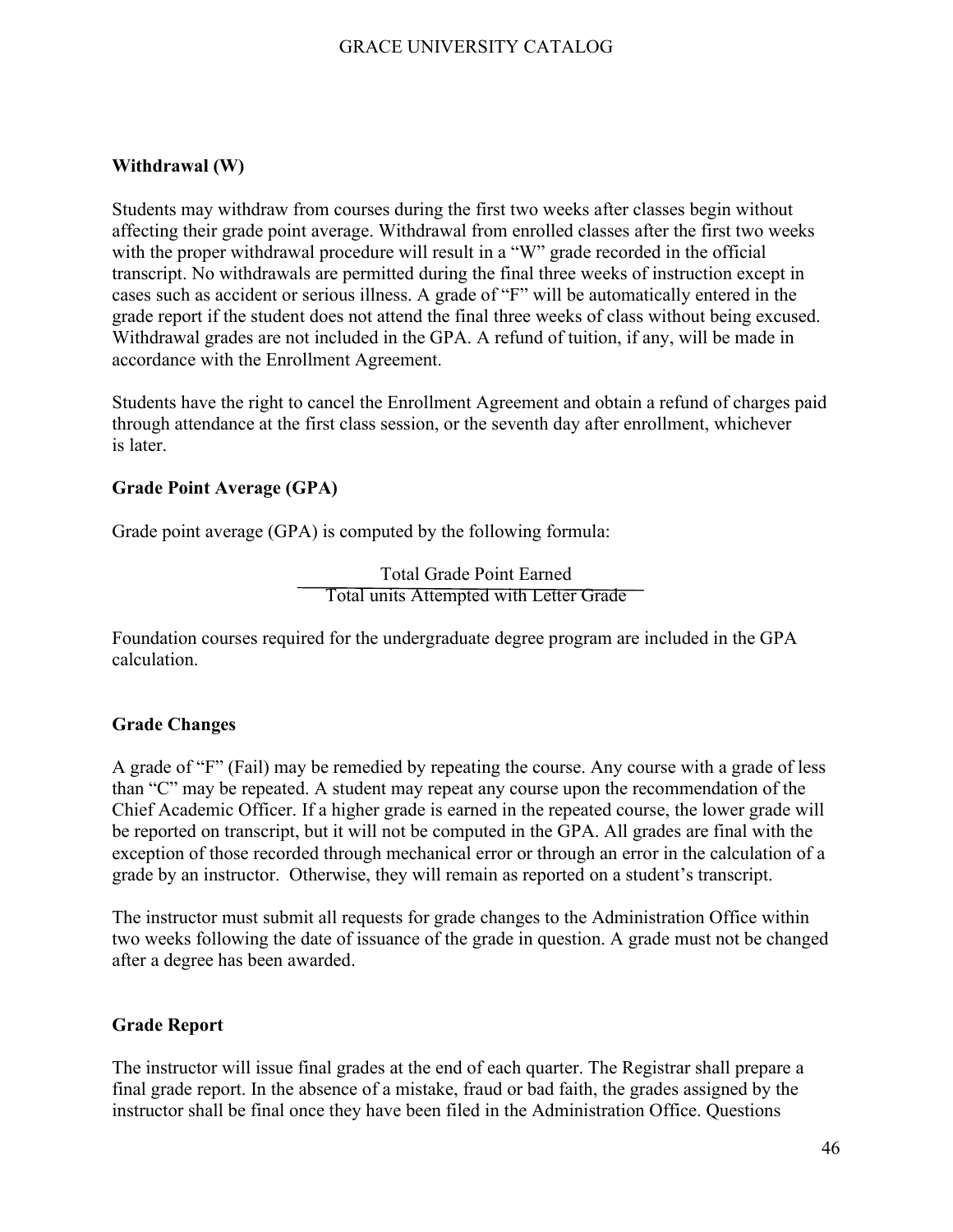### Withdrawal (W)

Students may withdraw from courses during the first two weeks after classes begin without affecting their grade point average. Withdrawal from enrolled classes after the first two weeks with the proper withdrawal procedure will result in a "W" grade recorded in the official transcript. No withdrawals are permitted during the final three weeks of instruction except in cases such as accident or serious illness. A grade of "F" will be automatically entered in the grade report if the student does not attend the final three weeks of class without being excused. Withdrawal grades are not included in the GPA. A refund of tuition, if any, will be made in accordance with the Enrollment Agreement.

Students have the right to cancel the Enrollment Agreement and obtain a refund of charges paid through attendance at the first class session, or the seventh day after enrollment, whichever is later.

### Grade Point Average (GPA)

Grade point average (GPA) is computed by the following formula:

$$\frac{\text{Total Grade Point Earned}}{\text{Total units Attempted with Letter Grade}}$$

Foundation courses required for the undergraduate degree program are included in the GPA calculation.

### Grade Changes

A grade of "F" (Fail) may be remedied by repeating the course. Any course with a grade of less than "C" may be repeated. A student may repeat any course upon the recommendation of the Chief Academic Officer. If a higher grade is earned in the repeated course, the lower grade will be reported on transcript, but it will not be computed in the GPA. All grades are final with the exception of those recorded through mechanical error or through an error in the calculation of a grade by an instructor. Otherwise, they will remain as reported on a student's transcript.

The instructor must submit all requests for grade changes to the Administration Office within two weeks following the date of issuance of the grade in question. A grade must not be changed after a degree has been awarded.

### Grade Report

The instructor will issue final grades at the end of each quarter. The Registrar shall prepare a final grade report. In the absence of a mistake, fraud or bad faith, the grades assigned by the instructor shall be final once they have been filed in the Administration Office. Questions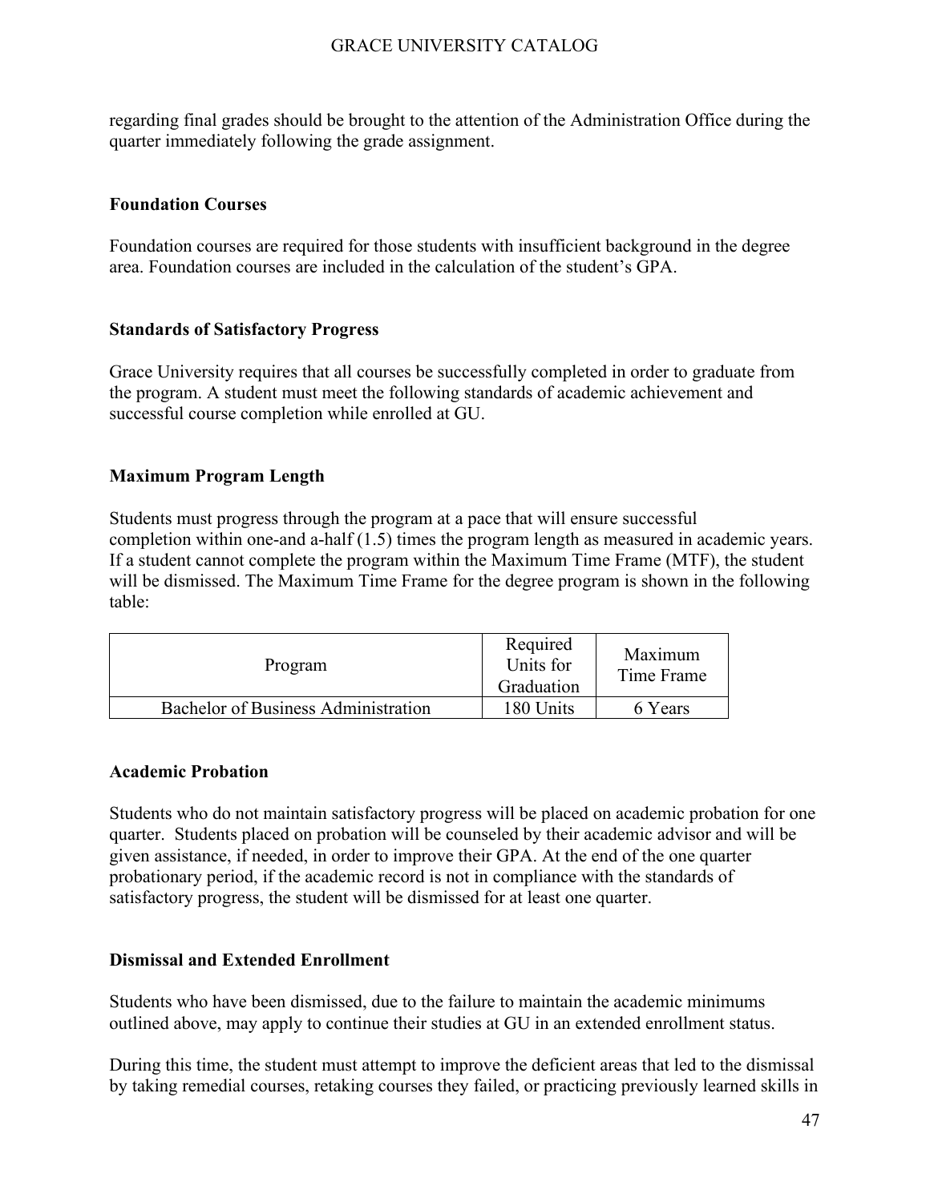regarding final grades should be brought to the attention of the Administration Office during the quarter immediately following the grade assignment.

**Foundation Courses**

Foundation courses are required for those students with insufficient background in the degree area. Foundation courses are included in the calculation of the student's GPA.

**Standards of Satisfactory Progress**

Grace University requires that all courses be successfully completed in order to graduate from the program. A student must meet the following standards of academic achievement and successful course completion while enrolled at GU.

**Maximum Program Length**

Students must progress through the program at a pace that will ensure successful completion within one-and a-half (1.5) times the program length as measured in academic years. If a student cannot complete the program within the Maximum Time Frame (MTF), the student will be dismissed. The Maximum Time Frame for the degree program is shown in the following table:

| Program | Required Units for Graduation | Maximum Time Frame |
|---|---|---|
| Bachelor of Business Administration | 180 Units | 6 Years |

**Academic Probation**

Students who do not maintain satisfactory progress will be placed on academic probation for one quarter. Students placed on probation will be counseled by their academic advisor and will be given assistance, if needed, in order to improve their GPA. At the end of the one quarter probationary period, if the academic record is not in compliance with the standards of satisfactory progress, the student will be dismissed for at least one quarter.

**Dismissal and Extended Enrollment**

Students who have been dismissed, due to the failure to maintain the academic minimums outlined above, may apply to continue their studies at GU in an extended enrollment status.

During this time, the student must attempt to improve the deficient areas that led to the dismissal by taking remedial courses, retaking courses they failed, or practicing previously learned skills in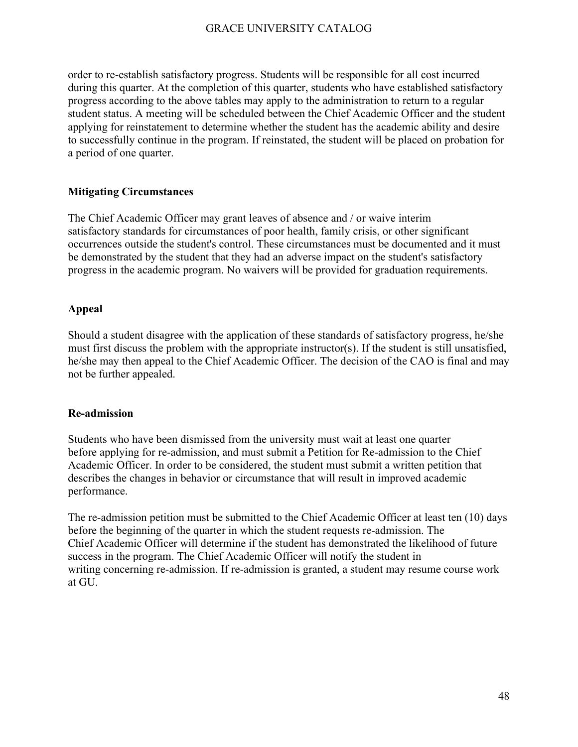order to re-establish satisfactory progress. Students will be responsible for all cost incurred during this quarter. At the completion of this quarter, students who have established satisfactory progress according to the above tables may apply to the administration to return to a regular student status. A meeting will be scheduled between the Chief Academic Officer and the student applying for reinstatement to determine whether the student has the academic ability and desire to successfully continue in the program. If reinstated, the student will be placed on probation for a period of one quarter.

**Mitigating Circumstances**

The Chief Academic Officer may grant leaves of absence and / or waive interim satisfactory standards for circumstances of poor health, family crisis, or other significant occurrences outside the student's control. These circumstances must be documented and it must be demonstrated by the student that they had an adverse impact on the student's satisfactory progress in the academic program. No waivers will be provided for graduation requirements.

**Appeal**

Should a student disagree with the application of these standards of satisfactory progress, he/she must first discuss the problem with the appropriate instructor(s). If the student is still unsatisfied, he/she may then appeal to the Chief Academic Officer. The decision of the CAO is final and may not be further appealed.

**Re-admission**

Students who have been dismissed from the university must wait at least one quarter before applying for re-admission, and must submit a Petition for Re-admission to the Chief Academic Officer. In order to be considered, the student must submit a written petition that describes the changes in behavior or circumstance that will result in improved academic performance.

The re-admission petition must be submitted to the Chief Academic Officer at least ten (10) days before the beginning of the quarter in which the student requests re-admission. The Chief Academic Officer will determine if the student has demonstrated the likelihood of future success in the program. The Chief Academic Officer will notify the student in writing concerning re-admission. If re-admission is granted, a student may resume course work at GU.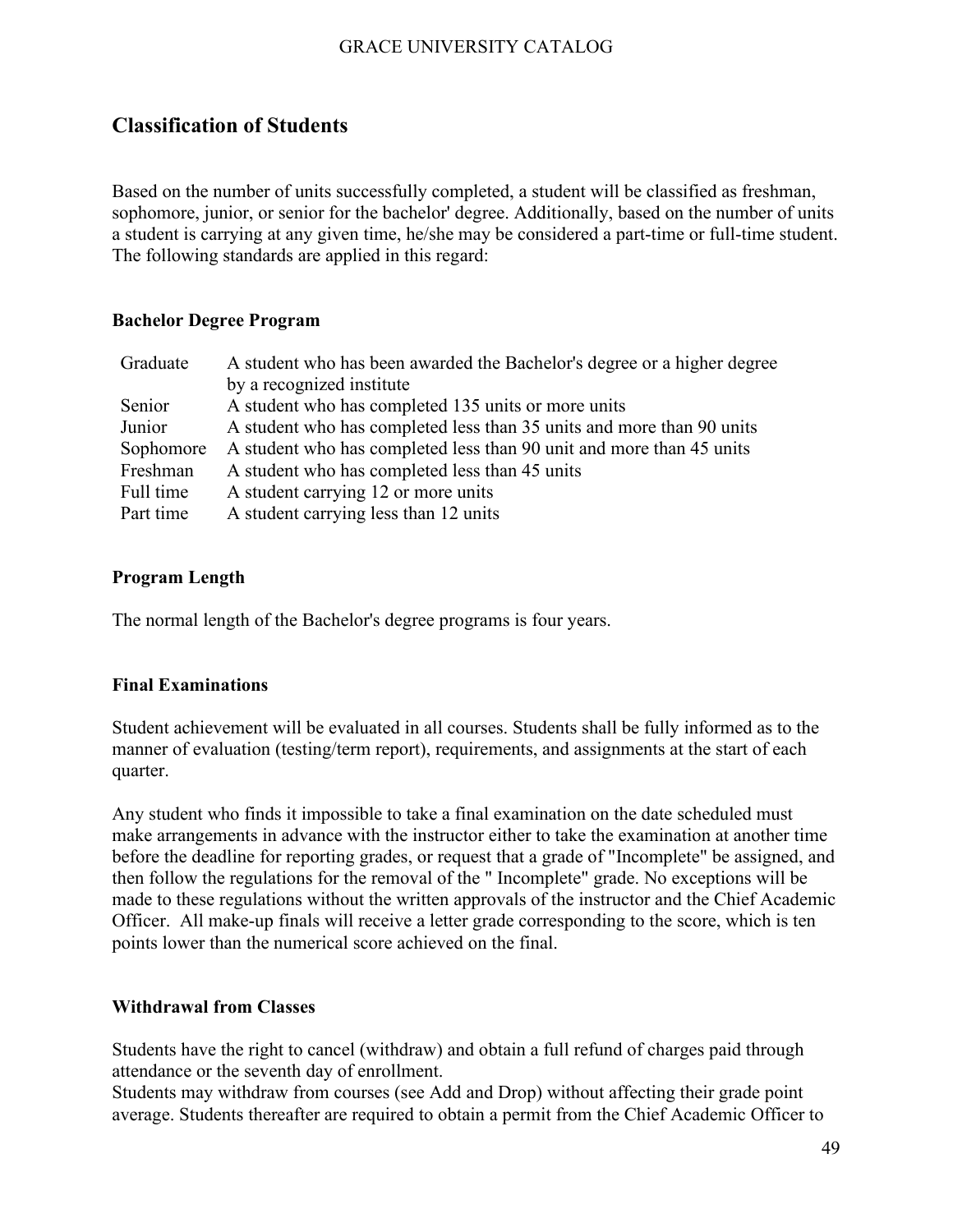## Classification of Students

Based on the number of units successfully completed, a student will be classified as freshman, sophomore, junior, or senior for the bachelor' degree. Additionally, based on the number of units a student is carrying at any given time, he/she may be considered a part-time or full-time student. The following standards are applied in this regard:

### Bachelor Degree Program

| | |
|---|---|
| Graduate | A student who has been awarded the Bachelor's degree or a higher degree by a recognized institute |
| Senior | A student who has completed 135 units or more units |
| Junior | A student who has completed less than 35 units and more than 90 units |
| Sophomore | A student who has completed less than 90 unit and more than 45 units |
| Freshman | A student who has completed less than 45 units |
| Full time | A student carrying 12 or more units |
| Part time | A student carrying less than 12 units |

### Program Length

The normal length of the Bachelor's degree programs is four years.

### Final Examinations

Student achievement will be evaluated in all courses. Students shall be fully informed as to the manner of evaluation (testing/term report), requirements, and assignments at the start of each quarter.

Any student who finds it impossible to take a final examination on the date scheduled must make arrangements in advance with the instructor either to take the examination at another time before the deadline for reporting grades, or request that a grade of "Incomplete" be assigned, and then follow the regulations for the removal of the " Incomplete" grade. No exceptions will be made to these regulations without the written approvals of the instructor and the Chief Academic Officer. All make-up finals will receive a letter grade corresponding to the score, which is ten points lower than the numerical score achieved on the final.

### Withdrawal from Classes

Students have the right to cancel (withdraw) and obtain a full refund of charges paid through attendance or the seventh day of enrollment.
Students may withdraw from courses (see Add and Drop) without affecting their grade point average. Students thereafter are required to obtain a permit from the Chief Academic Officer to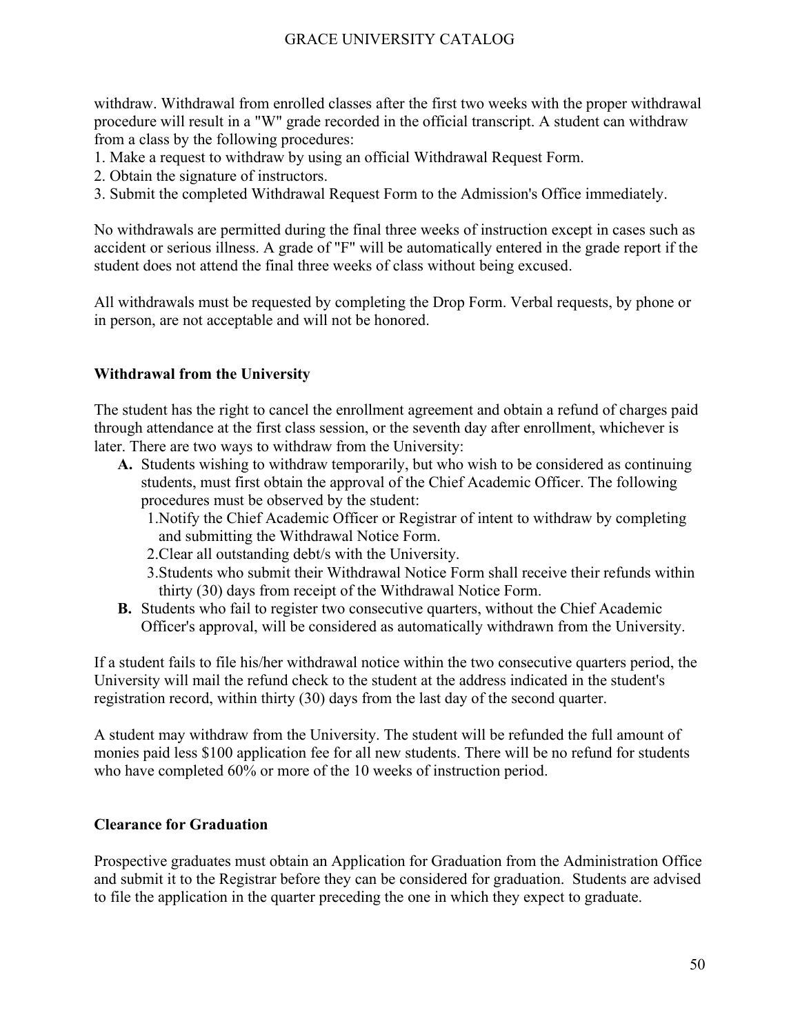withdraw. Withdrawal from enrolled classes after the first two weeks with the proper withdrawal procedure will result in a "W" grade recorded in the official transcript. A student can withdraw from a class by the following procedures:

1. Make a request to withdraw by using an official Withdrawal Request Form.
2. Obtain the signature of instructors.
3. Submit the completed Withdrawal Request Form to the Admission's Office immediately.

No withdrawals are permitted during the final three weeks of instruction except in cases such as accident or serious illness. A grade of "F" will be automatically entered in the grade report if the student does not attend the final three weeks of class without being excused.

All withdrawals must be requested by completing the Drop Form. Verbal requests, by phone or in person, are not acceptable and will not be honored.

**Withdrawal from the University**

The student has the right to cancel the enrollment agreement and obtain a refund of charges paid through attendance at the first class session, or the seventh day after enrollment, whichever is later. There are two ways to withdraw from the University:

- **A.** Students wishing to withdraw temporarily, but who wish to be considered as continuing students, must first obtain the approval of the Chief Academic Officer. The following procedures must be observed by the student:
  1. Notify the Chief Academic Officer or Registrar of intent to withdraw by completing and submitting the Withdrawal Notice Form.
  2. Clear all outstanding debt/s with the University.
  3. Students who submit their Withdrawal Notice Form shall receive their refunds within thirty (30) days from receipt of the Withdrawal Notice Form.
- **B.** Students who fail to register two consecutive quarters, without the Chief Academic Officer's approval, will be considered as automatically withdrawn from the University.

If a student fails to file his/her withdrawal notice within the two consecutive quarters period, the University will mail the refund check to the student at the address indicated in the student's registration record, within thirty (30) days from the last day of the second quarter.

A student may withdraw from the University. The student will be refunded the full amount of monies paid less $100 application fee for all new students. There will be no refund for students who have completed 60% or more of the 10 weeks of instruction period.

**Clearance for Graduation**

Prospective graduates must obtain an Application for Graduation from the Administration Office and submit it to the Registrar before they can be considered for graduation. Students are advised to file the application in the quarter preceding the one in which they expect to graduate.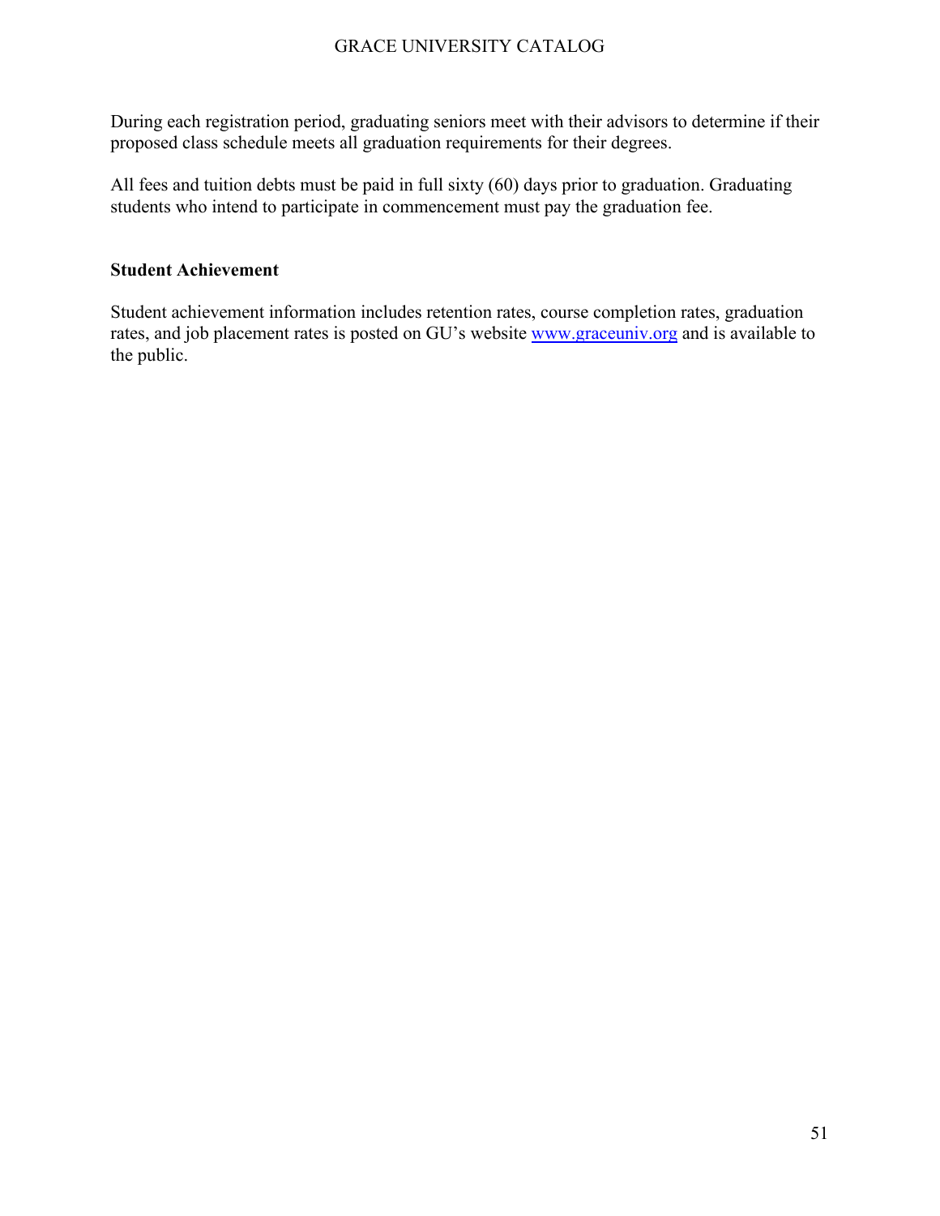During each registration period, graduating seniors meet with their advisors to determine if their proposed class schedule meets all graduation requirements for their degrees.

All fees and tuition debts must be paid in full sixty (60) days prior to graduation. Graduating students who intend to participate in commencement must pay the graduation fee.

## Student Achievement

Student achievement information includes retention rates, course completion rates, graduation rates, and job placement rates is posted on GU's website [www.graceuniv.org](http://www.graceuniv.org) and is available to the public.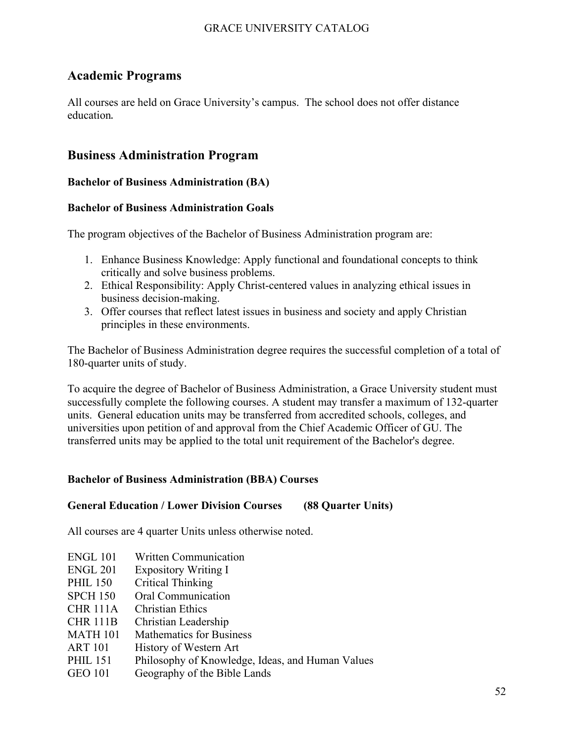## Academic Programs

All courses are held on Grace University's campus. The school does not offer distance education.

## Business Administration Program

**Bachelor of Business Administration (BA)**

**Bachelor of Business Administration Goals**

The program objectives of the Bachelor of Business Administration program are:

1. Enhance Business Knowledge: Apply functional and foundational concepts to think critically and solve business problems.
2. Ethical Responsibility: Apply Christ-centered values in analyzing ethical issues in business decision-making.
3. Offer courses that reflect latest issues in business and society and apply Christian principles in these environments.

The Bachelor of Business Administration degree requires the successful completion of a total of 180-quarter units of study.

To acquire the degree of Bachelor of Business Administration, a Grace University student must successfully complete the following courses. A student may transfer a maximum of 132-quarter units. General education units may be transferred from accredited schools, colleges, and universities upon petition of and approval from the Chief Academic Officer of GU. The transferred units may be applied to the total unit requirement of the Bachelor's degree.

**Bachelor of Business Administration (BBA) Courses**

**General Education / Lower Division Courses (88 Quarter Units)**

All courses are 4 quarter Units unless otherwise noted.

| | |
|---|---|
| ENGL 101 | Written Communication |
| ENGL 201 | Expository Writing I |
| PHIL 150 | Critical Thinking |
| SPCH 150 | Oral Communication |
| CHR 111A | Christian Ethics |
| CHR 111B | Christian Leadership |
| MATH 101 | Mathematics for Business |
| ART 101 | History of Western Art |
| PHIL 151 | Philosophy of Knowledge, Ideas, and Human Values |
| GEO 101 | Geography of the Bible Lands |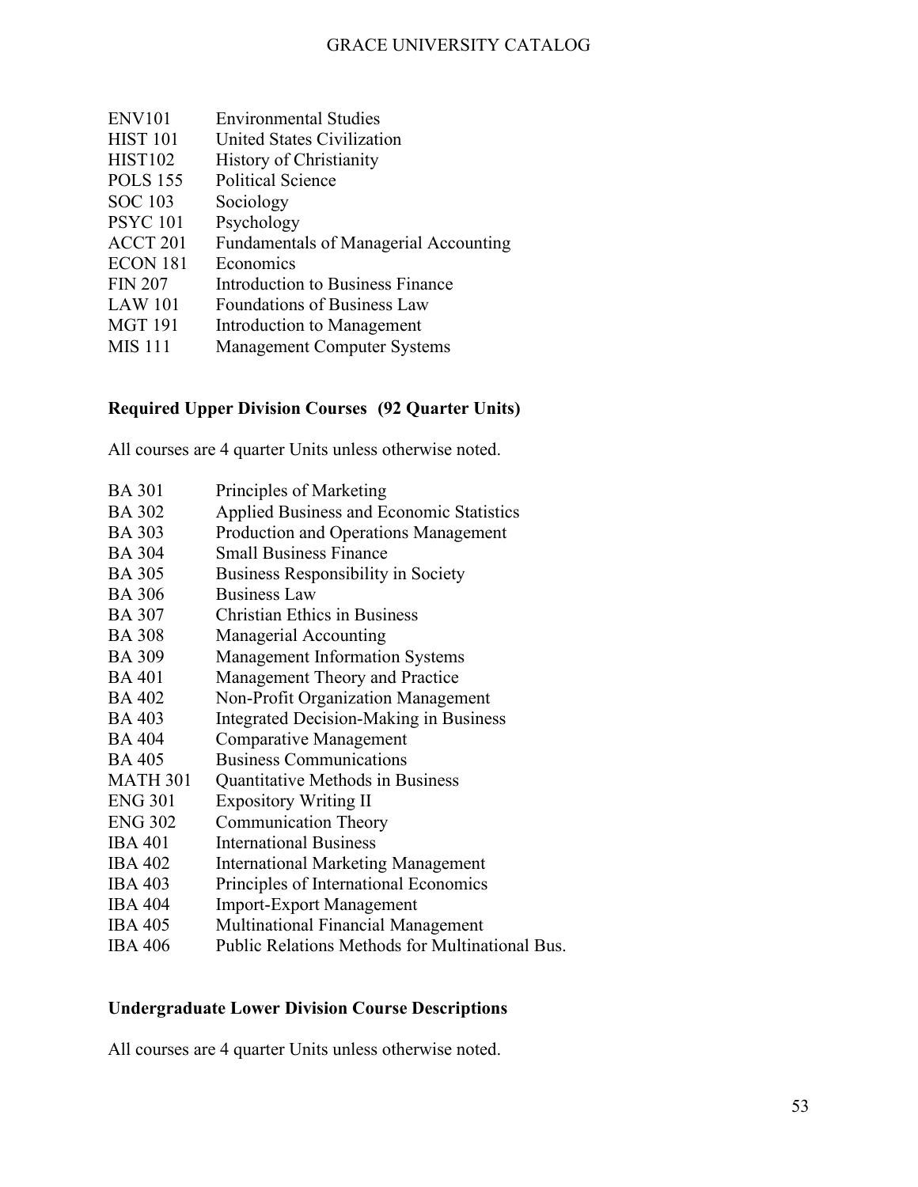ENV101 Environmental Studies
HIST 101 United States Civilization
HIST102 History of Christianity
POLS 155 Political Science
SOC 103 Sociology
PSYC 101 Psychology
ACCT 201 Fundamentals of Managerial Accounting
ECON 181 Economics
FIN 207 Introduction to Business Finance
LAW 101 Foundations of Business Law
MGT 191 Introduction to Management
MIS 111 Management Computer Systems

**Required Upper Division Courses (92 Quarter Units)**

All courses are 4 quarter Units unless otherwise noted.

BA 301 Principles of Marketing
BA 302 Applied Business and Economic Statistics
BA 303 Production and Operations Management
BA 304 Small Business Finance
BA 305 Business Responsibility in Society
BA 306 Business Law
BA 307 Christian Ethics in Business
BA 308 Managerial Accounting
BA 309 Management Information Systems
BA 401 Management Theory and Practice
BA 402 Non-Profit Organization Management
BA 403 Integrated Decision-Making in Business
BA 404 Comparative Management
BA 405 Business Communications
MATH 301 Quantitative Methods in Business
ENG 301 Expository Writing II
ENG 302 Communication Theory
IBA 401 International Business
IBA 402 International Marketing Management
IBA 403 Principles of International Economics
IBA 404 Import-Export Management
IBA 405 Multinational Financial Management
IBA 406 Public Relations Methods for Multinational Bus.

**Undergraduate Lower Division Course Descriptions**

All courses are 4 quarter Units unless otherwise noted.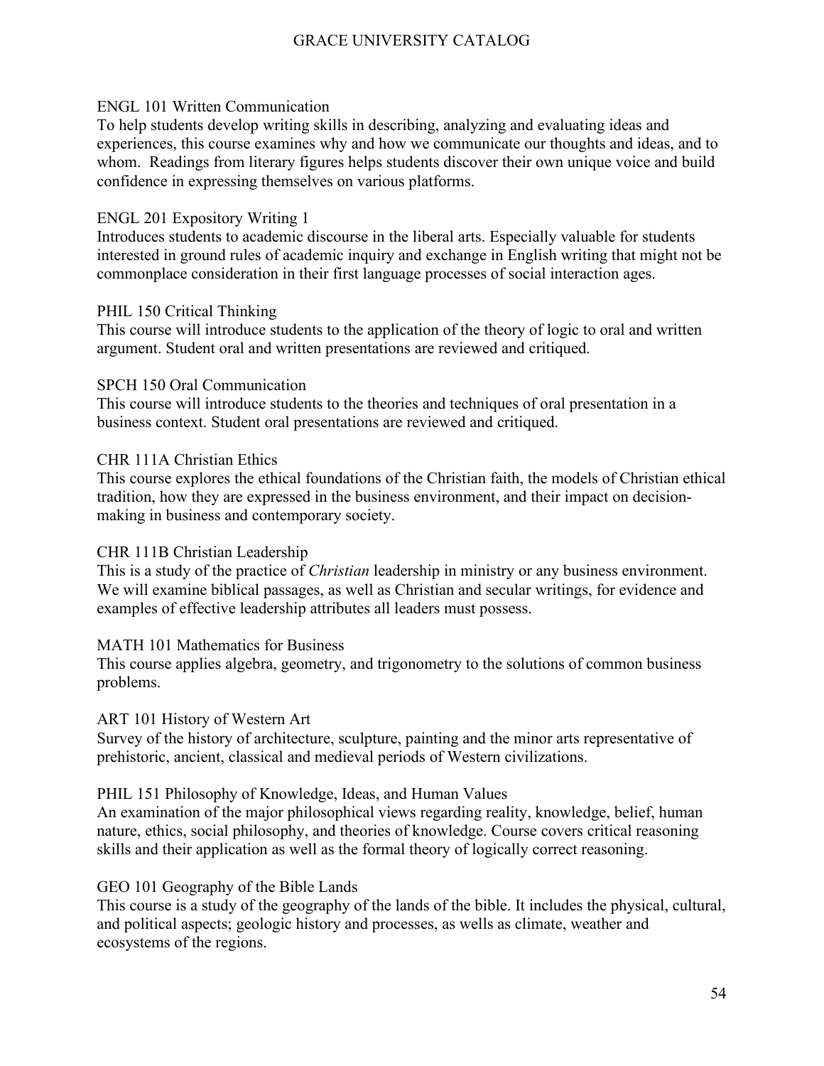ENGL 101 Written Communication

To help students develop writing skills in describing, analyzing and evaluating ideas and experiences, this course examines why and how we communicate our thoughts and ideas, and to whom. Readings from literary figures helps students discover their own unique voice and build confidence in expressing themselves on various platforms.

ENGL 201 Expository Writing 1

Introduces students to academic discourse in the liberal arts. Especially valuable for students interested in ground rules of academic inquiry and exchange in English writing that might not be commonplace consideration in their first language processes of social interaction ages.

PHIL 150 Critical Thinking

This course will introduce students to the application of the theory of logic to oral and written argument. Student oral and written presentations are reviewed and critiqued.

SPCH 150 Oral Communication

This course will introduce students to the theories and techniques of oral presentation in a business context. Student oral presentations are reviewed and critiqued.

CHR 111A Christian Ethics

This course explores the ethical foundations of the Christian faith, the models of Christian ethical tradition, how they are expressed in the business environment, and their impact on decision-making in business and contemporary society.

CHR 111B Christian Leadership

This is a study of the practice of *Christian* leadership in ministry or any business environment. We will examine biblical passages, as well as Christian and secular writings, for evidence and examples of effective leadership attributes all leaders must possess.

MATH 101 Mathematics for Business

This course applies algebra, geometry, and trigonometry to the solutions of common business problems.

ART 101 History of Western Art

Survey of the history of architecture, sculpture, painting and the minor arts representative of prehistoric, ancient, classical and medieval periods of Western civilizations.

PHIL 151 Philosophy of Knowledge, Ideas, and Human Values

An examination of the major philosophical views regarding reality, knowledge, belief, human nature, ethics, social philosophy, and theories of knowledge. Course covers critical reasoning skills and their application as well as the formal theory of logically correct reasoning.

GEO 101 Geography of the Bible Lands

This course is a study of the geography of the lands of the bible. It includes the physical, cultural, and political aspects; geologic history and processes, as wells as climate, weather and ecosystems of the regions.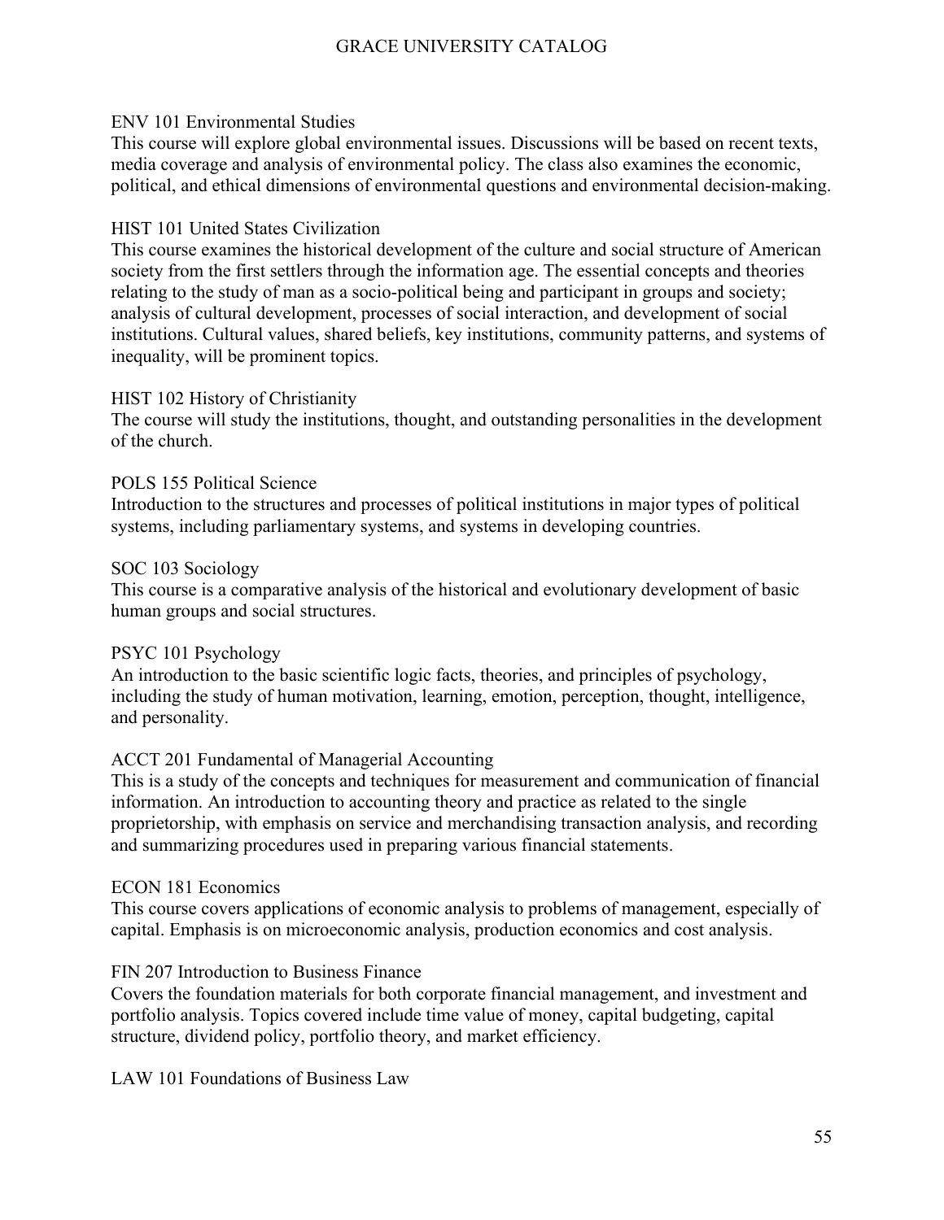### ENV 101 Environmental Studies

This course will explore global environmental issues. Discussions will be based on recent texts, media coverage and analysis of environmental policy. The class also examines the economic, political, and ethical dimensions of environmental questions and environmental decision-making.

### HIST 101 United States Civilization

This course examines the historical development of the culture and social structure of American society from the first settlers through the information age. The essential concepts and theories relating to the study of man as a socio-political being and participant in groups and society; analysis of cultural development, processes of social interaction, and development of social institutions. Cultural values, shared beliefs, key institutions, community patterns, and systems of inequality, will be prominent topics.

### HIST 102 History of Christianity

The course will study the institutions, thought, and outstanding personalities in the development of the church.

### POLS 155 Political Science

Introduction to the structures and processes of political institutions in major types of political systems, including parliamentary systems, and systems in developing countries.

### SOC 103 Sociology

This course is a comparative analysis of the historical and evolutionary development of basic human groups and social structures.

### PSYC 101 Psychology

An introduction to the basic scientific logic facts, theories, and principles of psychology, including the study of human motivation, learning, emotion, perception, thought, intelligence, and personality.

### ACCT 201 Fundamental of Managerial Accounting

This is a study of the concepts and techniques for measurement and communication of financial information. An introduction to accounting theory and practice as related to the single proprietorship, with emphasis on service and merchandising transaction analysis, and recording and summarizing procedures used in preparing various financial statements.

### ECON 181 Economics

This course covers applications of economic analysis to problems of management, especially of capital. Emphasis is on microeconomic analysis, production economics and cost analysis.

### FIN 207 Introduction to Business Finance

Covers the foundation materials for both corporate financial management, and investment and portfolio analysis. Topics covered include time value of money, capital budgeting, capital structure, dividend policy, portfolio theory, and market efficiency.

### LAW 101 Foundations of Business Law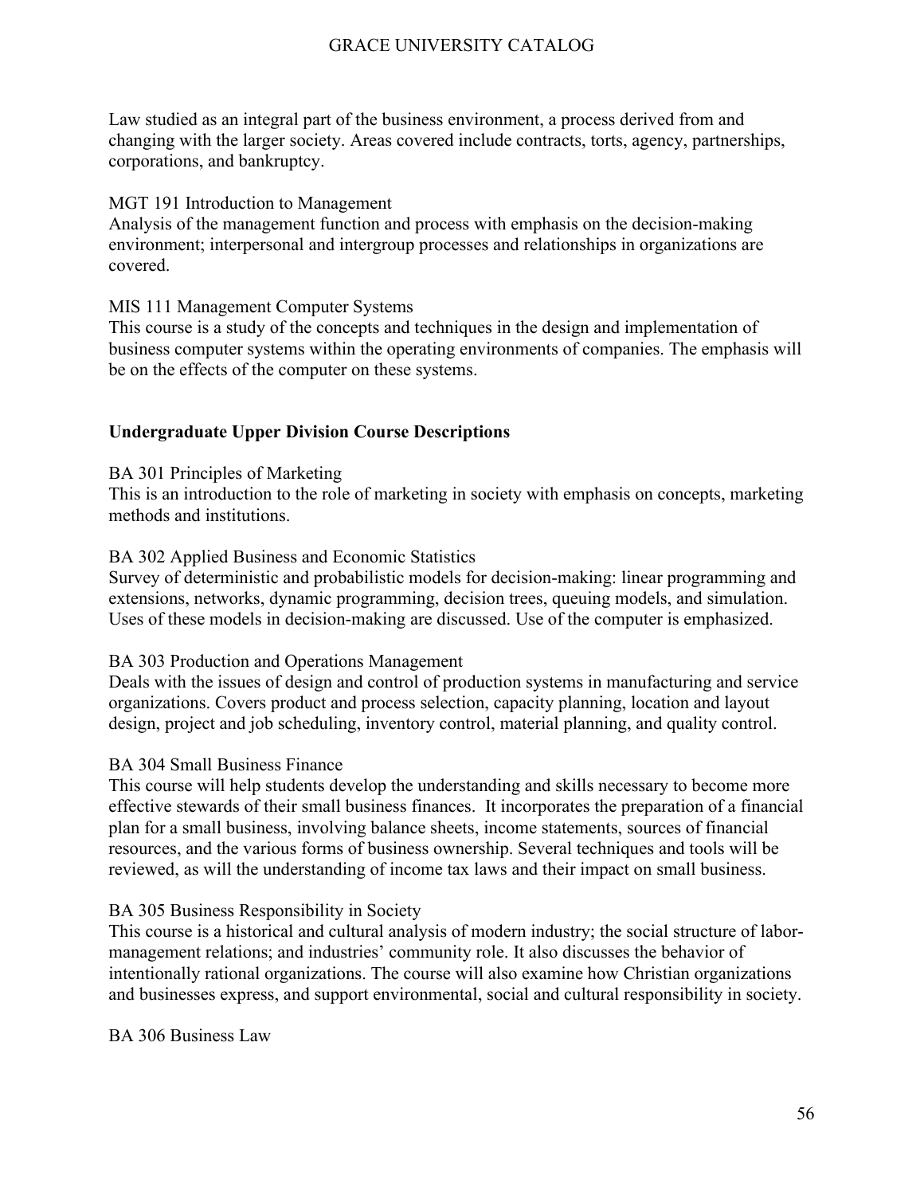Law studied as an integral part of the business environment, a process derived from and changing with the larger society. Areas covered include contracts, torts, agency, partnerships, corporations, and bankruptcy.

MGT 191 Introduction to Management
Analysis of the management function and process with emphasis on the decision-making environment; interpersonal and intergroup processes and relationships in organizations are covered.

MIS 111 Management Computer Systems
This course is a study of the concepts and techniques in the design and implementation of business computer systems within the operating environments of companies. The emphasis will be on the effects of the computer on these systems.

**Undergraduate Upper Division Course Descriptions**

BA 301 Principles of Marketing
This is an introduction to the role of marketing in society with emphasis on concepts, marketing methods and institutions.

BA 302 Applied Business and Economic Statistics
Survey of deterministic and probabilistic models for decision-making: linear programming and extensions, networks, dynamic programming, decision trees, queuing models, and simulation. Uses of these models in decision-making are discussed. Use of the computer is emphasized.

BA 303 Production and Operations Management
Deals with the issues of design and control of production systems in manufacturing and service organizations. Covers product and process selection, capacity planning, location and layout design, project and job scheduling, inventory control, material planning, and quality control.

BA 304 Small Business Finance
This course will help students develop the understanding and skills necessary to become more effective stewards of their small business finances. It incorporates the preparation of a financial plan for a small business, involving balance sheets, income statements, sources of financial resources, and the various forms of business ownership. Several techniques and tools will be reviewed, as will the understanding of income tax laws and their impact on small business.

BA 305 Business Responsibility in Society
This course is a historical and cultural analysis of modern industry; the social structure of labor-management relations; and industries' community role. It also discusses the behavior of intentionally rational organizations. The course will also examine how Christian organizations and businesses express, and support environmental, social and cultural responsibility in society.

BA 306 Business Law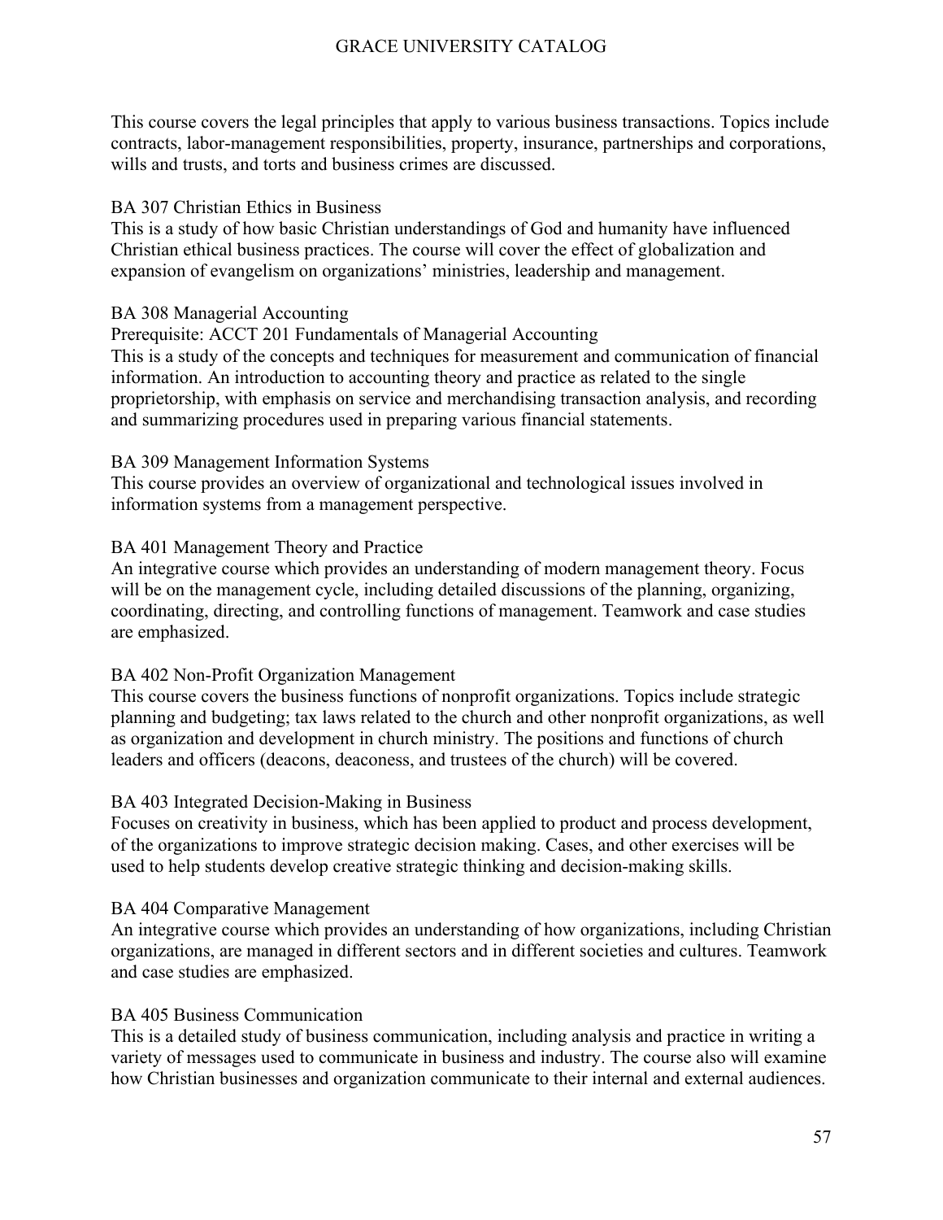This course covers the legal principles that apply to various business transactions. Topics include contracts, labor-management responsibilities, property, insurance, partnerships and corporations, wills and trusts, and torts and business crimes are discussed.

BA 307 Christian Ethics in Business
This is a study of how basic Christian understandings of God and humanity have influenced Christian ethical business practices. The course will cover the effect of globalization and expansion of evangelism on organizations' ministries, leadership and management.

BA 308 Managerial Accounting
Prerequisite: ACCT 201 Fundamentals of Managerial Accounting
This is a study of the concepts and techniques for measurement and communication of financial information. An introduction to accounting theory and practice as related to the single proprietorship, with emphasis on service and merchandising transaction analysis, and recording and summarizing procedures used in preparing various financial statements.

BA 309 Management Information Systems
This course provides an overview of organizational and technological issues involved in information systems from a management perspective.

BA 401 Management Theory and Practice
An integrative course which provides an understanding of modern management theory. Focus will be on the management cycle, including detailed discussions of the planning, organizing, coordinating, directing, and controlling functions of management. Teamwork and case studies are emphasized.

BA 402 Non-Profit Organization Management
This course covers the business functions of nonprofit organizations. Topics include strategic planning and budgeting; tax laws related to the church and other nonprofit organizations, as well as organization and development in church ministry. The positions and functions of church leaders and officers (deacons, deaconess, and trustees of the church) will be covered.

BA 403 Integrated Decision-Making in Business
Focuses on creativity in business, which has been applied to product and process development, of the organizations to improve strategic decision making. Cases, and other exercises will be used to help students develop creative strategic thinking and decision-making skills.

BA 404 Comparative Management
An integrative course which provides an understanding of how organizations, including Christian organizations, are managed in different sectors and in different societies and cultures. Teamwork and case studies are emphasized.

BA 405 Business Communication
This is a detailed study of business communication, including analysis and practice in writing a variety of messages used to communicate in business and industry. The course also will examine how Christian businesses and organization communicate to their internal and external audiences.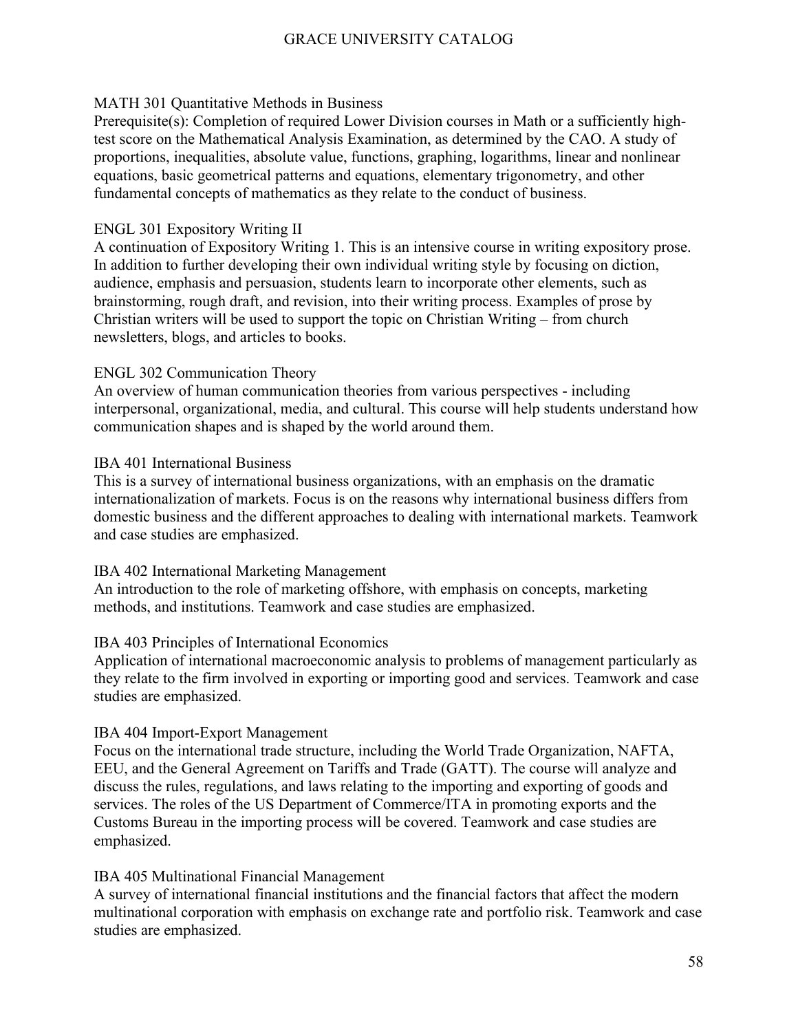### MATH 301 Quantitative Methods in Business

Prerequisite(s): Completion of required Lower Division courses in Math or a sufficiently high-test score on the Mathematical Analysis Examination, as determined by the CAO. A study of proportions, inequalities, absolute value, functions, graphing, logarithms, linear and nonlinear equations, basic geometrical patterns and equations, elementary trigonometry, and other fundamental concepts of mathematics as they relate to the conduct of business.

### ENGL 301 Expository Writing II

A continuation of Expository Writing 1. This is an intensive course in writing expository prose. In addition to further developing their own individual writing style by focusing on diction, audience, emphasis and persuasion, students learn to incorporate other elements, such as brainstorming, rough draft, and revision, into their writing process. Examples of prose by Christian writers will be used to support the topic on Christian Writing – from church newsletters, blogs, and articles to books.

### ENGL 302 Communication Theory

An overview of human communication theories from various perspectives - including interpersonal, organizational, media, and cultural. This course will help students understand how communication shapes and is shaped by the world around them.

### IBA 401 International Business

This is a survey of international business organizations, with an emphasis on the dramatic internationalization of markets. Focus is on the reasons why international business differs from domestic business and the different approaches to dealing with international markets. Teamwork and case studies are emphasized.

### IBA 402 International Marketing Management

An introduction to the role of marketing offshore, with emphasis on concepts, marketing methods, and institutions. Teamwork and case studies are emphasized.

### IBA 403 Principles of International Economics

Application of international macroeconomic analysis to problems of management particularly as they relate to the firm involved in exporting or importing good and services. Teamwork and case studies are emphasized.

### IBA 404 Import-Export Management

Focus on the international trade structure, including the World Trade Organization, NAFTA, EEU, and the General Agreement on Tariffs and Trade (GATT). The course will analyze and discuss the rules, regulations, and laws relating to the importing and exporting of goods and services. The roles of the US Department of Commerce/ITA in promoting exports and the Customs Bureau in the importing process will be covered. Teamwork and case studies are emphasized.

### IBA 405 Multinational Financial Management

A survey of international financial institutions and the financial factors that affect the modern multinational corporation with emphasis on exchange rate and portfolio risk. Teamwork and case studies are emphasized.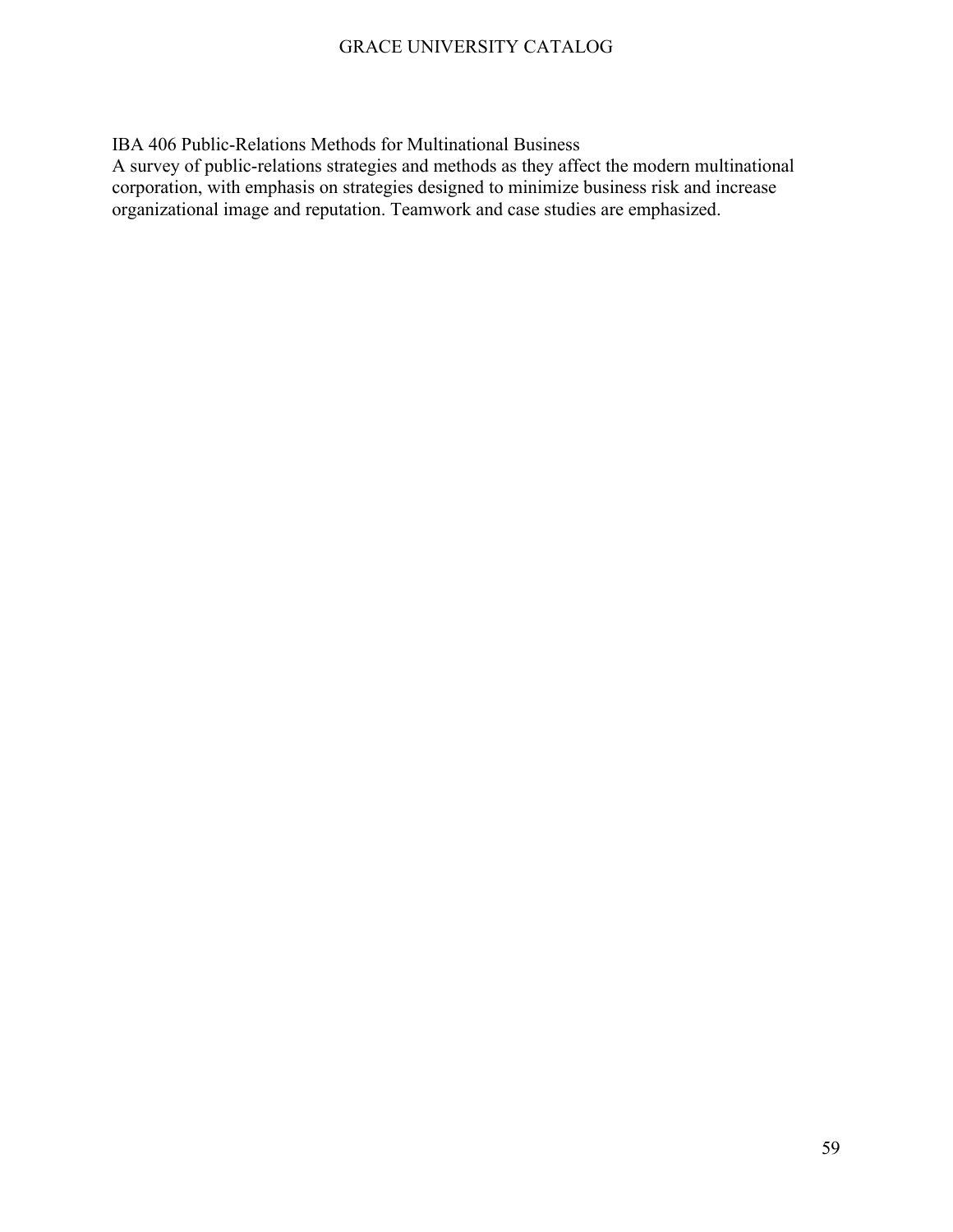IBA 406 Public-Relations Methods for Multinational Business
A survey of public-relations strategies and methods as they affect the modern multinational corporation, with emphasis on strategies designed to minimize business risk and increase organizational image and reputation. Teamwork and case studies are emphasized.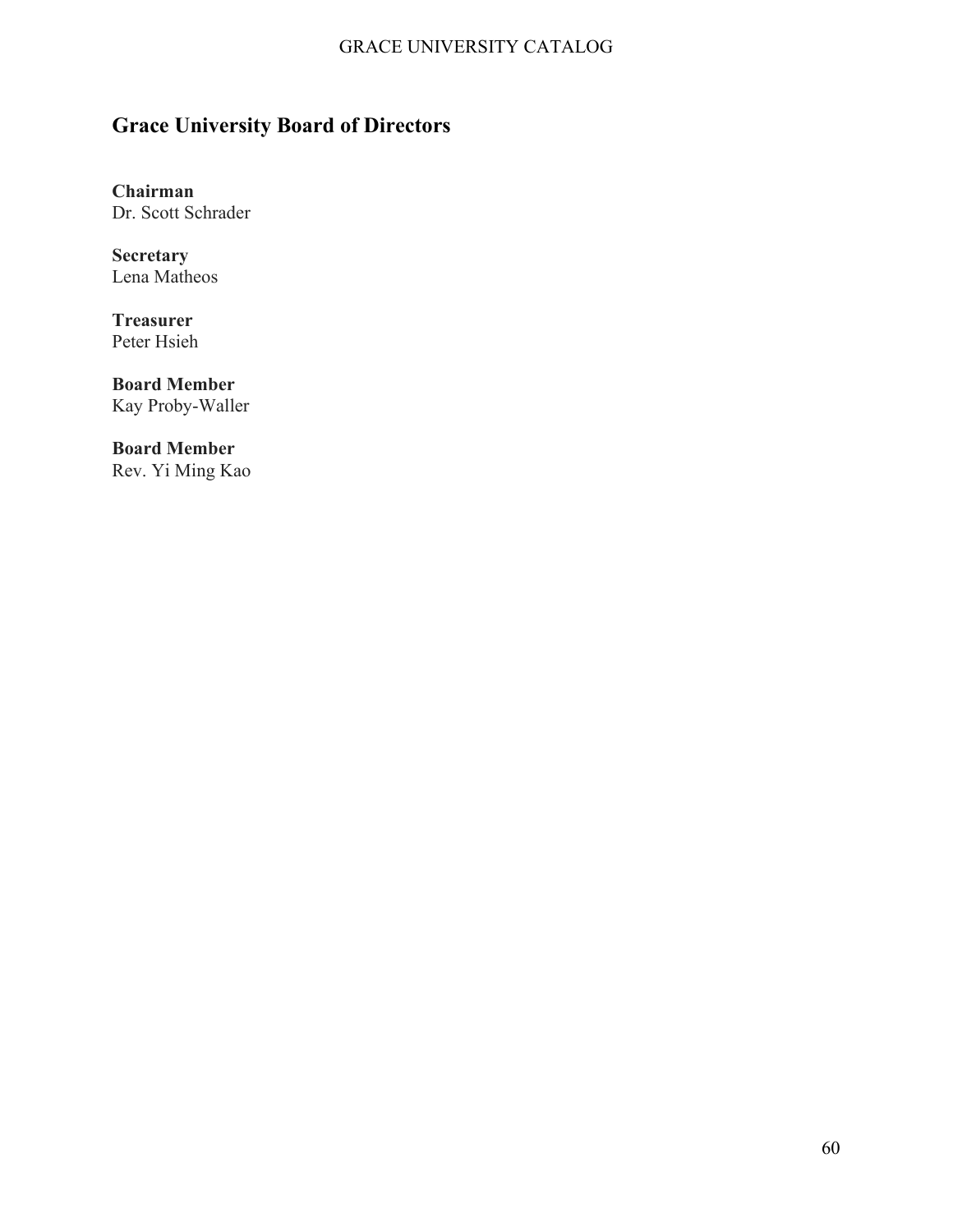## Grace University Board of Directors

**Chairman**
Dr. Scott Schrader

**Secretary**
Lena Matheos

**Treasurer**
Peter Hsieh

**Board Member**
Kay Proby-Waller

**Board Member**
Rev. Yi Ming Kao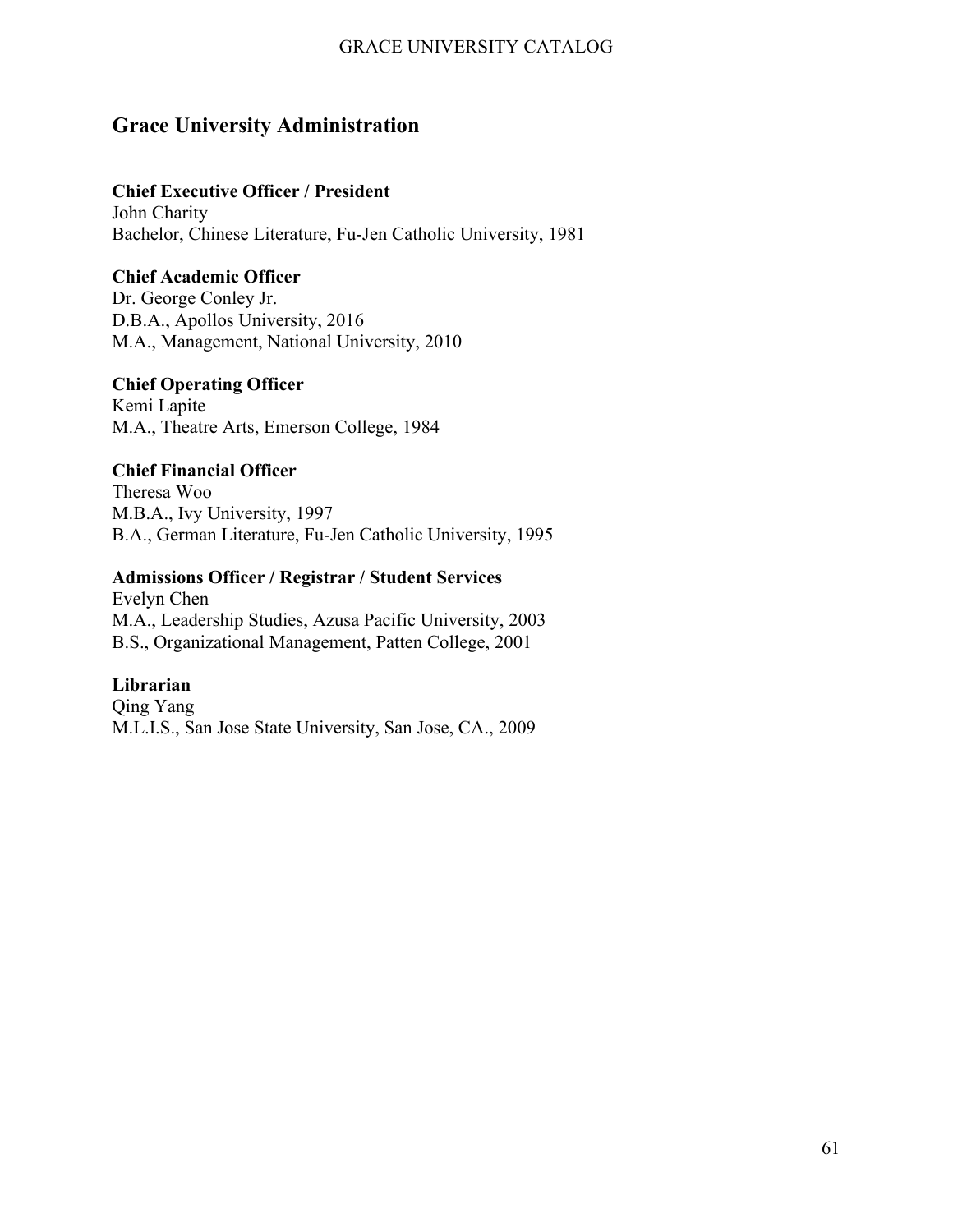## Grace University Administration

**Chief Executive Officer / President**
John Charity
Bachelor, Chinese Literature, Fu-Jen Catholic University, 1981

**Chief Academic Officer**
Dr. George Conley Jr.
D.B.A., Apollos University, 2016
M.A., Management, National University, 2010

**Chief Operating Officer**
Kemi Lapite
M.A., Theatre Arts, Emerson College, 1984

**Chief Financial Officer**
Theresa Woo
M.B.A., Ivy University, 1997
B.A., German Literature, Fu-Jen Catholic University, 1995

**Admissions Officer / Registrar / Student Services**
Evelyn Chen
M.A., Leadership Studies, Azusa Pacific University, 2003
B.S., Organizational Management, Patten College, 2001

**Librarian**
Qing Yang
M.L.I.S., San Jose State University, San Jose, CA., 2009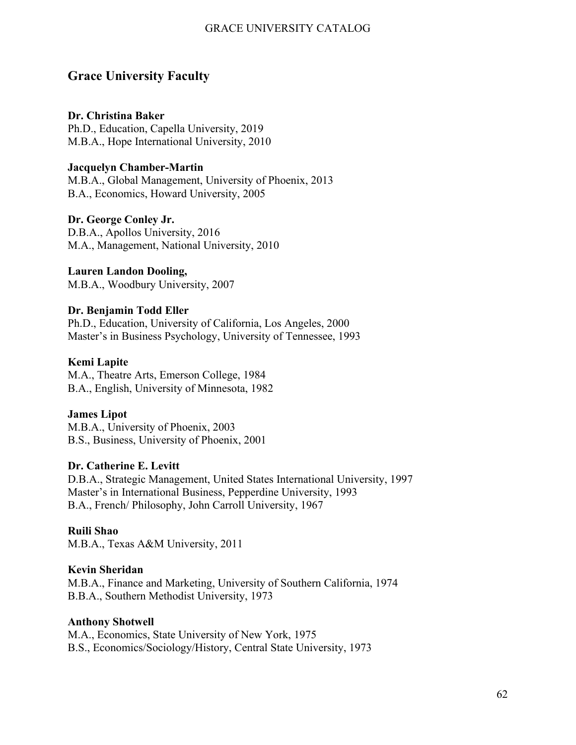## Grace University Faculty

**Dr. Christina Baker**
Ph.D., Education, Capella University, 2019
M.B.A., Hope International University, 2010

**Jacquelyn Chamber-Martin**
M.B.A., Global Management, University of Phoenix, 2013
B.A., Economics, Howard University, 2005

**Dr. George Conley Jr.**
D.B.A., Apollos University, 2016
M.A., Management, National University, 2010

**Lauren Landon Dooling,**
M.B.A., Woodbury University, 2007

**Dr. Benjamin Todd Eller**
Ph.D., Education, University of California, Los Angeles, 2000
Master's in Business Psychology, University of Tennessee, 1993

**Kemi Lapite**
M.A., Theatre Arts, Emerson College, 1984
B.A., English, University of Minnesota, 1982

**James Lipot**
M.B.A., University of Phoenix, 2003
B.S., Business, University of Phoenix, 2001

**Dr. Catherine E. Levitt**
D.B.A., Strategic Management, United States International University, 1997
Master's in International Business, Pepperdine University, 1993
B.A., French/ Philosophy, John Carroll University, 1967

**Ruili Shao**
M.B.A., Texas A&M University, 2011

**Kevin Sheridan**
M.B.A., Finance and Marketing, University of Southern California, 1974
B.B.A., Southern Methodist University, 1973

**Anthony Shotwell**
M.A., Economics, State University of New York, 1975
B.S., Economics/Sociology/History, Central State University, 1973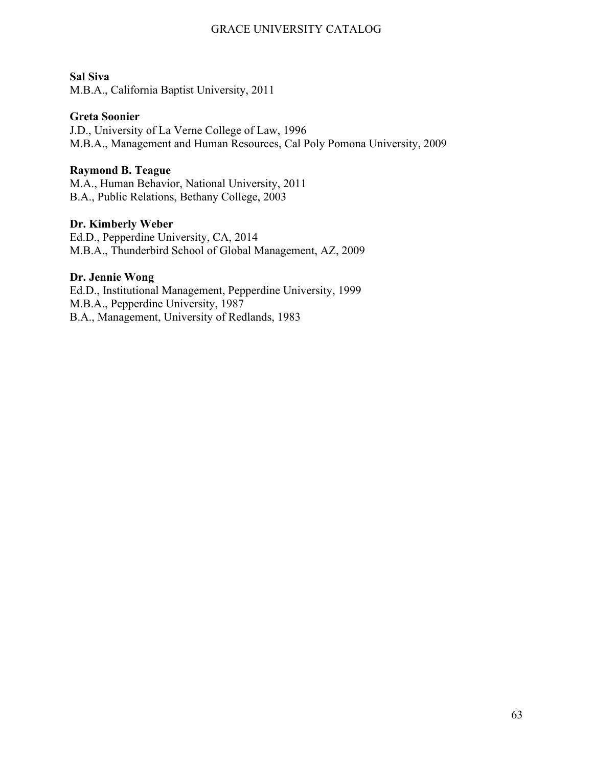**Sal Siva**
M.B.A., California Baptist University, 2011

**Greta Soonier**
J.D., University of La Verne College of Law, 1996
M.B.A., Management and Human Resources, Cal Poly Pomona University, 2009

**Raymond B. Teague**
M.A., Human Behavior, National University, 2011
B.A., Public Relations, Bethany College, 2003

**Dr. Kimberly Weber**
Ed.D., Pepperdine University, CA, 2014
M.B.A., Thunderbird School of Global Management, AZ, 2009

**Dr. Jennie Wong**
Ed.D., Institutional Management, Pepperdine University, 1999
M.B.A., Pepperdine University, 1987
B.A., Management, University of Redlands, 1983